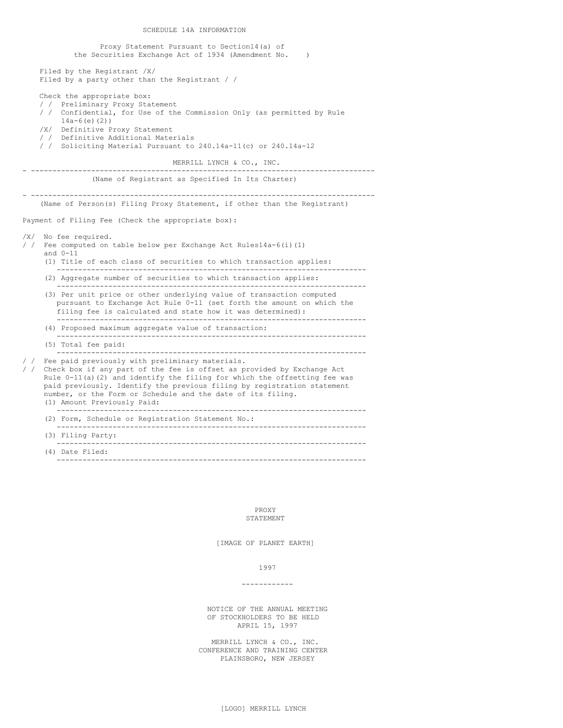SCHEDULE 14A INFORMATION

Proxy Statement Pursuant to Section14(a) of the Securities Exchange Act of 1934 (Amendment No. )

Filed by the Registrant /X/
Filed by a party other than the Registrant / /

Check the appropriate box:

/ / Preliminary Proxy Statement
/ / Confidential, for Use of the Commission Only (as permitted by Rule 14a-6(e)(2))
/X/ Definitive Proxy Statement
/ / Definitive Additional Materials
/ / Soliciting Material Pursuant to 240.14a-11(c) or 240.14a-12

MERRILL LYNCH & CO., INC.

---

(Name of Registrant as Specified In Its Charter)

---

(Name of Person(s) Filing Proxy Statement, if other than the Registrant)

Payment of Filing Fee (Check the appropriate box):

/X/ No fee required.
/ / Fee computed on table below per Exchange Act Rules14a-6(i)(1) and 0-11

(1) Title of each class of securities to which transaction applies:

---

(2) Aggregate number of securities to which transaction applies:

---

(3) Per unit price or other underlying value of transaction computed pursuant to Exchange Act Rule 0-11 (set forth the amount on which the filing fee is calculated and state how it was determined):

---

(4) Proposed maximum aggregate value of transaction:

---

(5) Total fee paid:

---

/ / Fee paid previously with preliminary materials.
/ / Check box if any part of the fee is offset as provided by Exchange Act Rule 0-11(a)(2) and identify the filing for which the offsetting fee was paid previously. Identify the previous filing by registration statement number, or the Form or Schedule and the date of its filing.

(1) Amount Previously Paid:

---

(2) Form, Schedule or Registration Statement No.:

---

(3) Filing Party:

---

(4) Date Filed:

---

PROXY
STATEMENT

[IMAGE OF PLANET EARTH]

1997

---

NOTICE OF THE ANNUAL MEETING
OF STOCKHOLDERS TO BE HELD
APRIL 15, 1997

MERRILL LYNCH & CO., INC.
CONFERENCE AND TRAINING CENTER
PLAINSBORO, NEW JERSEY

[LOGO] MERRILL LYNCH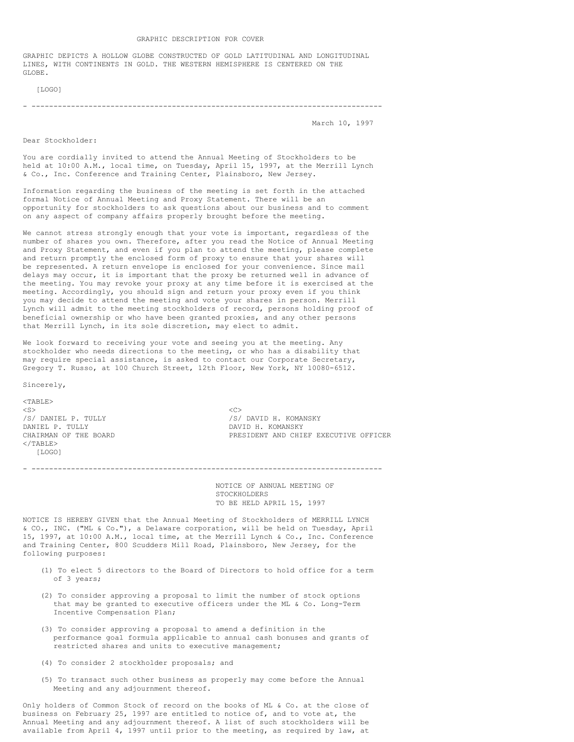GRAPHIC DESCRIPTION FOR COVER

GRAPHIC DEPICTS A HOLLOW GLOBE CONSTRUCTED OF GOLD LATITUDINAL AND LONGITUDINAL LINES, WITH CONTINENTS IN GOLD. THE WESTERN HEMISPHERE IS CENTERED ON THE GLOBE.

[LOGO]

---

March 10, 1997

Dear Stockholder:

You are cordially invited to attend the Annual Meeting of Stockholders to be held at 10:00 A.M., local time, on Tuesday, April 15, 1997, at the Merrill Lynch & Co., Inc. Conference and Training Center, Plainsboro, New Jersey.

Information regarding the business of the meeting is set forth in the attached formal Notice of Annual Meeting and Proxy Statement. There will be an opportunity for stockholders to ask questions about our business and to comment on any aspect of company affairs properly brought before the meeting.

We cannot stress strongly enough that your vote is important, regardless of the number of shares you own. Therefore, after you read the Notice of Annual Meeting and Proxy Statement, and even if you plan to attend the meeting, please complete and return promptly the enclosed form of proxy to ensure that your shares will be represented. A return envelope is enclosed for your convenience. Since mail delays may occur, it is important that the proxy be returned well in advance of the meeting. You may revoke your proxy at any time before it is exercised at the meeting. Accordingly, you should sign and return your proxy even if you think you may decide to attend the meeting and vote your shares in person. Merrill Lynch will admit to the meeting stockholders of record, persons holding proof of beneficial ownership or who have been granted proxies, and any other persons that Merrill Lynch, in its sole discretion, may elect to admit.

We look forward to receiving your vote and seeing you at the meeting. Any stockholder who needs directions to the meeting, or who has a disability that may require special assistance, is asked to contact our Corporate Secretary, Gregory T. Russo, at 100 Church Street, 12th Floor, New York, NY 10080-6512.

Sincerely,

| | |
|---|---|
| /S/ DANIEL P. TULLY | /S/ DAVID H. KOMANSKY |
| DANIEL P. TULLY | DAVID H. KOMANSKY |
| CHAIRMAN OF THE BOARD | PRESIDENT AND CHIEF EXECUTIVE OFFICER |

[LOGO]

---

## NOTICE OF ANNUAL MEETING OF STOCKHOLDERS TO BE HELD APRIL 15, 1997

NOTICE IS HEREBY GIVEN that the Annual Meeting of Stockholders of MERRILL LYNCH & CO., INC. ("ML & Co."), a Delaware corporation, will be held on Tuesday, April 15, 1997, at 10:00 A.M., local time, at the Merrill Lynch & Co., Inc. Conference and Training Center, 800 Scudders Mill Road, Plainsboro, New Jersey, for the following purposes:

(1) To elect 5 directors to the Board of Directors to hold office for a term of 3 years;

(2) To consider approving a proposal to limit the number of stock options that may be granted to executive officers under the ML & Co. Long-Term Incentive Compensation Plan;

(3) To consider approving a proposal to amend a definition in the performance goal formula applicable to annual cash bonuses and grants of restricted shares and units to executive management;

(4) To consider 2 stockholder proposals; and

(5) To transact such other business as properly may come before the Annual Meeting and any adjournment thereof.

Only holders of Common Stock of record on the books of ML & Co. at the close of business on February 25, 1997 are entitled to notice of, and to vote at, the Annual Meeting and any adjournment thereof. A list of such stockholders will be available from April 4, 1997 until prior to the meeting, as required by law, at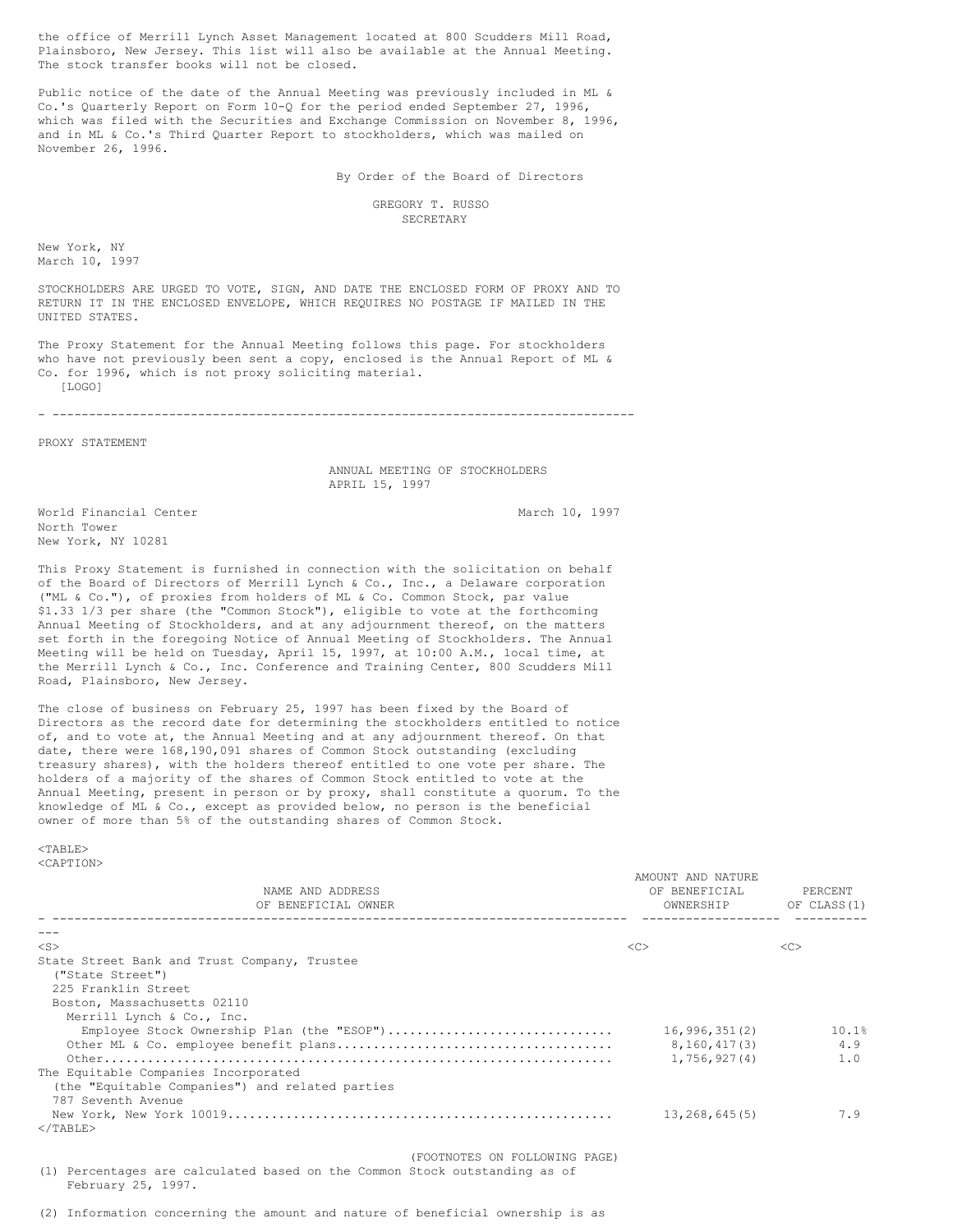the office of Merrill Lynch Asset Management located at 800 Scudders Mill Road, Plainsboro, New Jersey. This list will also be available at the Annual Meeting. The stock transfer books will not be closed.

Public notice of the date of the Annual Meeting was previously included in ML & Co.'s Quarterly Report on Form 10-Q for the period ended September 27, 1996, which was filed with the Securities and Exchange Commission on November 8, 1996, and in ML & Co.'s Third Quarter Report to stockholders, which was mailed on November 26, 1996.

By Order of the Board of Directors

GREGORY T. RUSSO
SECRETARY

New York, NY
March 10, 1997

STOCKHOLDERS ARE URGED TO VOTE, SIGN, AND DATE THE ENCLOSED FORM OF PROXY AND TO RETURN IT IN THE ENCLOSED ENVELOPE, WHICH REQUIRES NO POSTAGE IF MAILED IN THE UNITED STATES.

The Proxy Statement for the Annual Meeting follows this page. For stockholders who have not previously been sent a copy, enclosed is the Annual Report of ML & Co. for 1996, which is not proxy soliciting material.

[LOGO]

---

PROXY STATEMENT

ANNUAL MEETING OF STOCKHOLDERS
APRIL 15, 1997

World Financial Center
North Tower
New York, NY 10281

March 10, 1997

This Proxy Statement is furnished in connection with the solicitation on behalf of the Board of Directors of Merrill Lynch & Co., Inc., a Delaware corporation ("ML & Co."), of proxies from holders of ML & Co. Common Stock, par value $1.33 1/3 per share (the "Common Stock"), eligible to vote at the forthcoming Annual Meeting of Stockholders, and at any adjournment thereof, on the matters set forth in the foregoing Notice of Annual Meeting of Stockholders. The Annual Meeting will be held on Tuesday, April 15, 1997, at 10:00 A.M., local time, at the Merrill Lynch & Co., Inc. Conference and Training Center, 800 Scudders Mill Road, Plainsboro, New Jersey.

The close of business on February 25, 1997 has been fixed by the Board of Directors as the record date for determining the stockholders entitled to notice of, and to vote at, the Annual Meeting and at any adjournment thereof. On that date, there were 168,190,091 shares of Common Stock outstanding (excluding treasury shares), with the holders thereof entitled to one vote per share. The holders of a majority of the shares of Common Stock entitled to vote at the Annual Meeting, present in person or by proxy, shall constitute a quorum. To the knowledge of ML & Co., except as provided below, no person is the beneficial owner of more than 5% of the outstanding shares of Common Stock.

| NAME AND ADDRESS OF BENEFICIAL OWNER | AMOUNT AND NATURE OF BENEFICIAL OWNERSHIP | PERCENT OF CLASS(1) |
|---|---|---|
| State Street Bank and Trust Company, Trustee ("State Street") 225 Franklin Street Boston, Massachusetts 02110 | | |
| Merrill Lynch & Co., Inc. Employee Stock Ownership Plan (the "ESOP") | 16,996,351(2) | 10.1% |
| Other ML & Co. employee benefit plans | 8,160,417(3) | 4.9 |
| Other | 1,756,927(4) | 1.0 |
| The Equitable Companies Incorporated (the "Equitable Companies") and related parties 787 Seventh Avenue New York, New York 10019 | 13,268,645(5) | 7.9 |

(FOOTNOTES ON FOLLOWING PAGE)

(1) Percentages are calculated based on the Common Stock outstanding as of February 25, 1997.

(2) Information concerning the amount and nature of beneficial ownership is as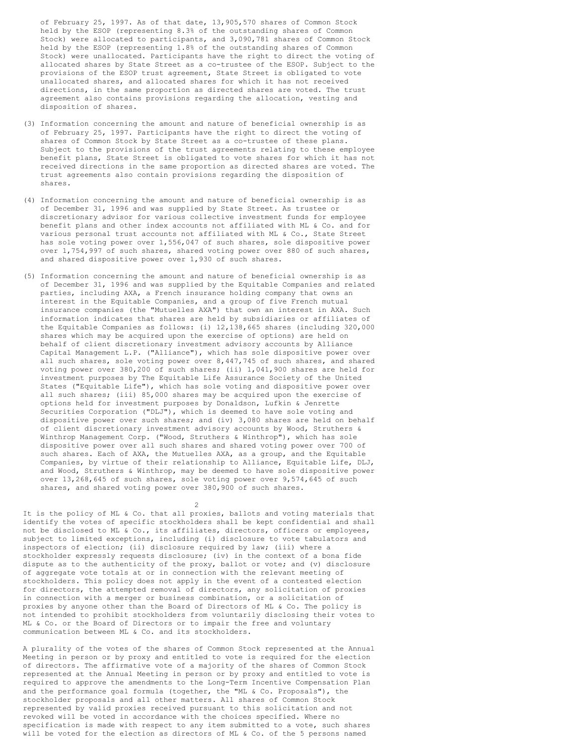of February 25, 1997. As of that date, 13,905,570 shares of Common Stock held by the ESOP (representing 8.3% of the outstanding shares of Common Stock) were allocated to participants, and 3,090,781 shares of Common Stock held by the ESOP (representing 1.8% of the outstanding shares of Common Stock) were unallocated. Participants have the right to direct the voting of allocated shares by State Street as a co-trustee of the ESOP. Subject to the provisions of the ESOP trust agreement, State Street is obligated to vote unallocated shares, and allocated shares for which it has not received directions, in the same proportion as directed shares are voted. The trust agreement also contains provisions regarding the allocation, vesting and disposition of shares.

(3) Information concerning the amount and nature of beneficial ownership is as of February 25, 1997. Participants have the right to direct the voting of shares of Common Stock by State Street as a co-trustee of these plans. Subject to the provisions of the trust agreements relating to these employee benefit plans, State Street is obligated to vote shares for which it has not received directions in the same proportion as directed shares are voted. The trust agreements also contain provisions regarding the disposition of shares.

(4) Information concerning the amount and nature of beneficial ownership is as of December 31, 1996 and was supplied by State Street. As trustee or discretionary advisor for various collective investment funds for employee benefit plans and other index accounts not affiliated with ML & Co. and for various personal trust accounts not affiliated with ML & Co., State Street has sole voting power over 1,556,047 of such shares, sole dispositive power over 1,754,997 of such shares, shared voting power over 880 of such shares, and shared dispositive power over 1,930 of such shares.

(5) Information concerning the amount and nature of beneficial ownership is as of December 31, 1996 and was supplied by the Equitable Companies and related parties, including AXA, a French insurance holding company that owns an interest in the Equitable Companies, and a group of five French mutual insurance companies (the "Mutuelles AXA") that own an interest in AXA. Such information indicates that shares are held by subsidiaries or affiliates of the Equitable Companies as follows: (i) 12,138,665 shares (including 320,000 shares which may be acquired upon the exercise of options) are held on behalf of client discretionary investment advisory accounts by Alliance Capital Management L.P. ("Alliance"), which has sole dispositive power over all such shares, sole voting power over 8,447,745 of such shares, and shared voting power over 380,200 of such shares; (ii) 1,041,900 shares are held for investment purposes by The Equitable Life Assurance Society of the United States ("Equitable Life"), which has sole voting and dispositive power over all such shares; (iii) 85,000 shares may be acquired upon the exercise of options held for investment purposes by Donaldson, Lufkin & Jenrette Securities Corporation ("DLJ"), which is deemed to have sole voting and dispositive power over such shares; and (iv) 3,080 shares are held on behalf of client discretionary investment advisory accounts by Wood, Struthers & Winthrop Management Corp. ("Wood, Struthers & Winthrop"), which has sole dispositive power over all such shares and shared voting power over 700 of such shares. Each of AXA, the Mutuelles AXA, as a group, and the Equitable Companies, by virtue of their relationship to Alliance, Equitable Life, DLJ, and Wood, Struthers & Winthrop, may be deemed to have sole dispositive power over 13,268,645 of such shares, sole voting power over 9,574,645 of such shares, and shared voting power over 380,900 of such shares.

It is the policy of ML & Co. that all proxies, ballots and voting materials that identify the votes of specific stockholders shall be kept confidential and shall not be disclosed to ML & Co., its affiliates, directors, officers or employees, subject to limited exceptions, including (i) disclosure to vote tabulators and inspectors of election; (ii) disclosure required by law; (iii) where a stockholder expressly requests disclosure; (iv) in the context of a bona fide dispute as to the authenticity of the proxy, ballot or vote; and (v) disclosure of aggregate vote totals at or in connection with the relevant meeting of stockholders. This policy does not apply in the event of a contested election for directors, the attempted removal of directors, any solicitation of proxies in connection with a merger or business combination, or a solicitation of proxies by anyone other than the Board of Directors of ML & Co. The policy is not intended to prohibit stockholders from voluntarily disclosing their votes to ML & Co. or the Board of Directors or to impair the free and voluntary communication between ML & Co. and its stockholders.

A plurality of the votes of the shares of Common Stock represented at the Annual Meeting in person or by proxy and entitled to vote is required for the election of directors. The affirmative vote of a majority of the shares of Common Stock represented at the Annual Meeting in person or by proxy and entitled to vote is required to approve the amendments to the Long-Term Incentive Compensation Plan and the performance goal formula (together, the "ML & Co. Proposals"), the stockholder proposals and all other matters. All shares of Common Stock represented by valid proxies received pursuant to this solicitation and not revoked will be voted in accordance with the choices specified. Where no specification is made with respect to any item submitted to a vote, such shares will be voted for the election as directors of ML & Co. of the 5 persons named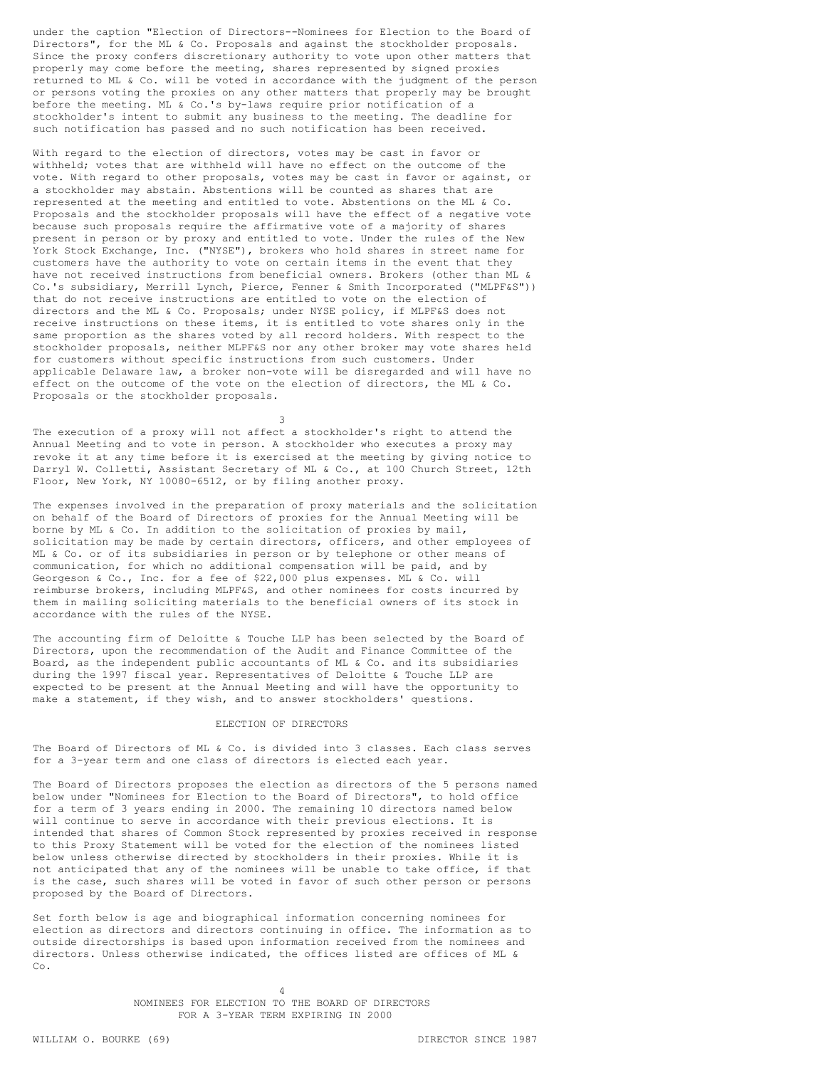under the caption "Election of Directors--Nominees for Election to the Board of Directors", for the ML & Co. Proposals and against the stockholder proposals. Since the proxy confers discretionary authority to vote upon other matters that properly may come before the meeting, shares represented by signed proxies returned to ML & Co. will be voted in accordance with the judgment of the person or persons voting the proxies on any other matters that properly may be brought before the meeting. ML & Co.'s by-laws require prior notification of a stockholder's intent to submit any business to the meeting. The deadline for such notification has passed and no such notification has been received.

With regard to the election of directors, votes may be cast in favor or withheld; votes that are withheld will have no effect on the outcome of the vote. With regard to other proposals, votes may be cast in favor or against, or a stockholder may abstain. Abstentions will be counted as shares that are represented at the meeting and entitled to vote. Abstentions on the ML & Co. Proposals and the stockholder proposals will have the effect of a negative vote because such proposals require the affirmative vote of a majority of shares present in person or by proxy and entitled to vote. Under the rules of the New York Stock Exchange, Inc. ("NYSE"), brokers who hold shares in street name for customers have the authority to vote on certain items in the event that they have not received instructions from beneficial owners. Brokers (other than ML & Co.'s subsidiary, Merrill Lynch, Pierce, Fenner & Smith Incorporated ("MLPF&S")) that do not receive instructions are entitled to vote on the election of directors and the ML & Co. Proposals; under NYSE policy, if MLPF&S does not receive instructions on these items, it is entitled to vote shares only in the same proportion as the shares voted by all record holders. With respect to the stockholder proposals, neither MLPF&S nor any other broker may vote shares held for customers without specific instructions from such customers. Under applicable Delaware law, a broker non-vote will be disregarded and will have no effect on the outcome of the vote on the election of directors, the ML & Co. Proposals or the stockholder proposals.

The execution of a proxy will not affect a stockholder's right to attend the Annual Meeting and to vote in person. A stockholder who executes a proxy may revoke it at any time before it is exercised at the meeting by giving notice to Darryl W. Colletti, Assistant Secretary of ML & Co., at 100 Church Street, 12th Floor, New York, NY 10080-6512, or by filing another proxy.

The expenses involved in the preparation of proxy materials and the solicitation on behalf of the Board of Directors of proxies for the Annual Meeting will be borne by ML & Co. In addition to the solicitation of proxies by mail, solicitation may be made by certain directors, officers, and other employees of ML & Co. or of its subsidiaries in person or by telephone or other means of communication, for which no additional compensation will be paid, and by Georgeson & Co., Inc. for a fee of $22,000 plus expenses. ML & Co. will reimburse brokers, including MLPF&S, and other nominees for costs incurred by them in mailing soliciting materials to the beneficial owners of its stock in accordance with the rules of the NYSE.

The accounting firm of Deloitte & Touche LLP has been selected by the Board of Directors, upon the recommendation of the Audit and Finance Committee of the Board, as the independent public accountants of ML & Co. and its subsidiaries during the 1997 fiscal year. Representatives of Deloitte & Touche LLP are expected to be present at the Annual Meeting and will have the opportunity to make a statement, if they wish, and to answer stockholders' questions.

## ELECTION OF DIRECTORS

The Board of Directors of ML & Co. is divided into 3 classes. Each class serves for a 3-year term and one class of directors is elected each year.

The Board of Directors proposes the election as directors of the 5 persons named below under "Nominees for Election to the Board of Directors", to hold office for a term of 3 years ending in 2000. The remaining 10 directors named below will continue to serve in accordance with their previous elections. It is intended that shares of Common Stock represented by proxies received in response to this Proxy Statement will be voted for the election of the nominees listed below unless otherwise directed by stockholders in their proxies. While it is not anticipated that any of the nominees will be unable to take office, if that is the case, such shares will be voted in favor of such other person or persons proposed by the Board of Directors.

Set forth below is age and biographical information concerning nominees for election as directors and directors continuing in office. The information as to outside directorships is based upon information received from the nominees and directors. Unless otherwise indicated, the offices listed are offices of ML & Co.

### NOMINEES FOR ELECTION TO THE BOARD OF DIRECTORS FOR A 3-YEAR TERM EXPIRING IN 2000

WILLIAM O. BOURKE (69) DIRECTOR SINCE 1987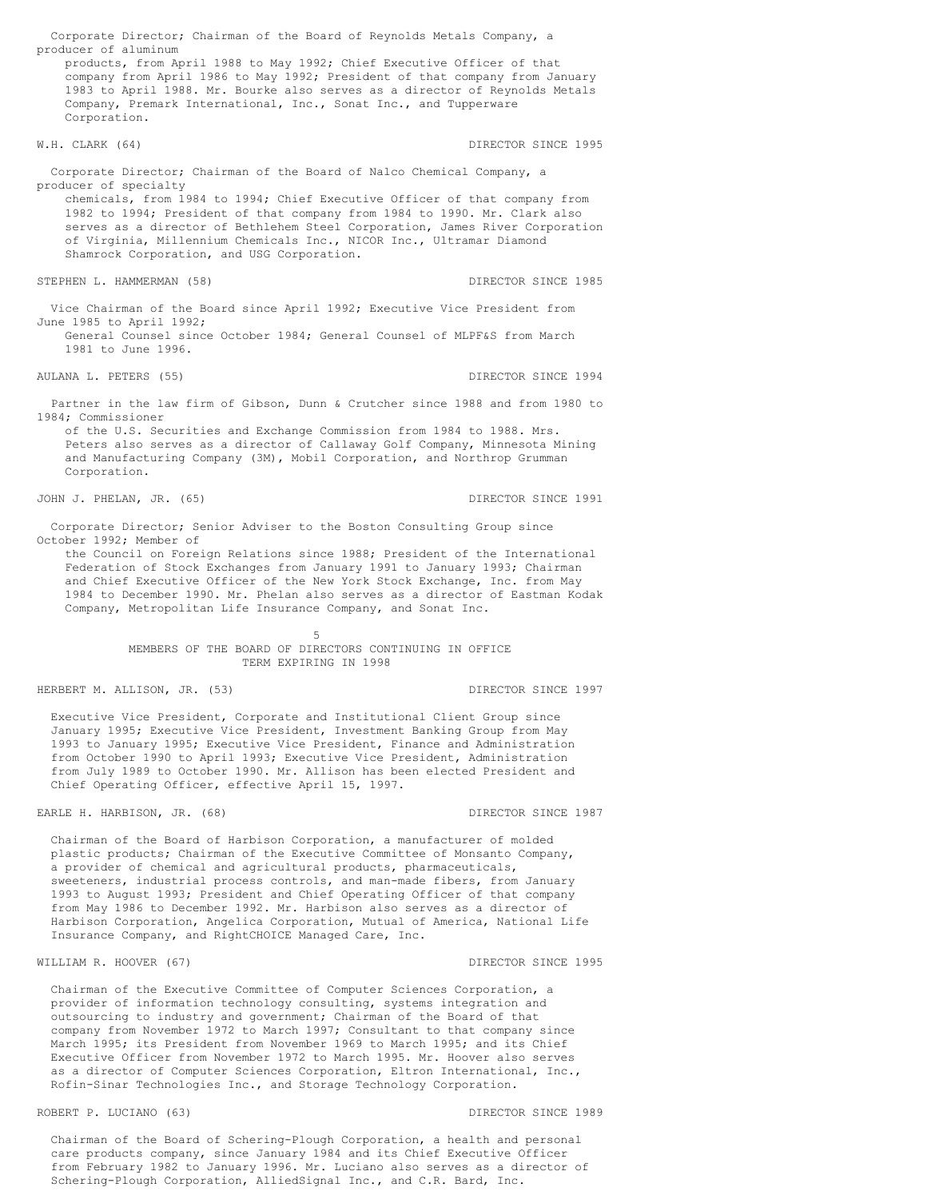Corporate Director; Chairman of the Board of Reynolds Metals Company, a producer of aluminum products, from April 1988 to May 1992; Chief Executive Officer of that company from April 1986 to May 1992; President of that company from January 1983 to April 1988. Mr. Bourke also serves as a director of Reynolds Metals Company, Premark International, Inc., Sonat Inc., and Tupperware Corporation.

**W.H. CLARK (64)** — DIRECTOR SINCE 1995

Corporate Director; Chairman of the Board of Nalco Chemical Company, a producer of specialty chemicals, from 1984 to 1994; Chief Executive Officer of that company from 1982 to 1994; President of that company from 1984 to 1990. Mr. Clark also serves as a director of Bethlehem Steel Corporation, James River Corporation of Virginia, Millennium Chemicals Inc., NICOR Inc., Ultramar Diamond Shamrock Corporation, and USG Corporation.

**STEPHEN L. HAMMERMAN (58)** — DIRECTOR SINCE 1985

Vice Chairman of the Board since April 1992; Executive Vice President from June 1985 to April 1992; General Counsel since October 1984; General Counsel of MLPF&S from March 1981 to June 1996.

**AULANA L. PETERS (55)** — DIRECTOR SINCE 1994

Partner in the law firm of Gibson, Dunn & Crutcher since 1988 and from 1980 to 1984; Commissioner of the U.S. Securities and Exchange Commission from 1984 to 1988. Mrs. Peters also serves as a director of Callaway Golf Company, Minnesota Mining and Manufacturing Company (3M), Mobil Corporation, and Northrop Grumman Corporation.

**JOHN J. PHELAN, JR. (65)** — DIRECTOR SINCE 1991

Corporate Director; Senior Adviser to the Boston Consulting Group since October 1992; Member of the Council on Foreign Relations since 1988; President of the International Federation of Stock Exchanges from January 1991 to January 1993; Chairman and Chief Executive Officer of the New York Stock Exchange, Inc. from May 1984 to December 1990. Mr. Phelan also serves as a director of Eastman Kodak Company, Metropolitan Life Insurance Company, and Sonat Inc.

## MEMBERS OF THE BOARD OF DIRECTORS CONTINUING IN OFFICE
## TERM EXPIRING IN 1998

**HERBERT M. ALLISON, JR. (53)** — DIRECTOR SINCE 1997

Executive Vice President, Corporate and Institutional Client Group since January 1995; Executive Vice President, Investment Banking Group from May 1993 to January 1995; Executive Vice President, Finance and Administration from October 1990 to April 1993; Executive Vice President, Administration from July 1989 to October 1990. Mr. Allison has been elected President and Chief Operating Officer, effective April 15, 1997.

**EARLE H. HARBISON, JR. (68)** — DIRECTOR SINCE 1987

Chairman of the Board of Harbison Corporation, a manufacturer of molded plastic products; Chairman of the Executive Committee of Monsanto Company, a provider of chemical and agricultural products, pharmaceuticals, sweeteners, industrial process controls, and man-made fibers, from January 1993 to August 1993; President and Chief Operating Officer of that company from May 1986 to December 1992. Mr. Harbison also serves as a director of Harbison Corporation, Angelica Corporation, Mutual of America, National Life Insurance Company, and RightCHOICE Managed Care, Inc.

**WILLIAM R. HOOVER (67)** — DIRECTOR SINCE 1995

Chairman of the Executive Committee of Computer Sciences Corporation, a provider of information technology consulting, systems integration and outsourcing to industry and government; Chairman of the Board of that company from November 1972 to March 1997; Consultant to that company since March 1995; its President from November 1969 to March 1995; and its Chief Executive Officer from November 1972 to March 1995. Mr. Hoover also serves as a director of Computer Sciences Corporation, Eltron International, Inc., Rofin-Sinar Technologies Inc., and Storage Technology Corporation.

**ROBERT P. LUCIANO (63)** — DIRECTOR SINCE 1989

Chairman of the Board of Schering-Plough Corporation, a health and personal care products company, since January 1984 and its Chief Executive Officer from February 1982 to January 1996. Mr. Luciano also serves as a director of Schering-Plough Corporation, AlliedSignal Inc., and C.R. Bard, Inc.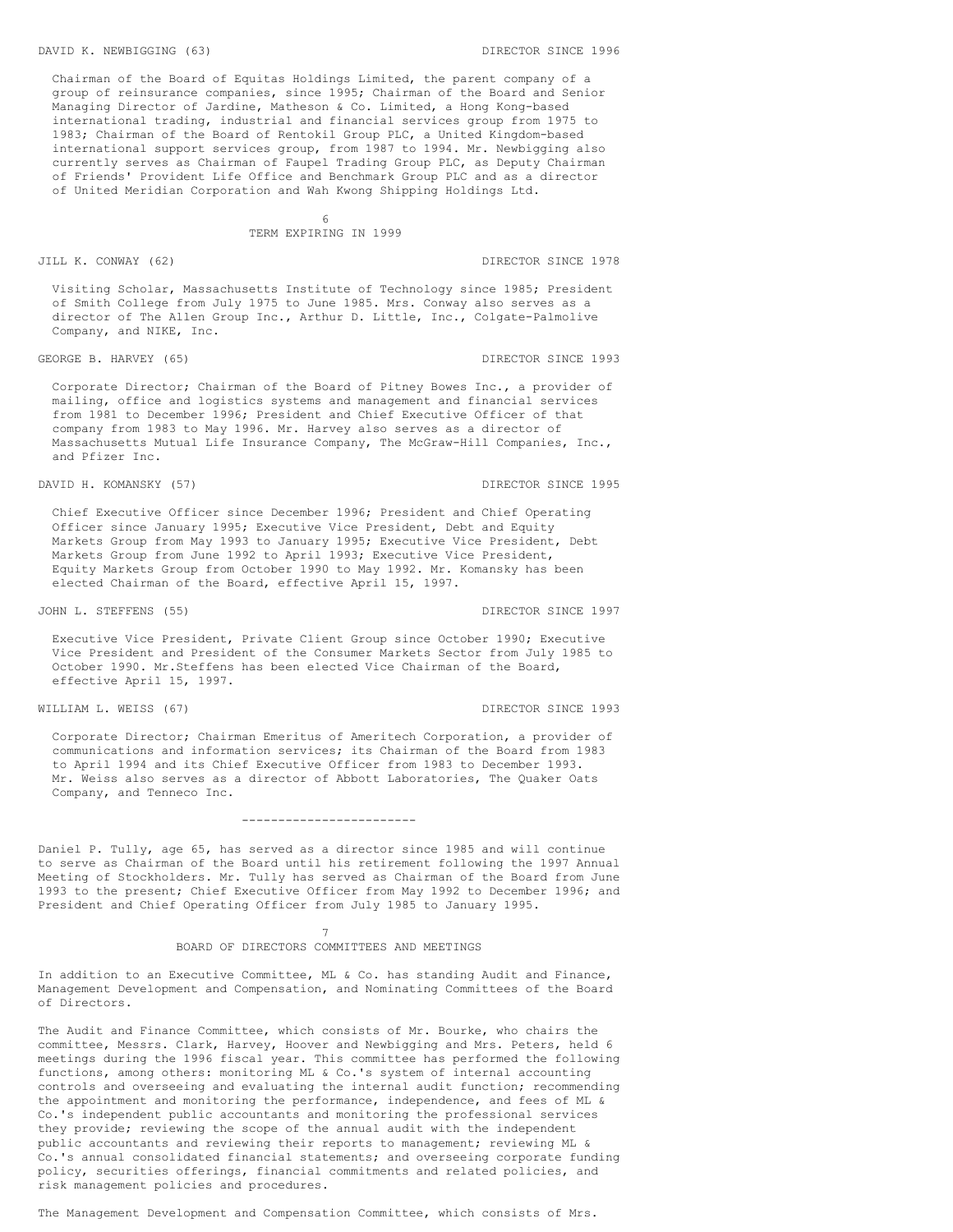DAVID K. NEWBIGGING (63) DIRECTOR SINCE 1996

Chairman of the Board of Equitas Holdings Limited, the parent company of a group of reinsurance companies, since 1995; Chairman of the Board and Senior Managing Director of Jardine, Matheson & Co. Limited, a Hong Kong-based international trading, industrial and financial services group from 1975 to 1983; Chairman of the Board of Rentokil Group PLC, a United Kingdom-based international support services group, from 1987 to 1994. Mr. Newbigging also currently serves as Chairman of Faupel Trading Group PLC, as Deputy Chairman of Friends' Provident Life Office and Benchmark Group PLC and as a director of United Meridian Corporation and Wah Kwong Shipping Holdings Ltd.

## TERM EXPIRING IN 1999

JILL K. CONWAY (62) DIRECTOR SINCE 1978

Visiting Scholar, Massachusetts Institute of Technology since 1985; President of Smith College from July 1975 to June 1985. Mrs. Conway also serves as a director of The Allen Group Inc., Arthur D. Little, Inc., Colgate-Palmolive Company, and NIKE, Inc.

GEORGE B. HARVEY (65) DIRECTOR SINCE 1993

Corporate Director; Chairman of the Board of Pitney Bowes Inc., a provider of mailing, office and logistics systems and management and financial services from 1981 to December 1996; President and Chief Executive Officer of that company from 1983 to May 1996. Mr. Harvey also serves as a director of Massachusetts Mutual Life Insurance Company, The McGraw-Hill Companies, Inc., and Pfizer Inc.

DAVID H. KOMANSKY (57) DIRECTOR SINCE 1995

Chief Executive Officer since December 1996; President and Chief Operating Officer since January 1995; Executive Vice President, Debt and Equity Markets Group from May 1993 to January 1995; Executive Vice President, Debt Markets Group from June 1992 to April 1993; Executive Vice President, Equity Markets Group from October 1990 to May 1992. Mr. Komansky has been elected Chairman of the Board, effective April 15, 1997.

JOHN L. STEFFENS (55) DIRECTOR SINCE 1997

Executive Vice President, Private Client Group since October 1990; Executive Vice President and President of the Consumer Markets Sector from July 1985 to October 1990. Mr.Steffens has been elected Vice Chairman of the Board, effective April 15, 1997.

WILLIAM L. WEISS (67) DIRECTOR SINCE 1993

Corporate Director; Chairman Emeritus of Ameritech Corporation, a provider of communications and information services; its Chairman of the Board from 1983 to April 1994 and its Chief Executive Officer from 1983 to December 1993. Mr. Weiss also serves as a director of Abbott Laboratories, The Quaker Oats Company, and Tenneco Inc.

---

Daniel P. Tully, age 65, has served as a director since 1985 and will continue to serve as Chairman of the Board until his retirement following the 1997 Annual Meeting of Stockholders. Mr. Tully has served as Chairman of the Board from June 1993 to the present; Chief Executive Officer from May 1992 to December 1996; and President and Chief Operating Officer from July 1985 to January 1995.

## BOARD OF DIRECTORS COMMITTEES AND MEETINGS

In addition to an Executive Committee, ML & Co. has standing Audit and Finance, Management Development and Compensation, and Nominating Committees of the Board of Directors.

The Audit and Finance Committee, which consists of Mr. Bourke, who chairs the committee, Messrs. Clark, Harvey, Hoover and Newbigging and Mrs. Peters, held 6 meetings during the 1996 fiscal year. This committee has performed the following functions, among others: monitoring ML & Co.'s system of internal accounting controls and overseeing and evaluating the internal audit function; recommending the appointment and monitoring the performance, independence, and fees of ML & Co.'s independent public accountants and monitoring the professional services they provide; reviewing the scope of the annual audit with the independent public accountants and reviewing their reports to management; reviewing ML & Co.'s annual consolidated financial statements; and overseeing corporate funding policy, securities offerings, financial commitments and related policies, and risk management policies and procedures.

The Management Development and Compensation Committee, which consists of Mrs.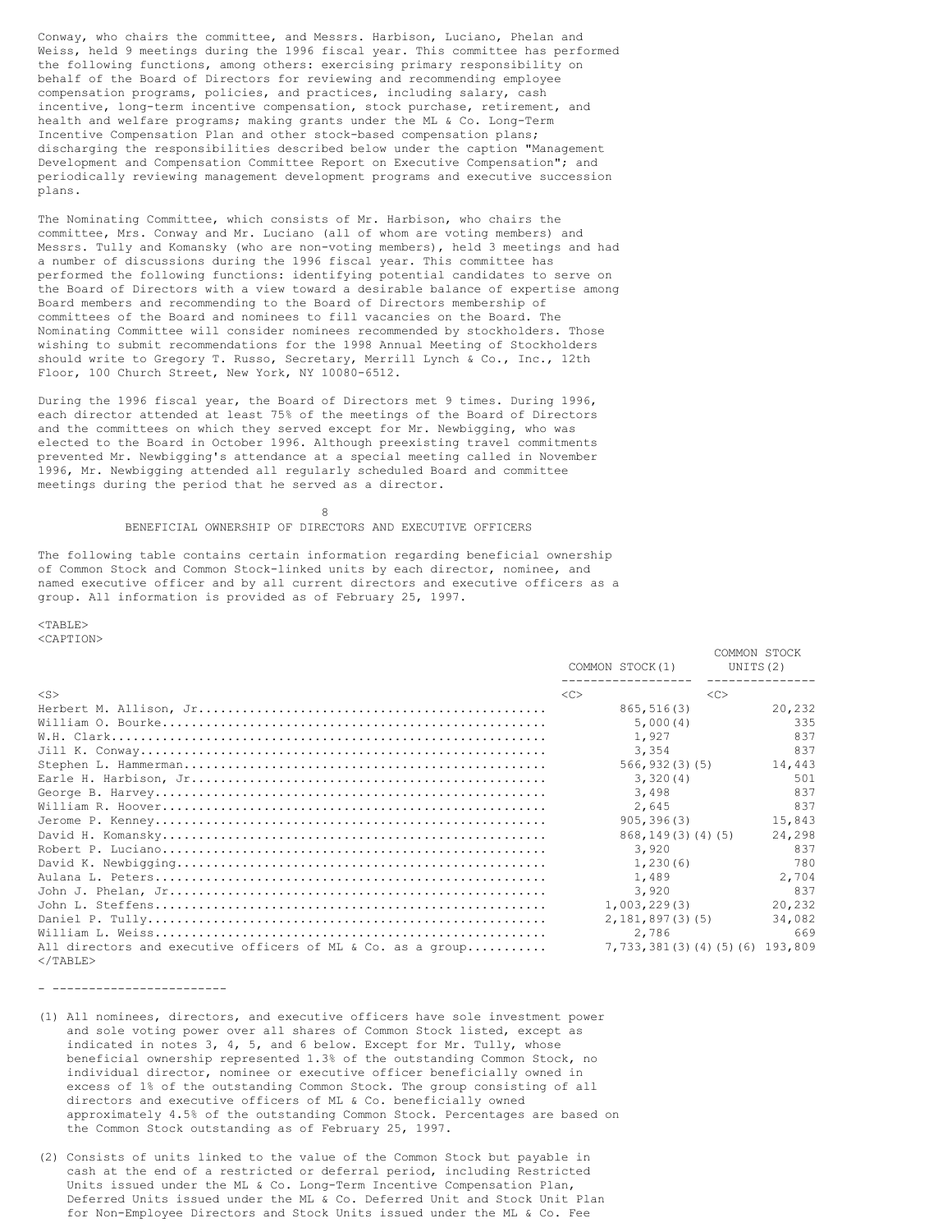Conway, who chairs the committee, and Messrs. Harbison, Luciano, Phelan and Weiss, held 9 meetings during the 1996 fiscal year. This committee has performed the following functions, among others: exercising primary responsibility on behalf of the Board of Directors for reviewing and recommending employee compensation programs, policies, and practices, including salary, cash incentive, long-term incentive compensation, stock purchase, retirement, and health and welfare programs; making grants under the ML & Co. Long-Term Incentive Compensation Plan and other stock-based compensation plans; discharging the responsibilities described below under the caption "Management Development and Compensation Committee Report on Executive Compensation"; and periodically reviewing management development programs and executive succession plans.

The Nominating Committee, which consists of Mr. Harbison, who chairs the committee, Mrs. Conway and Mr. Luciano (all of whom are voting members) and Messrs. Tully and Komansky (who are non-voting members), held 3 meetings and had a number of discussions during the 1996 fiscal year. This committee has performed the following functions: identifying potential candidates to serve on the Board of Directors with a view toward a desirable balance of expertise among Board members and recommending to the Board of Directors membership of committees of the Board and nominees to fill vacancies on the Board. The Nominating Committee will consider nominees recommended by stockholders. Those wishing to submit recommendations for the 1998 Annual Meeting of Stockholders should write to Gregory T. Russo, Secretary, Merrill Lynch & Co., Inc., 12th Floor, 100 Church Street, New York, NY 10080-6512.

During the 1996 fiscal year, the Board of Directors met 9 times. During 1996, each director attended at least 75% of the meetings of the Board of Directors and the committees on which they served except for Mr. Newbigging, who was elected to the Board in October 1996. Although preexisting travel commitments prevented Mr. Newbigging's attendance at a special meeting called in November 1996, Mr. Newbigging attended all regularly scheduled Board and committee meetings during the period that he served as a director.

## BENEFICIAL OWNERSHIP OF DIRECTORS AND EXECUTIVE OFFICERS

The following table contains certain information regarding beneficial ownership of Common Stock and Common Stock-linked units by each director, nominee, and named executive officer and by all current directors and executive officers as a group. All information is provided as of February 25, 1997.

| | COMMON STOCK(1) | COMMON STOCK UNITS(2) |
|---|---|---|
| Herbert M. Allison, Jr. | 865,516(3) | 20,232 |
| William O. Bourke | 5,000(4) | 335 |
| W.H. Clark | 1,927 | 837 |
| Jill K. Conway | 3,354 | 837 |
| Stephen L. Hammerman | 566,932(3)(5) | 14,443 |
| Earle H. Harbison, Jr. | 3,320(4) | 501 |
| George B. Harvey | 3,498 | 837 |
| William R. Hoover | 2,645 | 837 |
| Jerome P. Kenney | 905,396(3) | 15,843 |
| David H. Komansky | 868,149(3)(4)(5) | 24,298 |
| Robert P. Luciano | 3,920 | 837 |
| David K. Newbigging | 1,230(6) | 780 |
| Aulana L. Peters | 1,489 | 2,704 |
| John J. Phelan, Jr. | 3,920 | 837 |
| John L. Steffens | 1,003,229(3) | 20,232 |
| Daniel P. Tully | 2,181,897(3)(5) | 34,082 |
| William L. Weiss | 2,786 | 669 |
| All directors and executive officers of ML & Co. as a group | 7,733,381(3)(4)(5)(6) | 193,809 |

- -----------------------

(1) All nominees, directors, and executive officers have sole investment power and sole voting power over all shares of Common Stock listed, except as indicated in notes 3, 4, 5, and 6 below. Except for Mr. Tully, whose beneficial ownership represented 1.3% of the outstanding Common Stock, no individual director, nominee or executive officer beneficially owned in excess of 1% of the outstanding Common Stock. The group consisting of all directors and executive officers of ML & Co. beneficially owned approximately 4.5% of the outstanding Common Stock. Percentages are based on the Common Stock outstanding as of February 25, 1997.

(2) Consists of units linked to the value of the Common Stock but payable in cash at the end of a restricted or deferral period, including Restricted Units issued under the ML & Co. Long-Term Incentive Compensation Plan, Deferred Units issued under the ML & Co. Deferred Unit and Stock Unit Plan for Non-Employee Directors and Stock Units issued under the ML & Co. Fee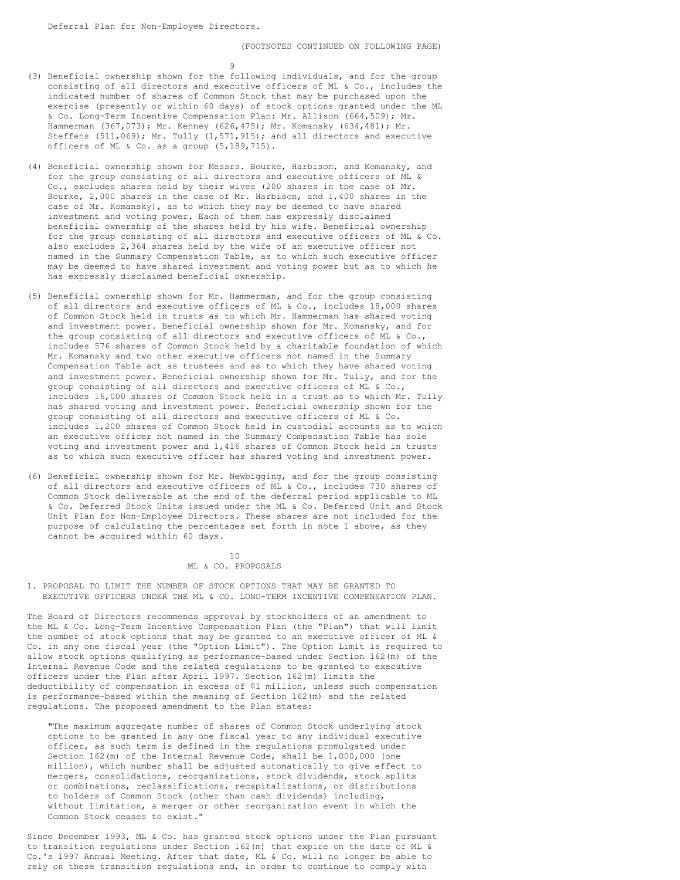Deferral Plan for Non-Employee Directors.

(FOOTNOTES CONTINUED ON FOLLOWING PAGE)

(3) Beneficial ownership shown for the following individuals, and for the group consisting of all directors and executive officers of ML & Co., includes the indicated number of shares of Common Stock that may be purchased upon the exercise (presently or within 60 days) of stock options granted under the ML & Co. Long-Term Incentive Compensation Plan: Mr. Allison (664,509); Mr. Hammerman (367,073); Mr. Kenney (626,475); Mr. Komansky (634,481); Mr. Steffens (511,069); Mr. Tully (1,571,915); and all directors and executive officers of ML & Co. as a group (5,189,715).

(4) Beneficial ownership shown for Messrs. Bourke, Harbison, and Komansky, and for the group consisting of all directors and executive officers of ML & Co., excludes shares held by their wives (200 shares in the case of Mr. Bourke, 2,000 shares in the case of Mr. Harbison, and 1,400 shares in the case of Mr. Komansky), as to which they may be deemed to have shared investment and voting power. Each of them has expressly disclaimed beneficial ownership of the shares held by his wife. Beneficial ownership for the group consisting of all directors and executive officers of ML & Co. also excludes 2,364 shares held by the wife of an executive officer not named in the Summary Compensation Table, as to which such executive officer may be deemed to have shared investment and voting power but as to which he has expressly disclaimed beneficial ownership.

(5) Beneficial ownership shown for Mr. Hammerman, and for the group consisting of all directors and executive officers of ML & Co., includes 18,000 shares of Common Stock held in trusts as to which Mr. Hammerman has shared voting and investment power. Beneficial ownership shown for Mr. Komansky, and for the group consisting of all directors and executive officers of ML & Co., includes 576 shares of Common Stock held by a charitable foundation of which Mr. Komansky and two other executive officers not named in the Summary Compensation Table act as trustees and as to which they have shared voting and investment power. Beneficial ownership shown for Mr. Tully, and for the group consisting of all directors and executive officers of ML & Co., includes 16,000 shares of Common Stock held in a trust as to which Mr. Tully has shared voting and investment power. Beneficial ownership shown for the group consisting of all directors and executive officers of ML & Co. includes 1,200 shares of Common Stock held in custodial accounts as to which an executive officer not named in the Summary Compensation Table has sole voting and investment power and 1,416 shares of Common Stock held in trusts as to which such executive officer has shared voting and investment power.

(6) Beneficial ownership shown for Mr. Newbigging, and for the group consisting of all directors and executive officers of ML & Co., includes 730 shares of Common Stock deliverable at the end of the deferral period applicable to ML & Co. Deferred Stock Units issued under the ML & Co. Deferred Unit and Stock Unit Plan for Non-Employee Directors. These shares are not included for the purpose of calculating the percentages set forth in note 1 above, as they cannot be acquired within 60 days.

## ML & CO. PROPOSALS

### 1. PROPOSAL TO LIMIT THE NUMBER OF STOCK OPTIONS THAT MAY BE GRANTED TO EXECUTIVE OFFICERS UNDER THE ML & CO. LONG-TERM INCENTIVE COMPENSATION PLAN.

The Board of Directors recommends approval by stockholders of an amendment to the ML & Co. Long-Term Incentive Compensation Plan (the "Plan") that will limit the number of stock options that may be granted to an executive officer of ML & Co. in any one fiscal year (the "Option Limit"). The Option Limit is required to allow stock options qualifying as performance-based under Section 162(m) of the Internal Revenue Code and the related regulations to be granted to executive officers under the Plan after April 1997. Section 162(m) limits the deductibility of compensation in excess of $1 million, unless such compensation is performance-based within the meaning of Section 162(m) and the related regulations. The proposed amendment to the Plan states:

> "The maximum aggregate number of shares of Common Stock underlying stock options to be granted in any one fiscal year to any individual executive officer, as such term is defined in the regulations promulgated under Section 162(m) of the Internal Revenue Code, shall be 1,000,000 (one million), which number shall be adjusted automatically to give effect to mergers, consolidations, reorganizations, stock dividends, stock splits or combinations, reclassifications, recapitalizations, or distributions to holders of Common Stock (other than cash dividends) including, without limitation, a merger or other reorganization event in which the Common Stock ceases to exist."

Since December 1993, ML & Co. has granted stock options under the Plan pursuant to transition regulations under Section 162(m) that expire on the date of ML & Co.'s 1997 Annual Meeting. After that date, ML & Co. will no longer be able to rely on these transition regulations and, in order to continue to comply with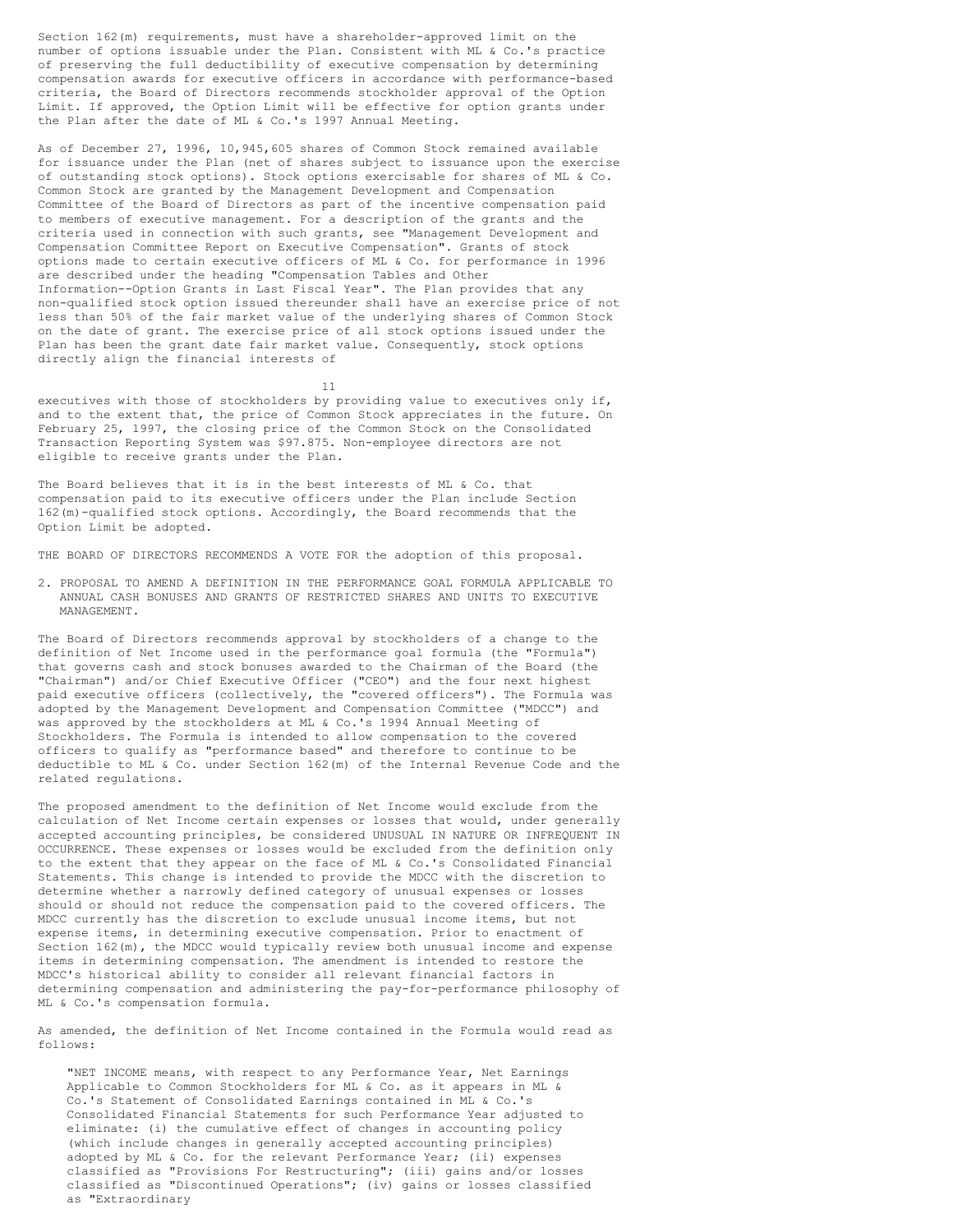Section 162(m) requirements, must have a shareholder-approved limit on the number of options issuable under the Plan. Consistent with ML & Co.'s practice of preserving the full deductibility of executive compensation by determining compensation awards for executive officers in accordance with performance-based criteria, the Board of Directors recommends stockholder approval of the Option Limit. If approved, the Option Limit will be effective for option grants under the Plan after the date of ML & Co.'s 1997 Annual Meeting.

As of December 27, 1996, 10,945,605 shares of Common Stock remained available for issuance under the Plan (net of shares subject to issuance upon the exercise of outstanding stock options). Stock options exercisable for shares of ML & Co. Common Stock are granted by the Management Development and Compensation Committee of the Board of Directors as part of the incentive compensation paid to members of executive management. For a description of the grants and the criteria used in connection with such grants, see "Management Development and Compensation Committee Report on Executive Compensation". Grants of stock options made to certain executive officers of ML & Co. for performance in 1996 are described under the heading "Compensation Tables and Other Information--Option Grants in Last Fiscal Year". The Plan provides that any non-qualified stock option issued thereunder shall have an exercise price of not less than 50% of the fair market value of the underlying shares of Common Stock on the date of grant. The exercise price of all stock options issued under the Plan has been the grant date fair market value. Consequently, stock options directly align the financial interests of executives with those of stockholders by providing value to executives only if, and to the extent that, the price of Common Stock appreciates in the future. On February 25, 1997, the closing price of the Common Stock on the Consolidated Transaction Reporting System was $97.875. Non-employee directors are not eligible to receive grants under the Plan.

The Board believes that it is in the best interests of ML & Co. that compensation paid to its executive officers under the Plan include Section 162(m)-qualified stock options. Accordingly, the Board recommends that the Option Limit be adopted.

THE BOARD OF DIRECTORS RECOMMENDS A VOTE FOR the adoption of this proposal.

2. PROPOSAL TO AMEND A DEFINITION IN THE PERFORMANCE GOAL FORMULA APPLICABLE TO ANNUAL CASH BONUSES AND GRANTS OF RESTRICTED SHARES AND UNITS TO EXECUTIVE MANAGEMENT.

The Board of Directors recommends approval by stockholders of a change to the definition of Net Income used in the performance goal formula (the "Formula") that governs cash and stock bonuses awarded to the Chairman of the Board (the "Chairman") and/or Chief Executive Officer ("CEO") and the four next highest paid executive officers (collectively, the "covered officers"). The Formula was adopted by the Management Development and Compensation Committee ("MDCC") and was approved by the stockholders at ML & Co.'s 1994 Annual Meeting of Stockholders. The Formula is intended to allow compensation to the covered officers to qualify as "performance based" and therefore to continue to be deductible to ML & Co. under Section 162(m) of the Internal Revenue Code and the related regulations.

The proposed amendment to the definition of Net Income would exclude from the calculation of Net Income certain expenses or losses that would, under generally accepted accounting principles, be considered UNUSUAL IN NATURE OR INFREQUENT IN OCCURRENCE. These expenses or losses would be excluded from the definition only to the extent that they appear on the face of ML & Co.'s Consolidated Financial Statements. This change is intended to provide the MDCC with the discretion to determine whether a narrowly defined category of unusual expenses or losses should or should not reduce the compensation paid to the covered officers. The MDCC currently has the discretion to exclude unusual income items, but not expense items, in determining executive compensation. Prior to enactment of Section 162(m), the MDCC would typically review both unusual income and expense items in determining compensation. The amendment is intended to restore the MDCC's historical ability to consider all relevant financial factors in determining compensation and administering the pay-for-performance philosophy of ML & Co.'s compensation formula.

As amended, the definition of Net Income contained in the Formula would read as follows:

> "NET INCOME means, with respect to any Performance Year, Net Earnings Applicable to Common Stockholders for ML & Co. as it appears in ML & Co.'s Statement of Consolidated Earnings contained in ML & Co.'s Consolidated Financial Statements for such Performance Year adjusted to eliminate: (i) the cumulative effect of changes in accounting policy (which include changes in generally accepted accounting principles) adopted by ML & Co. for the relevant Performance Year; (ii) expenses classified as "Provisions For Restructuring"; (iii) gains and/or losses classified as "Discontinued Operations"; (iv) gains or losses classified as "Extraordinary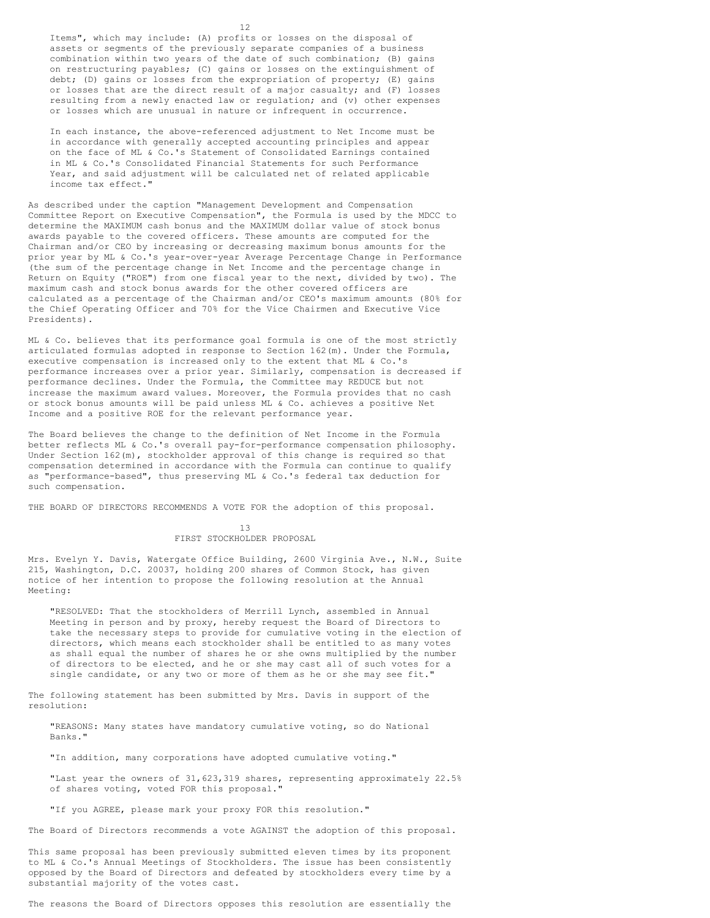Items", which may include: (A) profits or losses on the disposal of assets or segments of the previously separate companies of a business combination within two years of the date of such combination; (B) gains on restructuring payables; (C) gains or losses on the extinguishment of debt; (D) gains or losses from the expropriation of property; (E) gains or losses that are the direct result of a major casualty; and (F) losses resulting from a newly enacted law or regulation; and (v) other expenses or losses which are unusual in nature or infrequent in occurrence.

> In each instance, the above-referenced adjustment to Net Income must be in accordance with generally accepted accounting principles and appear on the face of ML & Co.'s Statement of Consolidated Earnings contained in ML & Co.'s Consolidated Financial Statements for such Performance Year, and said adjustment will be calculated net of related applicable income tax effect."

As described under the caption "Management Development and Compensation Committee Report on Executive Compensation", the Formula is used by the MDCC to determine the MAXIMUM cash bonus and the MAXIMUM dollar value of stock bonus awards payable to the covered officers. These amounts are computed for the Chairman and/or CEO by increasing or decreasing maximum bonus amounts for the prior year by ML & Co.'s year-over-year Average Percentage Change in Performance (the sum of the percentage change in Net Income and the percentage change in Return on Equity ("ROE") from one fiscal year to the next, divided by two). The maximum cash and stock bonus awards for the other covered officers are calculated as a percentage of the Chairman and/or CEO's maximum amounts (80% for the Chief Operating Officer and 70% for the Vice Chairmen and Executive Vice Presidents).

ML & Co. believes that its performance goal formula is one of the most strictly articulated formulas adopted in response to Section 162(m). Under the Formula, executive compensation is increased only to the extent that ML & Co.'s performance increases over a prior year. Similarly, compensation is decreased if performance declines. Under the Formula, the Committee may REDUCE but not increase the maximum award values. Moreover, the Formula provides that no cash or stock bonus amounts will be paid unless ML & Co. achieves a positive Net Income and a positive ROE for the relevant performance year.

The Board believes the change to the definition of Net Income in the Formula better reflects ML & Co.'s overall pay-for-performance compensation philosophy. Under Section 162(m), stockholder approval of this change is required so that compensation determined in accordance with the Formula can continue to qualify as "performance-based", thus preserving ML & Co.'s federal tax deduction for such compensation.

THE BOARD OF DIRECTORS RECOMMENDS A VOTE FOR the adoption of this proposal.

## FIRST STOCKHOLDER PROPOSAL

Mrs. Evelyn Y. Davis, Watergate Office Building, 2600 Virginia Ave., N.W., Suite 215, Washington, D.C. 20037, holding 200 shares of Common Stock, has given notice of her intention to propose the following resolution at the Annual Meeting:

> "RESOLVED: That the stockholders of Merrill Lynch, assembled in Annual Meeting in person and by proxy, hereby request the Board of Directors to take the necessary steps to provide for cumulative voting in the election of directors, which means each stockholder shall be entitled to as many votes as shall equal the number of shares he or she owns multiplied by the number of directors to be elected, and he or she may cast all of such votes for a single candidate, or any two or more of them as he or she may see fit."

The following statement has been submitted by Mrs. Davis in support of the resolution:

> "REASONS: Many states have mandatory cumulative voting, so do National Banks."
>
> "In addition, many corporations have adopted cumulative voting."
>
> "Last year the owners of 31,623,319 shares, representing approximately 22.5% of shares voting, voted FOR this proposal."
>
> "If you AGREE, please mark your proxy FOR this resolution."

The Board of Directors recommends a vote AGAINST the adoption of this proposal.

This same proposal has been previously submitted eleven times by its proponent to ML & Co.'s Annual Meetings of Stockholders. The issue has been consistently opposed by the Board of Directors and defeated by stockholders every time by a substantial majority of the votes cast.

The reasons the Board of Directors opposes this resolution are essentially the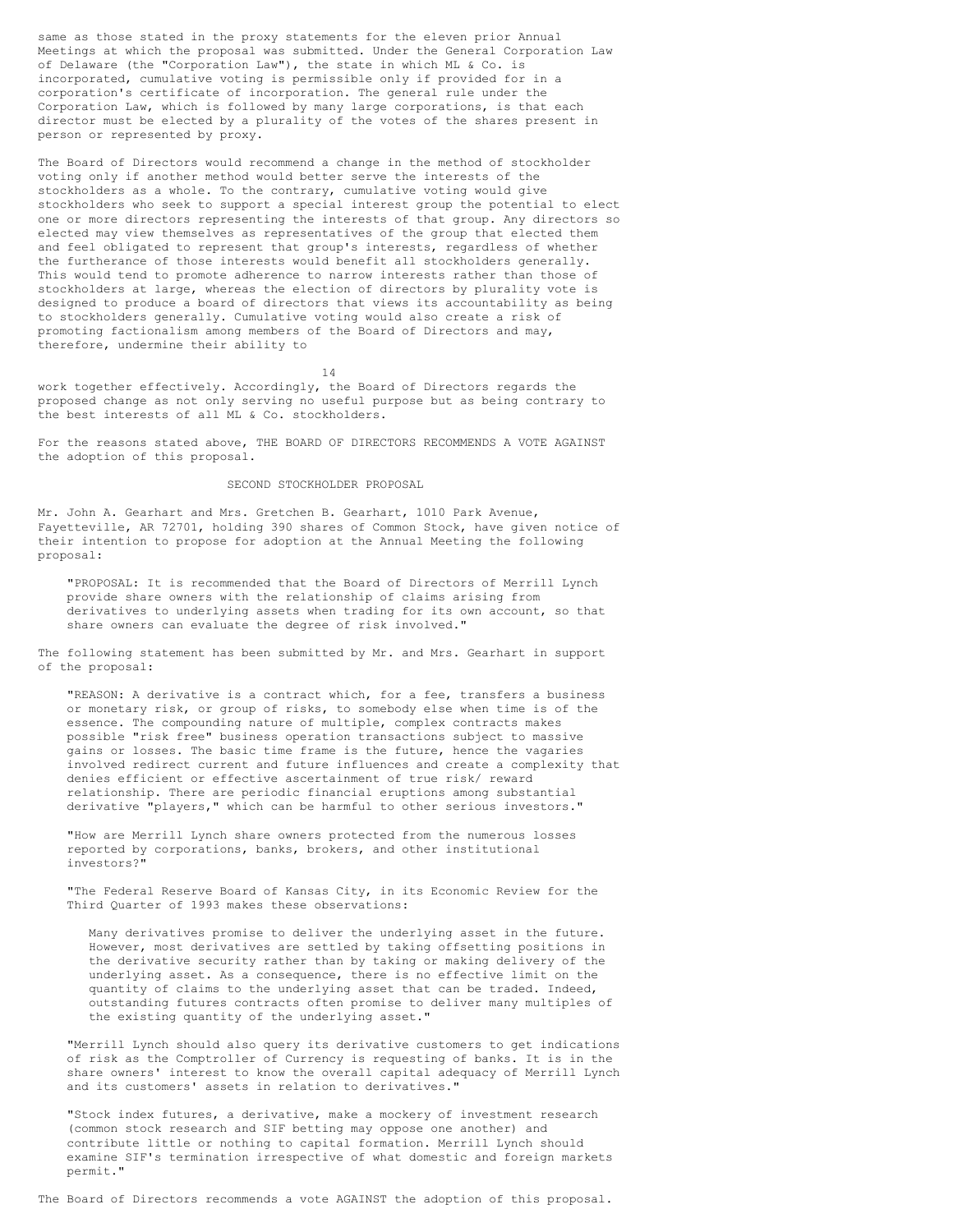same as those stated in the proxy statements for the eleven prior Annual Meetings at which the proposal was submitted. Under the General Corporation Law of Delaware (the "Corporation Law"), the state in which ML & Co. is incorporated, cumulative voting is permissible only if provided for in a corporation's certificate of incorporation. The general rule under the Corporation Law, which is followed by many large corporations, is that each director must be elected by a plurality of the votes of the shares present in person or represented by proxy.

The Board of Directors would recommend a change in the method of stockholder voting only if another method would better serve the interests of the stockholders as a whole. To the contrary, cumulative voting would give stockholders who seek to support a special interest group the potential to elect one or more directors representing the interests of that group. Any directors so elected may view themselves as representatives of the group that elected them and feel obligated to represent that group's interests, regardless of whether the furtherance of those interests would benefit all stockholders generally. This would tend to promote adherence to narrow interests rather than those of stockholders at large, whereas the election of directors by plurality vote is designed to produce a board of directors that views its accountability as being to stockholders generally. Cumulative voting would also create a risk of promoting factionalism among members of the Board of Directors and may, therefore, undermine their ability to work together effectively. Accordingly, the Board of Directors regards the proposed change as not only serving no useful purpose but as being contrary to the best interests of all ML & Co. stockholders.

For the reasons stated above, THE BOARD OF DIRECTORS RECOMMENDS A VOTE AGAINST the adoption of this proposal.

## SECOND STOCKHOLDER PROPOSAL

Mr. John A. Gearhart and Mrs. Gretchen B. Gearhart, 1010 Park Avenue, Fayetteville, AR 72701, holding 390 shares of Common Stock, have given notice of their intention to propose for adoption at the Annual Meeting the following proposal:

> "PROPOSAL: It is recommended that the Board of Directors of Merrill Lynch provide share owners with the relationship of claims arising from derivatives to underlying assets when trading for its own account, so that share owners can evaluate the degree of risk involved."

The following statement has been submitted by Mr. and Mrs. Gearhart in support of the proposal:

> "REASON: A derivative is a contract which, for a fee, transfers a business or monetary risk, or group of risks, to somebody else when time is of the essence. The compounding nature of multiple, complex contracts makes possible "risk free" business operation transactions subject to massive gains or losses. The basic time frame is the future, hence the vagaries involved redirect current and future influences and create a complexity that denies efficient or effective ascertainment of true risk/ reward relationship. There are periodic financial eruptions among substantial derivative "players," which can be harmful to other serious investors."
>
> "How are Merrill Lynch share owners protected from the numerous losses reported by corporations, banks, brokers, and other institutional investors?"
>
> "The Federal Reserve Board of Kansas City, in its Economic Review for the Third Quarter of 1993 makes these observations:
>
> > Many derivatives promise to deliver the underlying asset in the future. However, most derivatives are settled by taking offsetting positions in the derivative security rather than by taking or making delivery of the underlying asset. As a consequence, there is no effective limit on the quantity of claims to the underlying asset that can be traded. Indeed, outstanding futures contracts often promise to deliver many multiples of the existing quantity of the underlying asset."
>
> "Merrill Lynch should also query its derivative customers to get indications of risk as the Comptroller of Currency is requesting of banks. It is in the share owners' interest to know the overall capital adequacy of Merrill Lynch and its customers' assets in relation to derivatives."
>
> "Stock index futures, a derivative, make a mockery of investment research (common stock research and SIF betting may oppose one another) and contribute little or nothing to capital formation. Merrill Lynch should examine SIF's termination irrespective of what domestic and foreign markets permit."

The Board of Directors recommends a vote AGAINST the adoption of this proposal.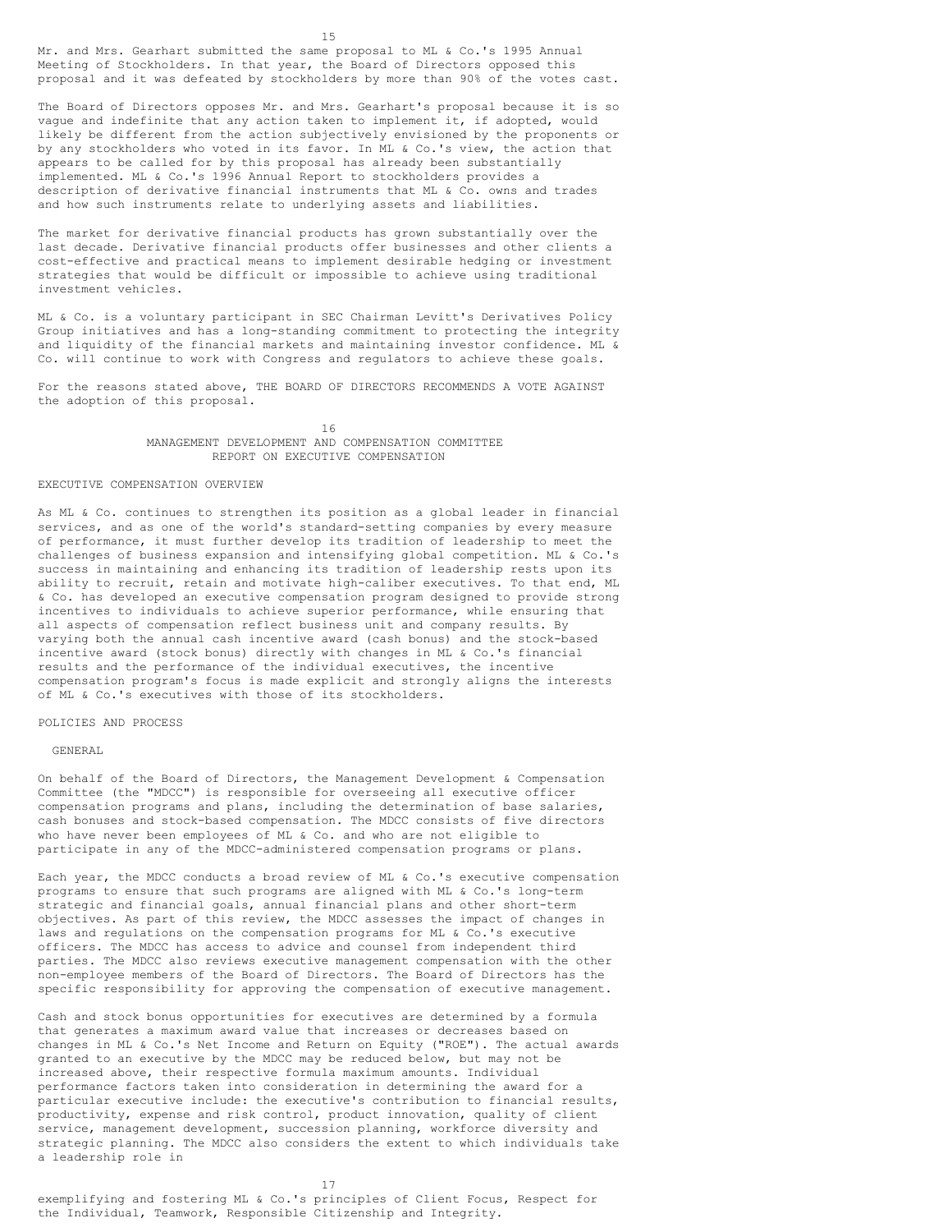Mr. and Mrs. Gearhart submitted the same proposal to ML & Co.'s 1995 Annual Meeting of Stockholders. In that year, the Board of Directors opposed this proposal and it was defeated by stockholders by more than 90% of the votes cast.

The Board of Directors opposes Mr. and Mrs. Gearhart's proposal because it is so vague and indefinite that any action taken to implement it, if adopted, would likely be different from the action subjectively envisioned by the proponents or by any stockholders who voted in its favor. In ML & Co.'s view, the action that appears to be called for by this proposal has already been substantially implemented. ML & Co.'s 1996 Annual Report to stockholders provides a description of derivative financial instruments that ML & Co. owns and trades and how such instruments relate to underlying assets and liabilities.

The market for derivative financial products has grown substantially over the last decade. Derivative financial products offer businesses and other clients a cost-effective and practical means to implement desirable hedging or investment strategies that would be difficult or impossible to achieve using traditional investment vehicles.

ML & Co. is a voluntary participant in SEC Chairman Levitt's Derivatives Policy Group initiatives and has a long-standing commitment to protecting the integrity and liquidity of the financial markets and maintaining investor confidence. ML & Co. will continue to work with Congress and regulators to achieve these goals.

For the reasons stated above, THE BOARD OF DIRECTORS RECOMMENDS A VOTE AGAINST the adoption of this proposal.

# MANAGEMENT DEVELOPMENT AND COMPENSATION COMMITTEE REPORT ON EXECUTIVE COMPENSATION

## EXECUTIVE COMPENSATION OVERVIEW

As ML & Co. continues to strengthen its position as a global leader in financial services, and as one of the world's standard-setting companies by every measure of performance, it must further develop its tradition of leadership to meet the challenges of business expansion and intensifying global competition. ML & Co.'s success in maintaining and enhancing its tradition of leadership rests upon its ability to recruit, retain and motivate high-caliber executives. To that end, ML & Co. has developed an executive compensation program designed to provide strong incentives to individuals to achieve superior performance, while ensuring that all aspects of compensation reflect business unit and company results. By varying both the annual cash incentive award (cash bonus) and the stock-based incentive award (stock bonus) directly with changes in ML & Co.'s financial results and the performance of the individual executives, the incentive compensation program's focus is made explicit and strongly aligns the interests of ML & Co.'s executives with those of its stockholders.

## POLICIES AND PROCESS

### GENERAL

On behalf of the Board of Directors, the Management Development & Compensation Committee (the "MDCC") is responsible for overseeing all executive officer compensation programs and plans, including the determination of base salaries, cash bonuses and stock-based compensation. The MDCC consists of five directors who have never been employees of ML & Co. and who are not eligible to participate in any of the MDCC-administered compensation programs or plans.

Each year, the MDCC conducts a broad review of ML & Co.'s executive compensation programs to ensure that such programs are aligned with ML & Co.'s long-term strategic and financial goals, annual financial plans and other short-term objectives. As part of this review, the MDCC assesses the impact of changes in laws and regulations on the compensation programs for ML & Co.'s executive officers. The MDCC has access to advice and counsel from independent third parties. The MDCC also reviews executive management compensation with the other non-employee members of the Board of Directors. The Board of Directors has the specific responsibility for approving the compensation of executive management.

Cash and stock bonus opportunities for executives are determined by a formula that generates a maximum award value that increases or decreases based on changes in ML & Co.'s Net Income and Return on Equity ("ROE"). The actual awards granted to an executive by the MDCC may be reduced below, but may not be increased above, their respective formula maximum amounts. Individual performance factors taken into consideration in determining the award for a particular executive include: the executive's contribution to financial results, productivity, expense and risk control, product innovation, quality of client service, management development, succession planning, workforce diversity and strategic planning. The MDCC also considers the extent to which individuals take a leadership role in exemplifying and fostering ML & Co.'s principles of Client Focus, Respect for the Individual, Teamwork, Responsible Citizenship and Integrity.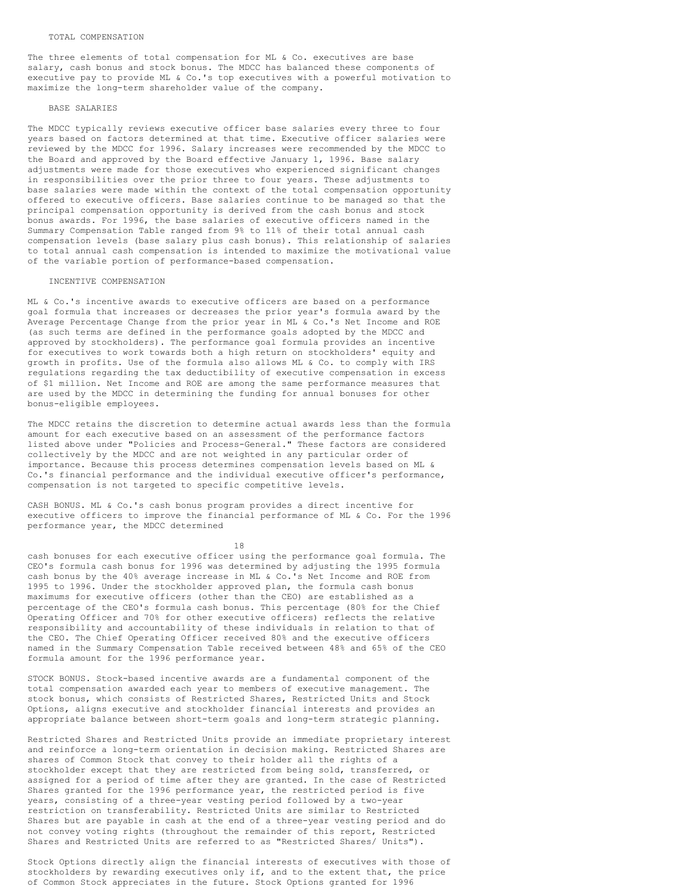### TOTAL COMPENSATION

The three elements of total compensation for ML & Co. executives are base salary, cash bonus and stock bonus. The MDCC has balanced these components of executive pay to provide ML & Co.'s top executives with a powerful motivation to maximize the long-term shareholder value of the company.

### BASE SALARIES

The MDCC typically reviews executive officer base salaries every three to four years based on factors determined at that time. Executive officer salaries were reviewed by the MDCC for 1996. Salary increases were recommended by the MDCC to the Board and approved by the Board effective January 1, 1996. Base salary adjustments were made for those executives who experienced significant changes in responsibilities over the prior three to four years. These adjustments to base salaries were made within the context of the total compensation opportunity offered to executive officers. Base salaries continue to be managed so that the principal compensation opportunity is derived from the cash bonus and stock bonus awards. For 1996, the base salaries of executive officers named in the Summary Compensation Table ranged from 9% to 11% of their total annual cash compensation levels (base salary plus cash bonus). This relationship of salaries to total annual cash compensation is intended to maximize the motivational value of the variable portion of performance-based compensation.

### INCENTIVE COMPENSATION

ML & Co.'s incentive awards to executive officers are based on a performance goal formula that increases or decreases the prior year's formula award by the Average Percentage Change from the prior year in ML & Co.'s Net Income and ROE (as such terms are defined in the performance goals adopted by the MDCC and approved by stockholders). The performance goal formula provides an incentive for executives to work towards both a high return on stockholders' equity and growth in profits. Use of the formula also allows ML & Co. to comply with IRS regulations regarding the tax deductibility of executive compensation in excess of $1 million. Net Income and ROE are among the same performance measures that are used by the MDCC in determining the funding for annual bonuses for other bonus-eligible employees.

The MDCC retains the discretion to determine actual awards less than the formula amount for each executive based on an assessment of the performance factors listed above under "Policies and Process-General." These factors are considered collectively by the MDCC and are not weighted in any particular order of importance. Because this process determines compensation levels based on ML & Co.'s financial performance and the individual executive officer's performance, compensation is not targeted to specific competitive levels.

CASH BONUS. ML & Co.'s cash bonus program provides a direct incentive for executive officers to improve the financial performance of ML & Co. For the 1996 performance year, the MDCC determined cash bonuses for each executive officer using the performance goal formula. The CEO's formula cash bonus for 1996 was determined by adjusting the 1995 formula cash bonus by the 40% average increase in ML & Co.'s Net Income and ROE from 1995 to 1996. Under the stockholder approved plan, the formula cash bonus maximums for executive officers (other than the CEO) are established as a percentage of the CEO's formula cash bonus. This percentage (80% for the Chief Operating Officer and 70% for other executive officers) reflects the relative responsibility and accountability of these individuals in relation to that of the CEO. The Chief Operating Officer received 80% and the executive officers named in the Summary Compensation Table received between 48% and 65% of the CEO formula amount for the 1996 performance year.

STOCK BONUS. Stock-based incentive awards are a fundamental component of the total compensation awarded each year to members of executive management. The stock bonus, which consists of Restricted Shares, Restricted Units and Stock Options, aligns executive and stockholder financial interests and provides an appropriate balance between short-term goals and long-term strategic planning.

Restricted Shares and Restricted Units provide an immediate proprietary interest and reinforce a long-term orientation in decision making. Restricted Shares are shares of Common Stock that convey to their holder all the rights of a stockholder except that they are restricted from being sold, transferred, or assigned for a period of time after they are granted. In the case of Restricted Shares granted for the 1996 performance year, the restricted period is five years, consisting of a three-year vesting period followed by a two-year restriction on transferability. Restricted Units are similar to Restricted Shares but are payable in cash at the end of a three-year vesting period and do not convey voting rights (throughout the remainder of this report, Restricted Shares and Restricted Units are referred to as "Restricted Shares/ Units").

Stock Options directly align the financial interests of executives with those of stockholders by rewarding executives only if, and to the extent that, the price of Common Stock appreciates in the future. Stock Options granted for 1996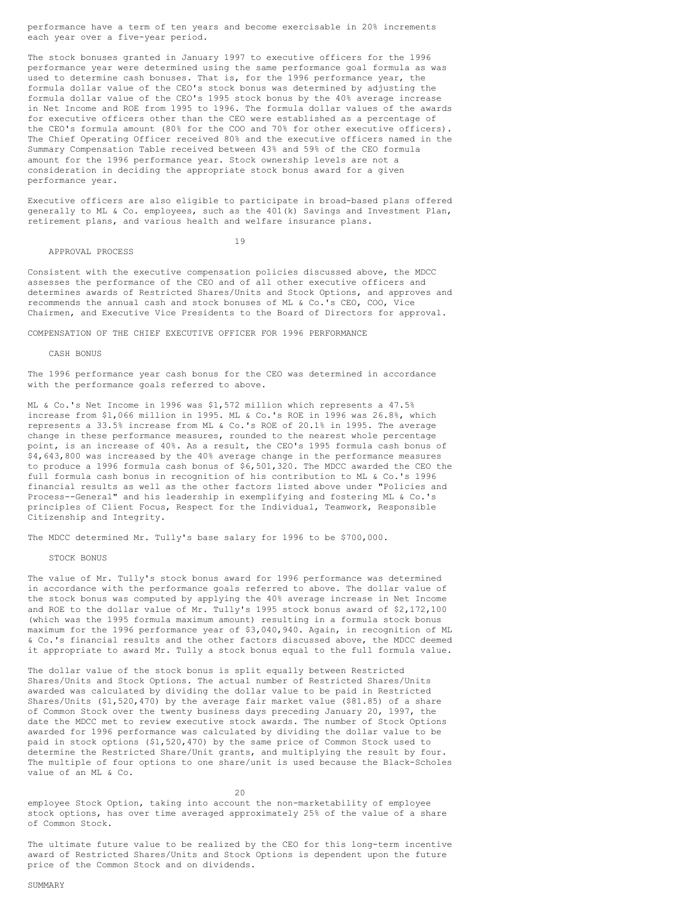performance have a term of ten years and become exercisable in 20% increments each year over a five-year period.

The stock bonuses granted in January 1997 to executive officers for the 1996 performance year were determined using the same performance goal formula as was used to determine cash bonuses. That is, for the 1996 performance year, the formula dollar value of the CEO's stock bonus was determined by adjusting the formula dollar value of the CEO's 1995 stock bonus by the 40% average increase in Net Income and ROE from 1995 to 1996. The formula dollar values of the awards for executive officers other than the CEO were established as a percentage of the CEO's formula amount (80% for the COO and 70% for other executive officers). The Chief Operating Officer received 80% and the executive officers named in the Summary Compensation Table received between 43% and 59% of the CEO formula amount for the 1996 performance year. Stock ownership levels are not a consideration in deciding the appropriate stock bonus award for a given performance year.

Executive officers are also eligible to participate in broad-based plans offered generally to ML & Co. employees, such as the 401(k) Savings and Investment Plan, retirement plans, and various health and welfare insurance plans.

### APPROVAL PROCESS

Consistent with the executive compensation policies discussed above, the MDCC assesses the performance of the CEO and of all other executive officers and determines awards of Restricted Shares/Units and Stock Options, and approves and recommends the annual cash and stock bonuses of ML & Co.'s CEO, COO, Vice Chairmen, and Executive Vice Presidents to the Board of Directors for approval.

## COMPENSATION OF THE CHIEF EXECUTIVE OFFICER FOR 1996 PERFORMANCE

### CASH BONUS

The 1996 performance year cash bonus for the CEO was determined in accordance with the performance goals referred to above.

ML & Co.'s Net Income in 1996 was $1,572 million which represents a 47.5% increase from $1,066 million in 1995. ML & Co.'s ROE in 1996 was 26.8%, which represents a 33.5% increase from ML & Co.'s ROE of 20.1% in 1995. The average change in these performance measures, rounded to the nearest whole percentage point, is an increase of 40%. As a result, the CEO's 1995 formula cash bonus of $4,643,800 was increased by the 40% average change in the performance measures to produce a 1996 formula cash bonus of $6,501,320. The MDCC awarded the CEO the full formula cash bonus in recognition of his contribution to ML & Co.'s 1996 financial results as well as the other factors listed above under "Policies and Process--General" and his leadership in exemplifying and fostering ML & Co.'s principles of Client Focus, Respect for the Individual, Teamwork, Responsible Citizenship and Integrity.

The MDCC determined Mr. Tully's base salary for 1996 to be $700,000.

### STOCK BONUS

The value of Mr. Tully's stock bonus award for 1996 performance was determined in accordance with the performance goals referred to above. The dollar value of the stock bonus was computed by applying the 40% average increase in Net Income and ROE to the dollar value of Mr. Tully's 1995 stock bonus award of $2,172,100 (which was the 1995 formula maximum amount) resulting in a formula stock bonus maximum for the 1996 performance year of $3,040,940. Again, in recognition of ML & Co.'s financial results and the other factors discussed above, the MDCC deemed it appropriate to award Mr. Tully a stock bonus equal to the full formula value.

The dollar value of the stock bonus is split equally between Restricted Shares/Units and Stock Options. The actual number of Restricted Shares/Units awarded was calculated by dividing the dollar value to be paid in Restricted Shares/Units ($1,520,470) by the average fair market value ($81.85) of a share of Common Stock over the twenty business days preceding January 20, 1997, the date the MDCC met to review executive stock awards. The number of Stock Options awarded for 1996 performance was calculated by dividing the dollar value to be paid in stock options ($1,520,470) by the same price of Common Stock used to determine the Restricted Share/Unit grants, and multiplying the result by four. The multiple of four options to one share/unit is used because the Black-Scholes value of an ML & Co. employee Stock Option, taking into account the non-marketability of employee stock options, has over time averaged approximately 25% of the value of a share of Common Stock.

The ultimate future value to be realized by the CEO for this long-term incentive award of Restricted Shares/Units and Stock Options is dependent upon the future price of the Common Stock and on dividends.

## SUMMARY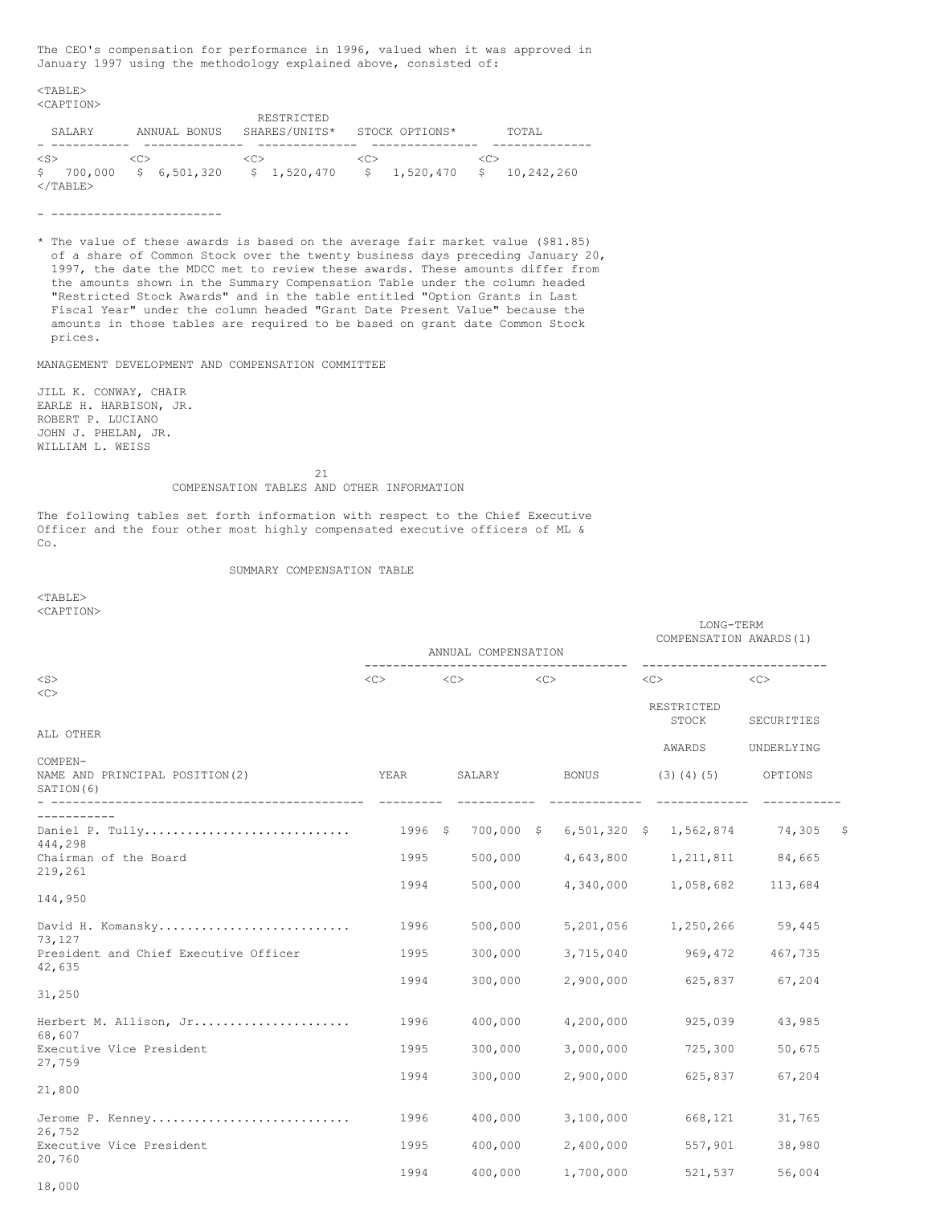The CEO's compensation for performance in 1996, valued when it was approved in January 1997 using the methodology explained above, consisted of:

| SALARY | ANNUAL BONUS | RESTRICTED SHARES/UNITS* | STOCK OPTIONS* | TOTAL |
|---|---|---|---|---|
| $ 700,000 | $ 6,501,320 | $ 1,520,470 | $ 1,520,470 | $ 10,242,260 |

- ------------------------

* The value of these awards is based on the average fair market value ($81.85) of a share of Common Stock over the twenty business days preceding January 20, 1997, the date the MDCC met to review these awards. These amounts differ from the amounts shown in the Summary Compensation Table under the column headed "Restricted Stock Awards" and in the table entitled "Option Grants in Last Fiscal Year" under the column headed "Grant Date Present Value" because the amounts in those tables are required to be based on grant date Common Stock prices.

MANAGEMENT DEVELOPMENT AND COMPENSATION COMMITTEE

JILL K. CONWAY, CHAIR
EARLE H. HARBISON, JR.
ROBERT P. LUCIANO
JOHN J. PHELAN, JR.
WILLIAM L. WEISS

## COMPENSATION TABLES AND OTHER INFORMATION

The following tables set forth information with respect to the Chief Executive Officer and the four other most highly compensated executive officers of ML & Co.

### SUMMARY COMPENSATION TABLE

| | | ANNUAL COMPENSATION | | LONG-TERM COMPENSATION AWARDS(1) | | |
|---|---|---|---|---|---|---|
| NAME AND PRINCIPAL POSITION(2) | YEAR | SALARY | BONUS | RESTRICTED STOCK AWARDS (3)(4)(5) | SECURITIES UNDERLYING OPTIONS | ALL OTHER COMPEN-SATION(6) |
| Daniel P. Tully | 1996 | $ 700,000 | $ 6,501,320 | $ 1,562,874 | 74,305 | $ 444,298 |
| Chairman of the Board | 1995 | 500,000 | 4,643,800 | 1,211,811 | 84,665 | 219,261 |
| | 1994 | 500,000 | 4,340,000 | 1,058,682 | 113,684 | 144,950 |
| David H. Komansky | 1996 | 500,000 | 5,201,056 | 1,250,266 | 59,445 | 73,127 |
| President and Chief Executive Officer | 1995 | 300,000 | 3,715,040 | 969,472 | 467,735 | 42,635 |
| | 1994 | 300,000 | 2,900,000 | 625,837 | 67,204 | 31,250 |
| Herbert M. Allison, Jr | 1996 | 400,000 | 4,200,000 | 925,039 | 43,985 | 68,607 |
| Executive Vice President | 1995 | 300,000 | 3,000,000 | 725,300 | 50,675 | 27,759 |
| | 1994 | 300,000 | 2,900,000 | 625,837 | 67,204 | 21,800 |
| Jerome P. Kenney | 1996 | 400,000 | 3,100,000 | 668,121 | 31,765 | 26,752 |
| Executive Vice President | 1995 | 400,000 | 2,400,000 | 557,901 | 38,980 | 20,760 |
| | 1994 | 400,000 | 1,700,000 | 521,537 | 56,004 | 18,000 |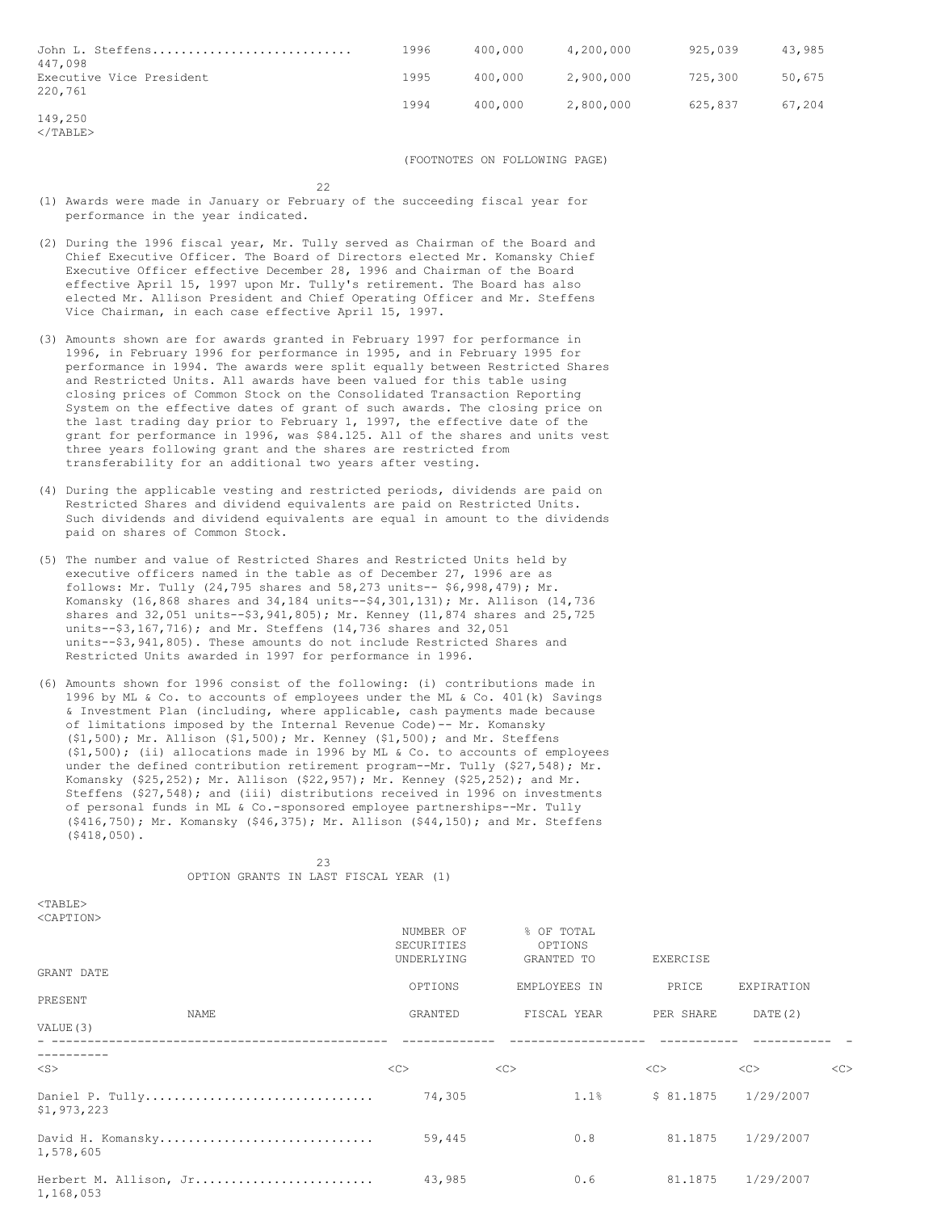| | | | | | | |
|---|---|---|---|---|---|---|
| John L. Steffens | 1996 | 400,000 | 4,200,000 | 925,039 | 43,985 | 447,098 |
| Executive Vice President | 1995 | 400,000 | 2,900,000 | 725,300 | 50,675 | 220,761 |
| | 1994 | 400,000 | 2,800,000 | 625,837 | 67,204 | 149,250 |

(FOOTNOTES ON FOLLOWING PAGE)

(1) Awards were made in January or February of the succeeding fiscal year for performance in the year indicated.

(2) During the 1996 fiscal year, Mr. Tully served as Chairman of the Board and Chief Executive Officer. The Board of Directors elected Mr. Komansky Chief Executive Officer effective December 28, 1996 and Chairman of the Board effective April 15, 1997 upon Mr. Tully's retirement. The Board has also elected Mr. Allison President and Chief Operating Officer and Mr. Steffens Vice Chairman, in each case effective April 15, 1997.

(3) Amounts shown are for awards granted in February 1997 for performance in 1996, in February 1996 for performance in 1995, and in February 1995 for performance in 1994. The awards were split equally between Restricted Shares and Restricted Units. All awards have been valued for this table using closing prices of Common Stock on the Consolidated Transaction Reporting System on the effective dates of grant of such awards. The closing price on the last trading day prior to February 1, 1997, the effective date of the grant for performance in 1996, was $84.125. All of the shares and units vest three years following grant and the shares are restricted from transferability for an additional two years after vesting.

(4) During the applicable vesting and restricted periods, dividends are paid on Restricted Shares and dividend equivalents are paid on Restricted Units. Such dividends and dividend equivalents are equal in amount to the dividends paid on shares of Common Stock.

(5) The number and value of Restricted Shares and Restricted Units held by executive officers named in the table as of December 27, 1996 are as follows: Mr. Tully (24,795 shares and 58,273 units-- $6,998,479); Mr. Komansky (16,868 shares and 34,184 units--$4,301,131); Mr. Allison (14,736 shares and 32,051 units--$3,941,805); Mr. Kenney (11,874 shares and 25,725 units--$3,167,716); and Mr. Steffens (14,736 shares and 32,051 units--$3,941,805). These amounts do not include Restricted Shares and Restricted Units awarded in 1997 for performance in 1996.

(6) Amounts shown for 1996 consist of the following: (i) contributions made in 1996 by ML & Co. to accounts of employees under the ML & Co. 401(k) Savings & Investment Plan (including, where applicable, cash payments made because of limitations imposed by the Internal Revenue Code)-- Mr. Komansky ($1,500); Mr. Allison ($1,500); Mr. Kenney ($1,500); and Mr. Steffens ($1,500); (ii) allocations made in 1996 by ML & Co. to accounts of employees under the defined contribution retirement program--Mr. Tully ($27,548); Mr. Komansky ($25,252); Mr. Allison ($22,957); Mr. Kenney ($25,252); and Mr. Steffens ($27,548); and (iii) distributions received in 1996 on investments of personal funds in ML & Co.-sponsored employee partnerships--Mr. Tully ($416,750); Mr. Komansky ($46,375); Mr. Allison ($44,150); and Mr. Steffens ($418,050).

OPTION GRANTS IN LAST FISCAL YEAR (1)

| NAME | NUMBER OF SECURITIES UNDERLYING OPTIONS GRANTED | % OF TOTAL OPTIONS GRANTED TO EMPLOYEES IN FISCAL YEAR | EXERCISE PRICE PER SHARE | EXPIRATION DATE(2) | GRANT DATE PRESENT VALUE(3) |
|---|---|---|---|---|---|
| Daniel P. Tully | 74,305 | 1.1% | $ 81.1875 | 1/29/2007 | $1,973,223 |
| David H. Komansky | 59,445 | 0.8 | 81.1875 | 1/29/2007 | 1,578,605 |
| Herbert M. Allison, Jr. | 43,985 | 0.6 | 81.1875 | 1/29/2007 | 1,168,053 |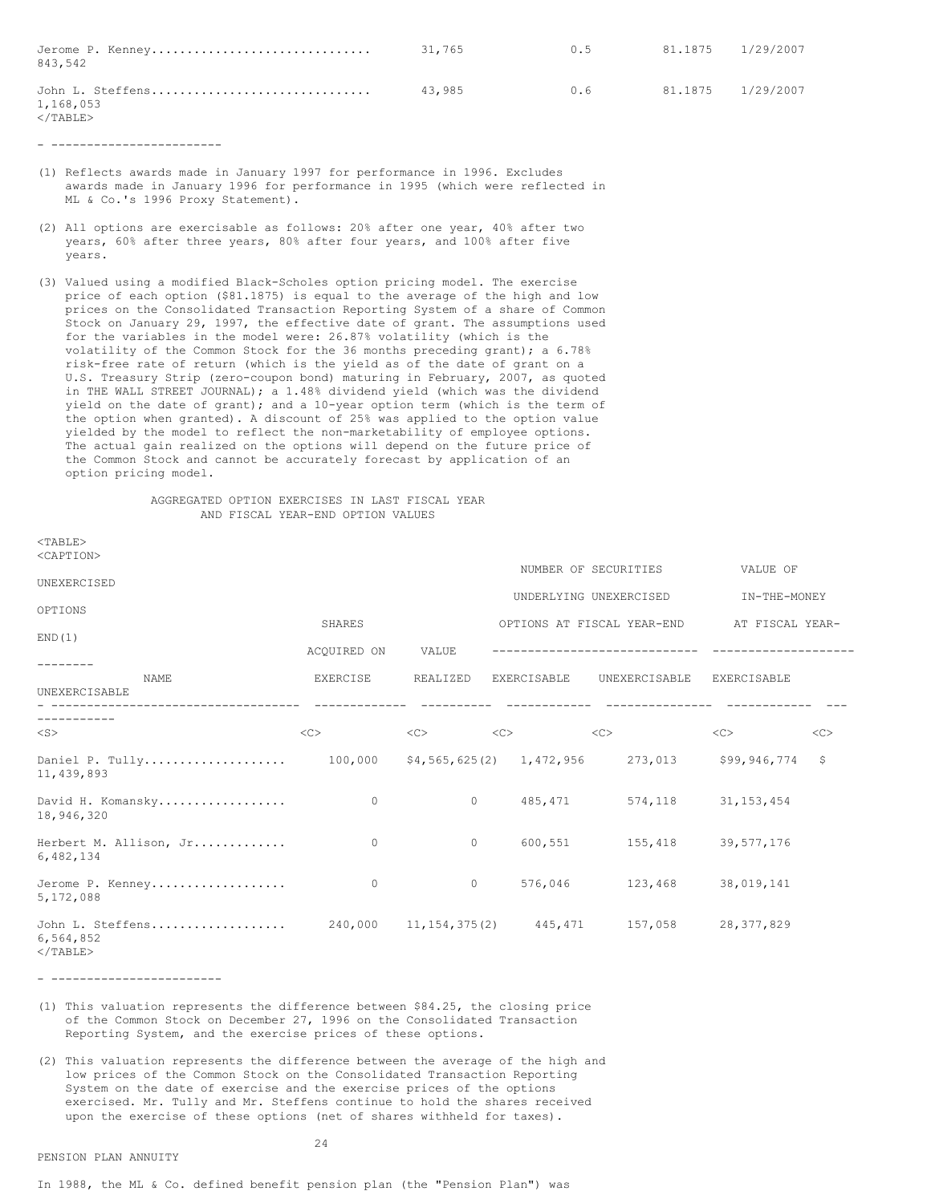| | | | | | |
|---|---|---|---|---|---|
| Jerome P. Kenney | 31,765 | 0.5 | 81.1875 | 1/29/2007 | 843,542 |
| John L. Steffens | 43,985 | 0.6 | 81.1875 | 1/29/2007 | 1,168,053 |

- ------------------------

(1) Reflects awards made in January 1997 for performance in 1996. Excludes awards made in January 1996 for performance in 1995 (which were reflected in ML & Co.'s 1996 Proxy Statement).

(2) All options are exercisable as follows: 20% after one year, 40% after two years, 60% after three years, 80% after four years, and 100% after five years.

(3) Valued using a modified Black-Scholes option pricing model. The exercise price of each option ($81.1875) is equal to the average of the high and low prices on the Consolidated Transaction Reporting System of a share of Common Stock on January 29, 1997, the effective date of grant. The assumptions used for the variables in the model were: 26.87% volatility (which is the volatility of the Common Stock for the 36 months preceding grant); a 6.78% risk-free rate of return (which is the yield as of the date of grant on a U.S. Treasury Strip (zero-coupon bond) maturing in February, 2007, as quoted in THE WALL STREET JOURNAL); a 1.48% dividend yield (which was the dividend yield on the date of grant); and a 10-year option term (which is the term of the option when granted). A discount of 25% was applied to the option value yielded by the model to reflect the non-marketability of employee options. The actual gain realized on the options will depend on the future price of the Common Stock and cannot be accurately forecast by application of an option pricing model.

AGGREGATED OPTION EXERCISES IN LAST FISCAL YEAR AND FISCAL YEAR-END OPTION VALUES

| NAME | SHARES ACQUIRED ON EXERCISE | VALUE REALIZED | NUMBER OF SECURITIES UNDERLYING UNEXERCISED OPTIONS AT FISCAL YEAR-END | | VALUE OF UNEXERCISED IN-THE-MONEY OPTIONS AT FISCAL YEAR-END(1) | |
|---|---|---|---|---|---|---|
| | | | EXERCISABLE | UNEXERCISABLE | EXERCISABLE | UNEXERCISABLE |
| Daniel P. Tully | 100,000 | $4,565,625(2) | 1,472,956 | 273,013 | $99,946,774 | $11,439,893 |
| David H. Komansky | 0 | 0 | 485,471 | 574,118 | 31,153,454 | 18,946,320 |
| Herbert M. Allison, Jr. | 0 | 0 | 600,551 | 155,418 | 39,577,176 | 6,482,134 |
| Jerome P. Kenney | 0 | 0 | 576,046 | 123,468 | 38,019,141 | 5,172,088 |
| John L. Steffens | 240,000 | 11,154,375(2) | 445,471 | 157,058 | 28,377,829 | 6,564,852 |

- ------------------------

(1) This valuation represents the difference between $84.25, the closing price of the Common Stock on December 27, 1996 on the Consolidated Transaction Reporting System, and the exercise prices of these options.

(2) This valuation represents the difference between the average of the high and low prices of the Common Stock on the Consolidated Transaction Reporting System on the date of exercise and the exercise prices of the options exercised. Mr. Tully and Mr. Steffens continue to hold the shares received upon the exercise of these options (net of shares withheld for taxes).

PENSION PLAN ANNUITY

In 1988, the ML & Co. defined benefit pension plan (the "Pension Plan") was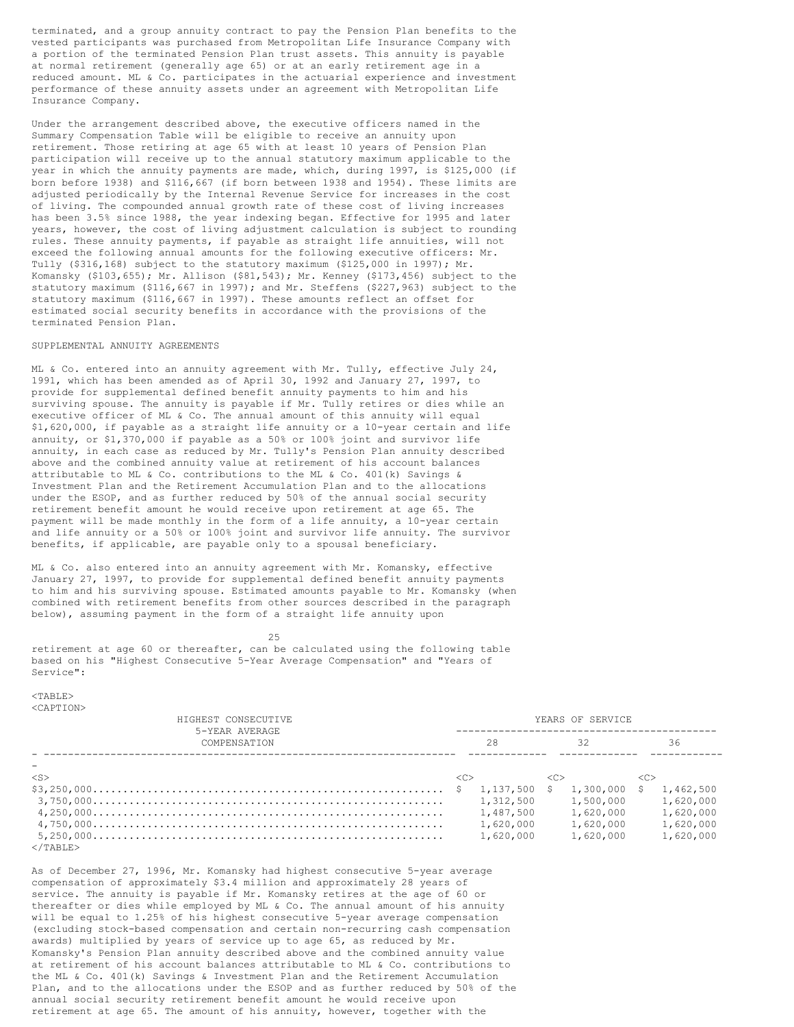terminated, and a group annuity contract to pay the Pension Plan benefits to the vested participants was purchased from Metropolitan Life Insurance Company with a portion of the terminated Pension Plan trust assets. This annuity is payable at normal retirement (generally age 65) or at an early retirement age in a reduced amount. ML & Co. participates in the actuarial experience and investment performance of these annuity assets under an agreement with Metropolitan Life Insurance Company.

Under the arrangement described above, the executive officers named in the Summary Compensation Table will be eligible to receive an annuity upon retirement. Those retiring at age 65 with at least 10 years of Pension Plan participation will receive up to the annual statutory maximum applicable to the year in which the annuity payments are made, which, during 1997, is $125,000 (if born before 1938) and $116,667 (if born between 1938 and 1954). These limits are adjusted periodically by the Internal Revenue Service for increases in the cost of living. The compounded annual growth rate of these cost of living increases has been 3.5% since 1988, the year indexing began. Effective for 1995 and later years, however, the cost of living adjustment calculation is subject to rounding rules. These annuity payments, if payable as straight life annuities, will not exceed the following annual amounts for the following executive officers: Mr. Tully ($316,168) subject to the statutory maximum ($125,000 in 1997); Mr. Komansky ($103,655); Mr. Allison ($81,543); Mr. Kenney ($173,456) subject to the statutory maximum ($116,667 in 1997); and Mr. Steffens ($227,963) subject to the statutory maximum ($116,667 in 1997). These amounts reflect an offset for estimated social security benefits in accordance with the provisions of the terminated Pension Plan.

## SUPPLEMENTAL ANNUITY AGREEMENTS

ML & Co. entered into an annuity agreement with Mr. Tully, effective July 24, 1991, which has been amended as of April 30, 1992 and January 27, 1997, to provide for supplemental defined benefit annuity payments to him and his surviving spouse. The annuity is payable if Mr. Tully retires or dies while an executive officer of ML & Co. The annual amount of this annuity will equal $1,620,000, if payable as a straight life annuity or a 10-year certain and life annuity, or $1,370,000 if payable as a 50% or 100% joint and survivor life annuity, in each case as reduced by Mr. Tully's Pension Plan annuity described above and the combined annuity value at retirement of his account balances attributable to ML & Co. contributions to the ML & Co. 401(k) Savings & Investment Plan and the Retirement Accumulation Plan and to the allocations under the ESOP, and as further reduced by 50% of the annual social security retirement benefit amount he would receive upon retirement at age 65. The payment will be made monthly in the form of a life annuity, a 10-year certain and life annuity or a 50% or 100% joint and survivor life annuity. The survivor benefits, if applicable, are payable only to a spousal beneficiary.

ML & Co. also entered into an annuity agreement with Mr. Komansky, effective January 27, 1997, to provide for supplemental defined benefit annuity payments to him and his surviving spouse. Estimated amounts payable to Mr. Komansky (when combined with retirement benefits from other sources described in the paragraph below), assuming payment in the form of a straight life annuity upon retirement at age 60 or thereafter, can be calculated using the following table based on his "Highest Consecutive 5-Year Average Compensation" and "Years of Service":

| HIGHEST CONSECUTIVE 5-YEAR AVERAGE COMPENSATION | YEARS OF SERVICE | | |
|---|---|---|---|
| | 28 | 32 | 36 |
| $3,250,000 | $ 1,137,500 | $ 1,300,000 | $ 1,462,500 |
| 3,750,000 | 1,312,500 | 1,500,000 | 1,620,000 |
| 4,250,000 | 1,487,500 | 1,620,000 | 1,620,000 |
| 4,750,000 | 1,620,000 | 1,620,000 | 1,620,000 |
| 5,250,000 | 1,620,000 | 1,620,000 | 1,620,000 |

As of December 27, 1996, Mr. Komansky had highest consecutive 5-year average compensation of approximately $3.4 million and approximately 28 years of service. The annuity is payable if Mr. Komansky retires at the age of 60 or thereafter or dies while employed by ML & Co. The annual amount of his annuity will be equal to 1.25% of his highest consecutive 5-year average compensation (excluding stock-based compensation and certain non-recurring cash compensation awards) multiplied by years of service up to age 65, as reduced by Mr. Komansky's Pension Plan annuity described above and the combined annuity value at retirement of his account balances attributable to ML & Co. contributions to the ML & Co. 401(k) Savings & Investment Plan and the Retirement Accumulation Plan, and to the allocations under the ESOP and as further reduced by 50% of the annual social security retirement benefit amount he would receive upon retirement at age 65. The amount of his annuity, however, together with the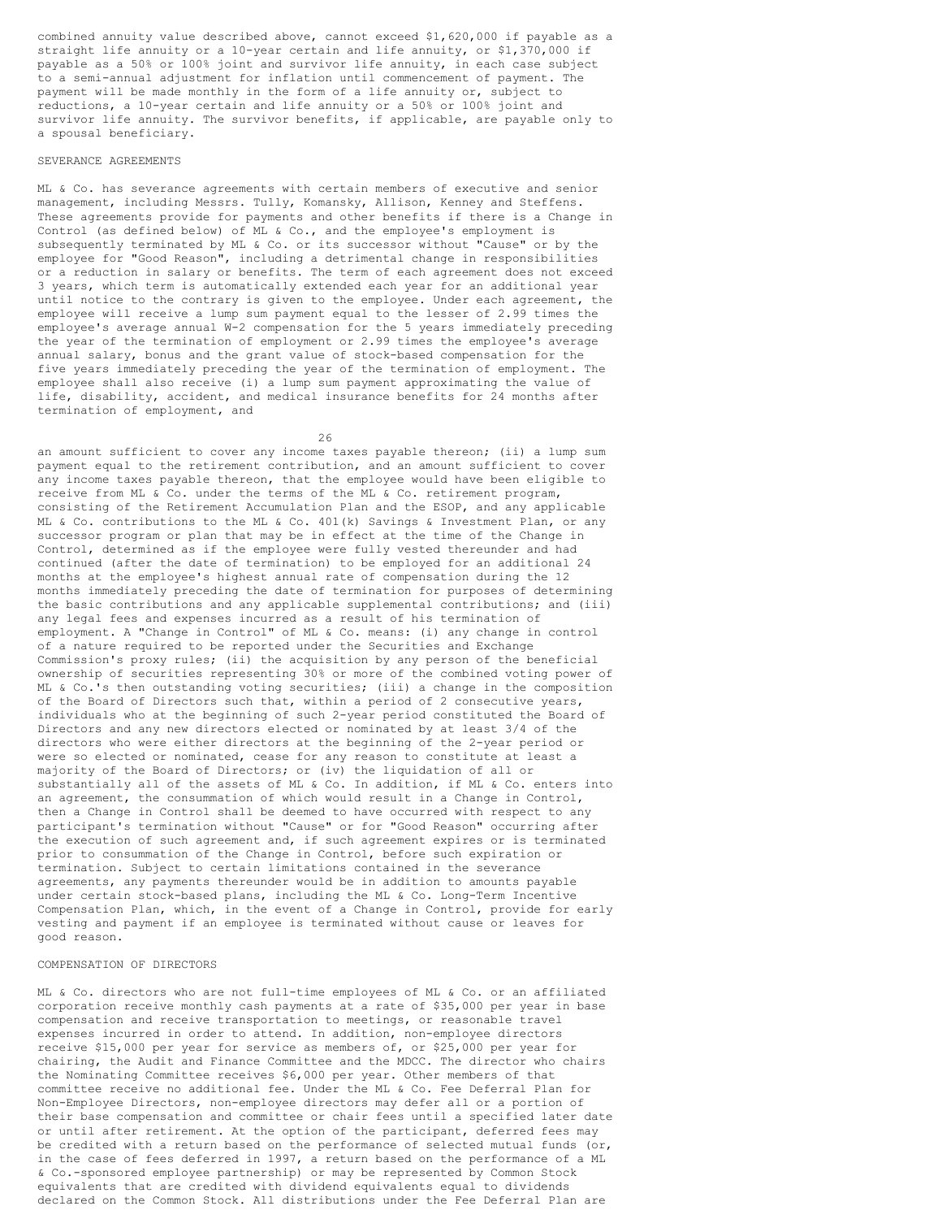combined annuity value described above, cannot exceed $1,620,000 if payable as a straight life annuity or a 10-year certain and life annuity, or $1,370,000 if payable as a 50% or 100% joint and survivor life annuity, in each case subject to a semi-annual adjustment for inflation until commencement of payment. The payment will be made monthly in the form of a life annuity or, subject to reductions, a 10-year certain and life annuity or a 50% or 100% joint and survivor life annuity. The survivor benefits, if applicable, are payable only to a spousal beneficiary.

## SEVERANCE AGREEMENTS

ML & Co. has severance agreements with certain members of executive and senior management, including Messrs. Tully, Komansky, Allison, Kenney and Steffens. These agreements provide for payments and other benefits if there is a Change in Control (as defined below) of ML & Co., and the employee's employment is subsequently terminated by ML & Co. or its successor without "Cause" or by the employee for "Good Reason", including a detrimental change in responsibilities or a reduction in salary or benefits. The term of each agreement does not exceed 3 years, which term is automatically extended each year for an additional year until notice to the contrary is given to the employee. Under each agreement, the employee will receive a lump sum payment equal to the lesser of 2.99 times the employee's average annual W-2 compensation for the 5 years immediately preceding the year of the termination of employment or 2.99 times the employee's average annual salary, bonus and the grant value of stock-based compensation for the five years immediately preceding the year of the termination of employment. The employee shall also receive (i) a lump sum payment approximating the value of life, disability, accident, and medical insurance benefits for 24 months after termination of employment, and an amount sufficient to cover any income taxes payable thereon; (ii) a lump sum payment equal to the retirement contribution, and an amount sufficient to cover any income taxes payable thereon, that the employee would have been eligible to receive from ML & Co. under the terms of the ML & Co. retirement program, consisting of the Retirement Accumulation Plan and the ESOP, and any applicable ML & Co. contributions to the ML & Co. 401(k) Savings & Investment Plan, or any successor program or plan that may be in effect at the time of the Change in Control, determined as if the employee were fully vested thereunder and had continued (after the date of termination) to be employed for an additional 24 months at the employee's highest annual rate of compensation during the 12 months immediately preceding the date of termination for purposes of determining the basic contributions and any applicable supplemental contributions; and (iii) any legal fees and expenses incurred as a result of his termination of employment. A "Change in Control" of ML & Co. means: (i) any change in control of a nature required to be reported under the Securities and Exchange Commission's proxy rules; (ii) the acquisition by any person of the beneficial ownership of securities representing 30% or more of the combined voting power of ML & Co.'s then outstanding voting securities; (iii) a change in the composition of the Board of Directors such that, within a period of 2 consecutive years, individuals who at the beginning of such 2-year period constituted the Board of Directors and any new directors elected or nominated by at least 3/4 of the directors who were either directors at the beginning of the 2-year period or were so elected or nominated, cease for any reason to constitute at least a majority of the Board of Directors; or (iv) the liquidation of all or substantially all of the assets of ML & Co. In addition, if ML & Co. enters into an agreement, the consummation of which would result in a Change in Control, then a Change in Control shall be deemed to have occurred with respect to any participant's termination without "Cause" or for "Good Reason" occurring after the execution of such agreement and, if such agreement expires or is terminated prior to consummation of the Change in Control, before such expiration or termination. Subject to certain limitations contained in the severance agreements, any payments thereunder would be in addition to amounts payable under certain stock-based plans, including the ML & Co. Long-Term Incentive Compensation Plan, which, in the event of a Change in Control, provide for early vesting and payment if an employee is terminated without cause or leaves for good reason.

## COMPENSATION OF DIRECTORS

ML & Co. directors who are not full-time employees of ML & Co. or an affiliated corporation receive monthly cash payments at a rate of $35,000 per year in base compensation and receive transportation to meetings, or reasonable travel expenses incurred in order to attend. In addition, non-employee directors receive $15,000 per year for service as members of, or $25,000 per year for chairing, the Audit and Finance Committee and the MDCC. The director who chairs the Nominating Committee receives $6,000 per year. Other members of that committee receive no additional fee. Under the ML & Co. Fee Deferral Plan for Non-Employee Directors, non-employee directors may defer all or a portion of their base compensation and committee or chair fees until a specified later date or until after retirement. At the option of the participant, deferred fees may be credited with a return based on the performance of selected mutual funds (or, in the case of fees deferred in 1997, a return based on the performance of a ML & Co.-sponsored employee partnership) or may be represented by Common Stock equivalents that are credited with dividend equivalents equal to dividends declared on the Common Stock. All distributions under the Fee Deferral Plan are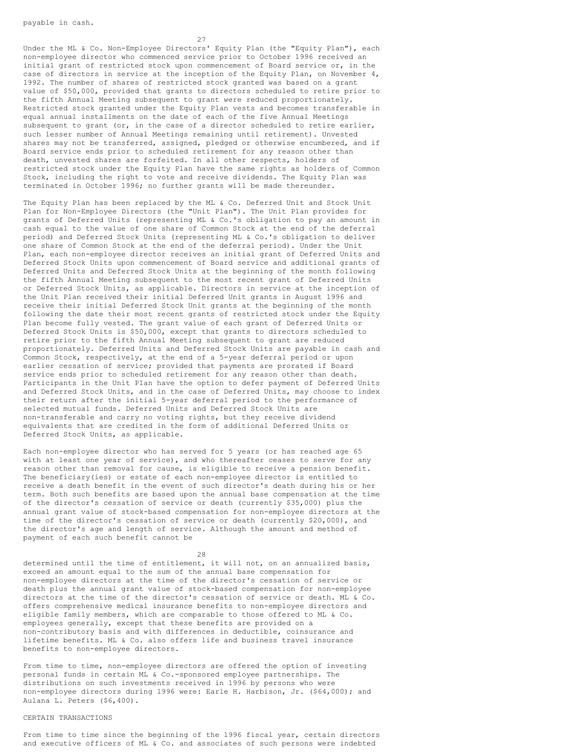payable in cash.

Under the ML & Co. Non-Employee Directors' Equity Plan (the "Equity Plan"), each non-employee director who commenced service prior to October 1996 received an initial grant of restricted stock upon commencement of Board service or, in the case of directors in service at the inception of the Equity Plan, on November 4, 1992. The number of shares of restricted stock granted was based on a grant value of $50,000, provided that grants to directors scheduled to retire prior to the fifth Annual Meeting subsequent to grant were reduced proportionately. Restricted stock granted under the Equity Plan vests and becomes transferable in equal annual installments on the date of each of the five Annual Meetings subsequent to grant (or, in the case of a director scheduled to retire earlier, such lesser number of Annual Meetings remaining until retirement). Unvested shares may not be transferred, assigned, pledged or otherwise encumbered, and if Board service ends prior to scheduled retirement for any reason other than death, unvested shares are forfeited. In all other respects, holders of restricted stock under the Equity Plan have the same rights as holders of Common Stock, including the right to vote and receive dividends. The Equity Plan was terminated in October 1996; no further grants will be made thereunder.

The Equity Plan has been replaced by the ML & Co. Deferred Unit and Stock Unit Plan for Non-Employee Directors (the "Unit Plan"). The Unit Plan provides for grants of Deferred Units (representing ML & Co.'s obligation to pay an amount in cash equal to the value of one share of Common Stock at the end of the deferral period) and Deferred Stock Units (representing ML & Co.'s obligation to deliver one share of Common Stock at the end of the deferral period). Under the Unit Plan, each non-employee director receives an initial grant of Deferred Units and Deferred Stock Units upon commencement of Board service and additional grants of Deferred Units and Deferred Stock Units at the beginning of the month following the fifth Annual Meeting subsequent to the most recent grant of Deferred Units or Deferred Stock Units, as applicable. Directors in service at the inception of the Unit Plan received their initial Deferred Unit grants in August 1996 and receive their initial Deferred Stock Unit grants at the beginning of the month following the date their most recent grants of restricted stock under the Equity Plan become fully vested. The grant value of each grant of Deferred Units or Deferred Stock Units is $50,000, except that grants to directors scheduled to retire prior to the fifth Annual Meeting subsequent to grant are reduced proportionately. Deferred Units and Deferred Stock Units are payable in cash and Common Stock, respectively, at the end of a 5-year deferral period or upon earlier cessation of service; provided that payments are prorated if Board service ends prior to scheduled retirement for any reason other than death. Participants in the Unit Plan have the option to defer payment of Deferred Units and Deferred Stock Units, and in the case of Deferred Units, may choose to index their return after the initial 5-year deferral period to the performance of selected mutual funds. Deferred Units and Deferred Stock Units are non-transferable and carry no voting rights, but they receive dividend equivalents that are credited in the form of additional Deferred Units or Deferred Stock Units, as applicable.

Each non-employee director who has served for 5 years (or has reached age 65 with at least one year of service), and who thereafter ceases to serve for any reason other than removal for cause, is eligible to receive a pension benefit. The beneficiary(ies) or estate of each non-employee director is entitled to receive a death benefit in the event of such director's death during his or her term. Both such benefits are based upon the annual base compensation at the time of the director's cessation of service or death (currently $35,000) plus the annual grant value of stock-based compensation for non-employee directors at the time of the director's cessation of service or death (currently $20,000), and the director's age and length of service. Although the amount and method of payment of each such benefit cannot be determined until the time of entitlement, it will not, on an annualized basis, exceed an amount equal to the sum of the annual base compensation for non-employee directors at the time of the director's cessation of service or death plus the annual grant value of stock-based compensation for non-employee directors at the time of the director's cessation of service or death. ML & Co. offers comprehensive medical insurance benefits to non-employee directors and eligible family members, which are comparable to those offered to ML & Co. employees generally, except that these benefits are provided on a non-contributory basis and with differences in deductible, coinsurance and lifetime benefits. ML & Co. also offers life and business travel insurance benefits to non-employee directors.

From time to time, non-employee directors are offered the option of investing personal funds in certain ML & Co.-sponsored employee partnerships. The distributions on such investments received in 1996 by persons who were non-employee directors during 1996 were: Earle H. Harbison, Jr. ($64,000); and Aulana L. Peters ($6,400).

## CERTAIN TRANSACTIONS

From time to time since the beginning of the 1996 fiscal year, certain directors and executive officers of ML & Co. and associates of such persons were indebted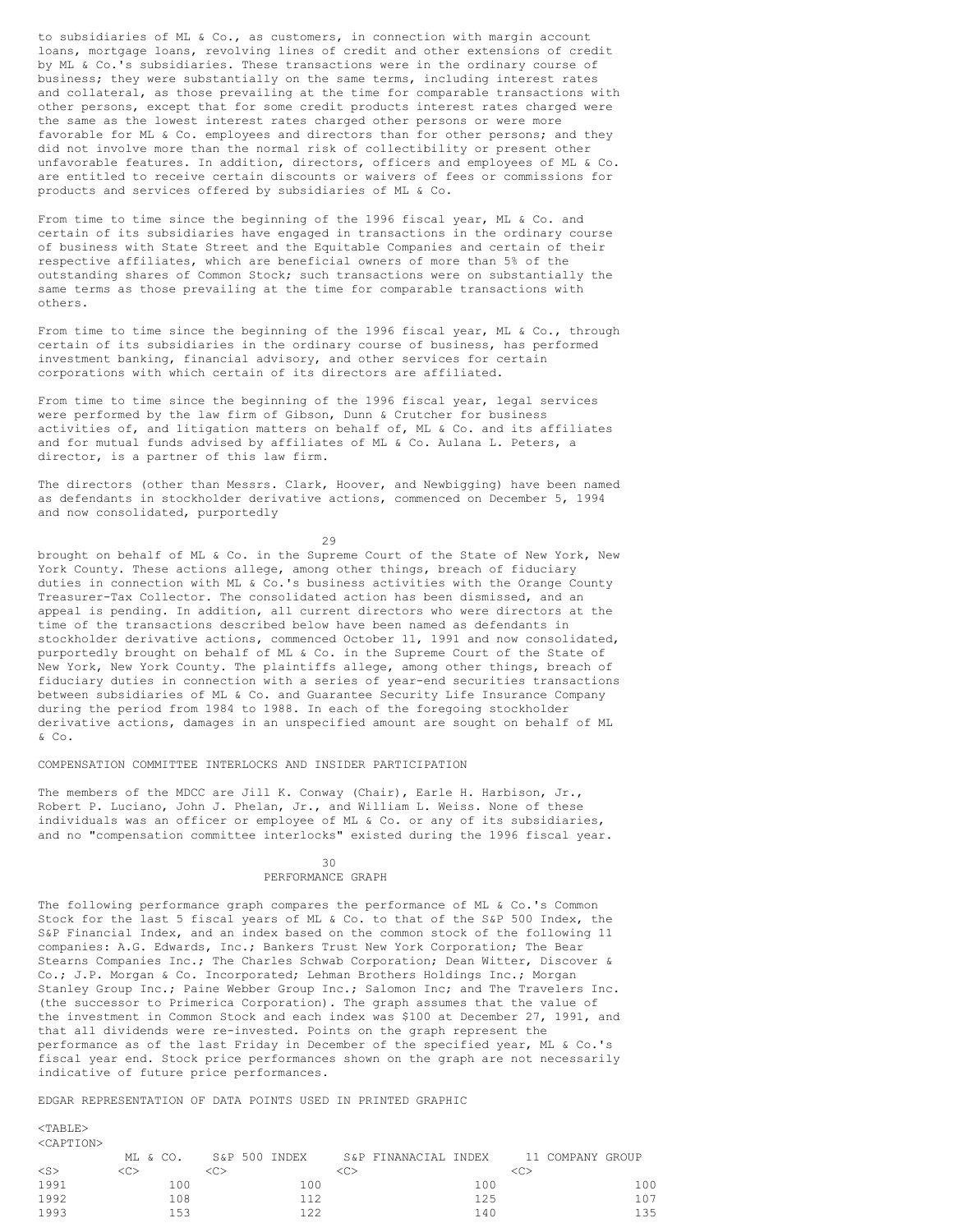to subsidiaries of ML & Co., as customers, in connection with margin account loans, mortgage loans, revolving lines of credit and other extensions of credit by ML & Co.'s subsidiaries. These transactions were in the ordinary course of business; they were substantially on the same terms, including interest rates and collateral, as those prevailing at the time for comparable transactions with other persons, except that for some credit products interest rates charged were the same as the lowest interest rates charged other persons or were more favorable for ML & Co. employees and directors than for other persons; and they did not involve more than the normal risk of collectibility or present other unfavorable features. In addition, directors, officers and employees of ML & Co. are entitled to receive certain discounts or waivers of fees or commissions for products and services offered by subsidiaries of ML & Co.

From time to time since the beginning of the 1996 fiscal year, ML & Co. and certain of its subsidiaries have engaged in transactions in the ordinary course of business with State Street and the Equitable Companies and certain of their respective affiliates, which are beneficial owners of more than 5% of the outstanding shares of Common Stock; such transactions were on substantially the same terms as those prevailing at the time for comparable transactions with others.

From time to time since the beginning of the 1996 fiscal year, ML & Co., through certain of its subsidiaries in the ordinary course of business, has performed investment banking, financial advisory, and other services for certain corporations with which certain of its directors are affiliated.

From time to time since the beginning of the 1996 fiscal year, legal services were performed by the law firm of Gibson, Dunn & Crutcher for business activities of, and litigation matters on behalf of, ML & Co. and its affiliates and for mutual funds advised by affiliates of ML & Co. Aulana L. Peters, a director, is a partner of this law firm.

The directors (other than Messrs. Clark, Hoover, and Newbigging) have been named as defendants in stockholder derivative actions, commenced on December 5, 1994 and now consolidated, purportedly brought on behalf of ML & Co. in the Supreme Court of the State of New York, New York County. These actions allege, among other things, breach of fiduciary duties in connection with ML & Co.'s business activities with the Orange County Treasurer-Tax Collector. The consolidated action has been dismissed, and an appeal is pending. In addition, all current directors who were directors at the time of the transactions described below have been named as defendants in stockholder derivative actions, commenced October 11, 1991 and now consolidated, purportedly brought on behalf of ML & Co. in the Supreme Court of the State of New York, New York County. The plaintiffs allege, among other things, breach of fiduciary duties in connection with a series of year-end securities transactions between subsidiaries of ML & Co. and Guarantee Security Life Insurance Company during the period from 1984 to 1988. In each of the foregoing stockholder derivative actions, damages in an unspecified amount are sought on behalf of ML & Co.

COMPENSATION COMMITTEE INTERLOCKS AND INSIDER PARTICIPATION

The members of the MDCC are Jill K. Conway (Chair), Earle H. Harbison, Jr., Robert P. Luciano, John J. Phelan, Jr., and William L. Weiss. None of these individuals was an officer or employee of ML & Co. or any of its subsidiaries, and no "compensation committee interlocks" existed during the 1996 fiscal year.

PERFORMANCE GRAPH

The following performance graph compares the performance of ML & Co.'s Common Stock for the last 5 fiscal years of ML & Co. to that of the S&P 500 Index, the S&P Financial Index, and an index based on the common stock of the following 11 companies: A.G. Edwards, Inc.; Bankers Trust New York Corporation; The Bear Stearns Companies Inc.; The Charles Schwab Corporation; Dean Witter, Discover & Co.; J.P. Morgan & Co. Incorporated; Lehman Brothers Holdings Inc.; Morgan Stanley Group Inc.; Paine Webber Group Inc.; Salomon Inc; and The Travelers Inc. (the successor to Primerica Corporation). The graph assumes that the value of the investment in Common Stock and each index was $100 at December 27, 1991, and that all dividends were re-invested. Points on the graph represent the performance as of the last Friday in December of the specified year, ML & Co.'s fiscal year end. Stock price performances shown on the graph are not necessarily indicative of future price performances.

EDGAR REPRESENTATION OF DATA POINTS USED IN PRINTED GRAPHIC

| | ML & CO. | S&P 500 INDEX | S&P FINANACIAL INDEX | 11 COMPANY GROUP |
|---|---|---|---|---|
| 1991 | 100 | 100 | 100 | 100 |
| 1992 | 108 | 112 | 125 | 107 |
| 1993 | 153 | 122 | 140 | 135 |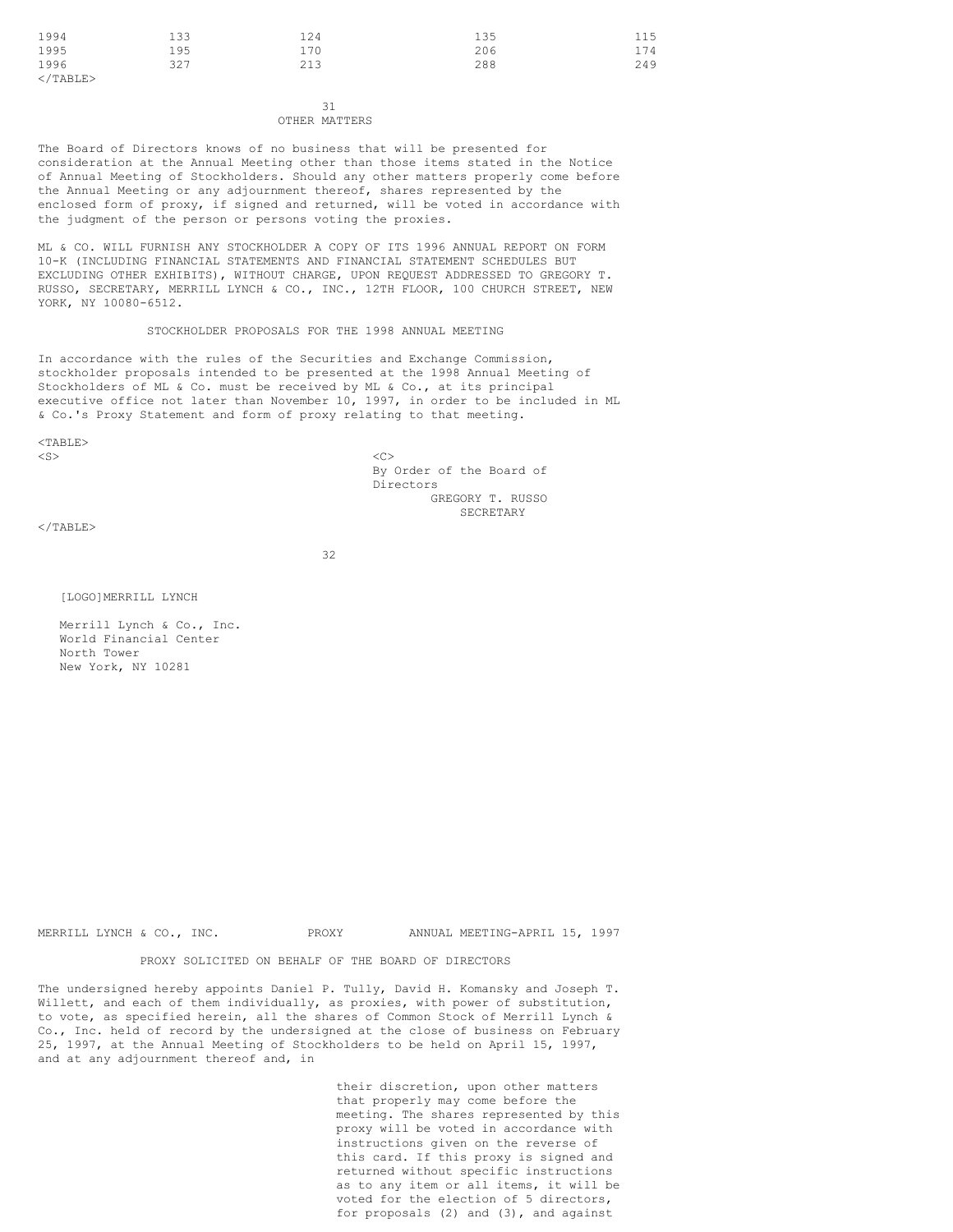| | | | | |
|---|---|---|---|---|
| 1994 | 133 | 124 | 135 | 115 |
| 1995 | 195 | 170 | 206 | 174 |
| 1996 | 327 | 213 | 288 | 249 |

## OTHER MATTERS

The Board of Directors knows of no business that will be presented for consideration at the Annual Meeting other than those items stated in the Notice of Annual Meeting of Stockholders. Should any other matters properly come before the Annual Meeting or any adjournment thereof, shares represented by the enclosed form of proxy, if signed and returned, will be voted in accordance with the judgment of the person or persons voting the proxies.

ML & CO. WILL FURNISH ANY STOCKHOLDER A COPY OF ITS 1996 ANNUAL REPORT ON FORM 10-K (INCLUDING FINANCIAL STATEMENTS AND FINANCIAL STATEMENT SCHEDULES BUT EXCLUDING OTHER EXHIBITS), WITHOUT CHARGE, UPON REQUEST ADDRESSED TO GREGORY T. RUSSO, SECRETARY, MERRILL LYNCH & CO., INC., 12TH FLOOR, 100 CHURCH STREET, NEW YORK, NY 10080-6512.

## STOCKHOLDER PROPOSALS FOR THE 1998 ANNUAL MEETING

In accordance with the rules of the Securities and Exchange Commission, stockholder proposals intended to be presented at the 1998 Annual Meeting of Stockholders of ML & Co. must be received by ML & Co., at its principal executive office not later than November 10, 1997, in order to be included in ML & Co.'s Proxy Statement and form of proxy relating to that meeting.

By Order of the Board of Directors
GREGORY T. RUSSO
SECRETARY

[LOGO]MERRILL LYNCH

Merrill Lynch & Co., Inc.
World Financial Center
North Tower
New York, NY 10281

MERRILL LYNCH & CO., INC. PROXY ANNUAL MEETING-APRIL 15, 1997

PROXY SOLICITED ON BEHALF OF THE BOARD OF DIRECTORS

The undersigned hereby appoints Daniel P. Tully, David H. Komansky and Joseph T. Willett, and each of them individually, as proxies, with power of substitution, to vote, as specified herein, all the shares of Common Stock of Merrill Lynch & Co., Inc. held of record by the undersigned at the close of business on February 25, 1997, at the Annual Meeting of Stockholders to be held on April 15, 1997, and at any adjournment thereof and, in

their discretion, upon other matters that properly may come before the meeting. The shares represented by this proxy will be voted in accordance with instructions given on the reverse of this card. If this proxy is signed and returned without specific instructions as to any item or all items, it will be voted for the election of 5 directors, for proposals (2) and (3), and against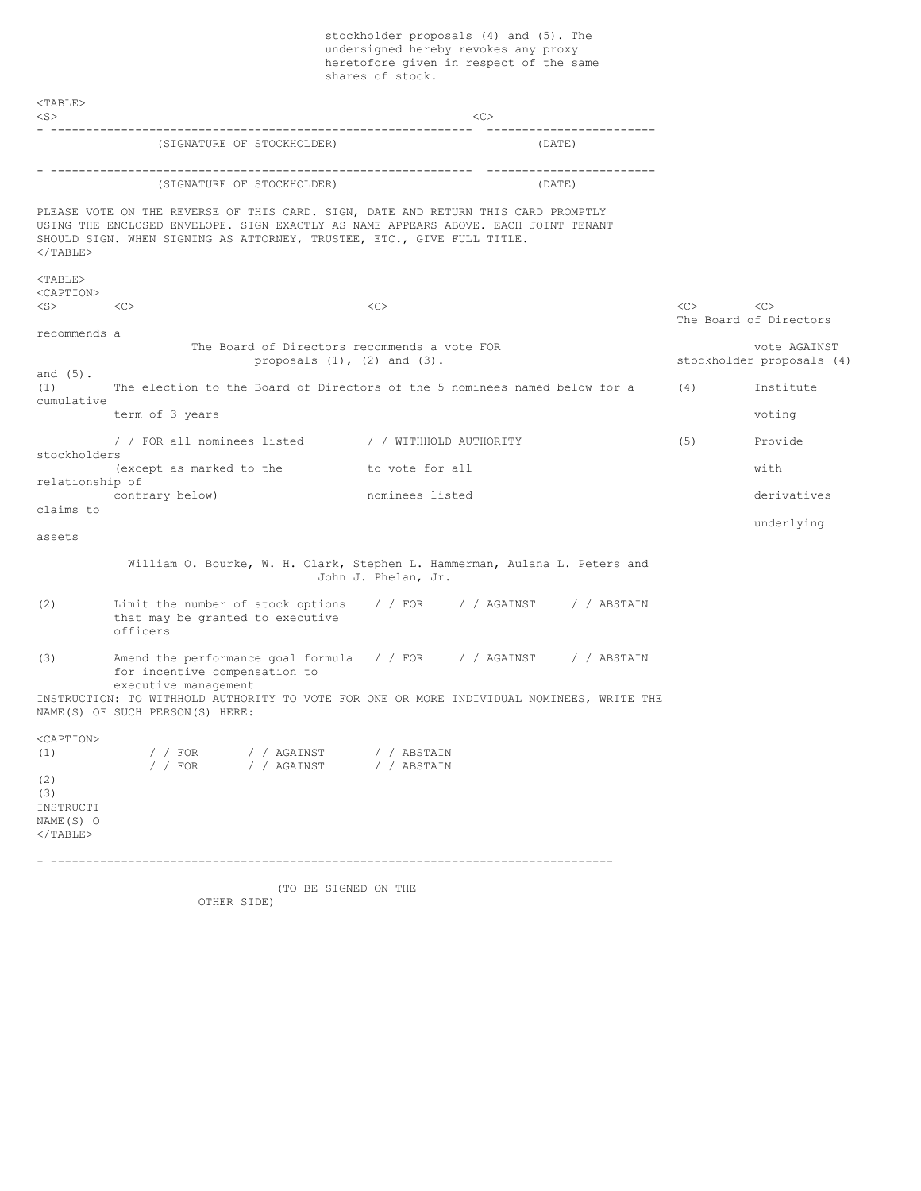stockholder proposals (4) and (5). The undersigned hereby revokes any proxy heretofore given in respect of the same shares of stock.

| | |
|---|---|
| (SIGNATURE OF STOCKHOLDER) | (DATE) |
| (SIGNATURE OF STOCKHOLDER) | (DATE) |

PLEASE VOTE ON THE REVERSE OF THIS CARD. SIGN, DATE AND RETURN THIS CARD PROMPTLY USING THE ENCLOSED ENVELOPE. SIGN EXACTLY AS NAME APPEARS ABOVE. EACH JOINT TENANT SHOULD SIGN. WHEN SIGNING AS ATTORNEY, TRUSTEE, ETC., GIVE FULL TITLE.

The Board of Directors recommends a vote FOR proposals (1), (2) and (3).

(1) The election to the Board of Directors of the 5 nominees named below for a term of 3 years

/ / FOR all nominees listed (except as marked to the contrary below)     / / WITHHOLD AUTHORITY to vote for all nominees listed

William O. Bourke, W. H. Clark, Stephen L. Hammerman, Aulana L. Peters and John J. Phelan, Jr.

(2) Limit the number of stock options that may be granted to executive officers     / / FOR     / / AGAINST     / / ABSTAIN

(3) Amend the performance goal formula for incentive compensation to executive management     / / FOR     / / AGAINST     / / ABSTAIN

INSTRUCTION: TO WITHHOLD AUTHORITY TO VOTE FOR ONE OR MORE INDIVIDUAL NOMINEES, WRITE THE NAME(S) OF SUCH PERSON(S) HERE:

The Board of Directors recommends a vote AGAINST stockholder proposals (4) and (5).

(4) Institute cumulative voting     / / FOR     / / AGAINST     / / ABSTAIN

(5) Provide stockholders with relationship of derivatives claims to underlying assets     / / FOR     / / AGAINST     / / ABSTAIN

(TO BE SIGNED ON THE OTHER SIDE)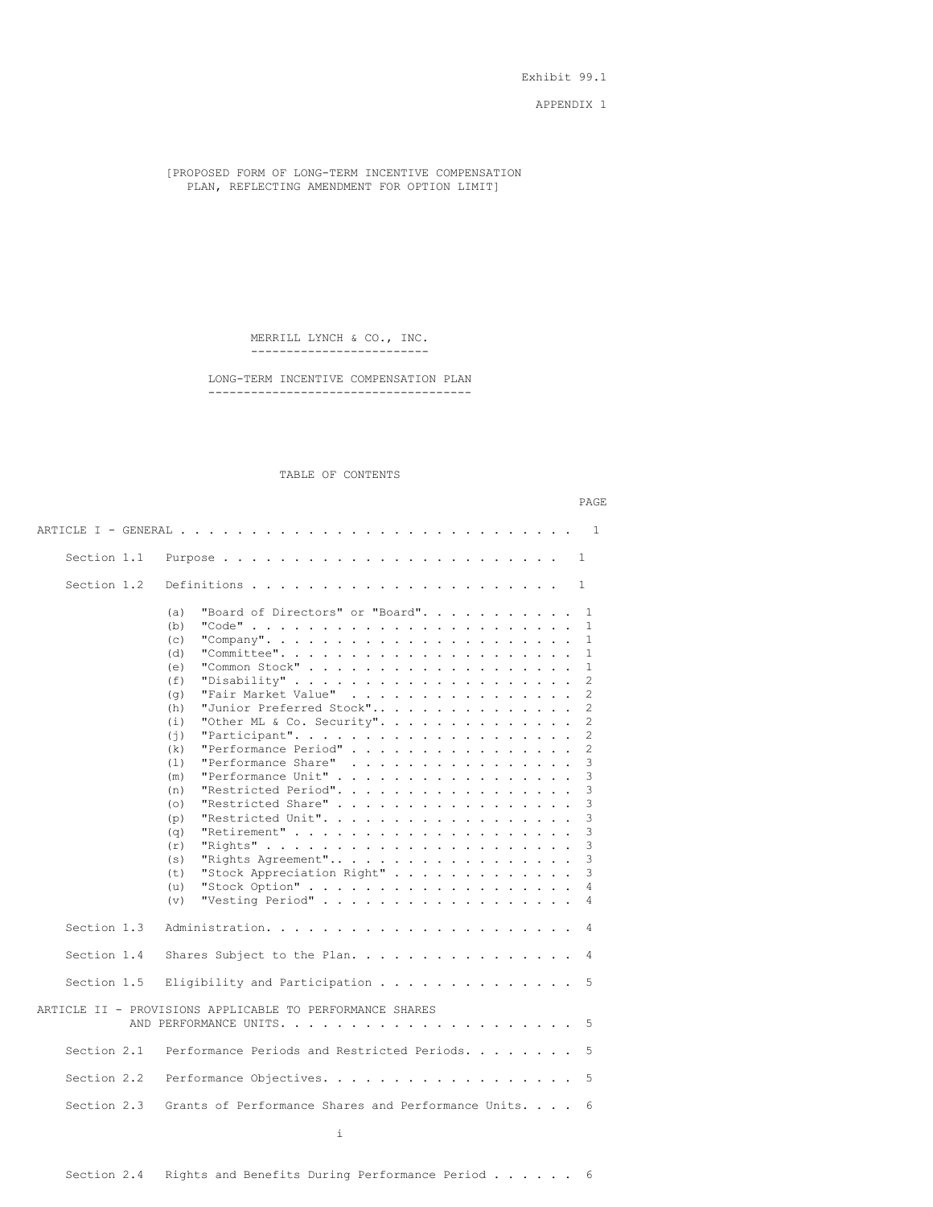Exhibit 99.1

APPENDIX 1

[PROPOSED FORM OF LONG-TERM INCENTIVE COMPENSATION PLAN, REFLECTING AMENDMENT FOR OPTION LIMIT]

# MERRILL LYNCH & CO., INC.

## LONG-TERM INCENTIVE COMPENSATION PLAN

TABLE OF CONTENTS

| | | PAGE |
|---|---|---|
| ARTICLE I - GENERAL | | 1 |
| Section 1.1 | Purpose | 1 |
| Section 1.2 | Definitions | 1 |
| | (a) "Board of Directors" or "Board" | 1 |
| | (b) "Code" | 1 |
| | (c) "Company" | 1 |
| | (d) "Committee" | 1 |
| | (e) "Common Stock" | 1 |
| | (f) "Disability" | 2 |
| | (g) "Fair Market Value" | 2 |
| | (h) "Junior Preferred Stock" | 2 |
| | (i) "Other ML & Co. Security" | 2 |
| | (j) "Participant" | 2 |
| | (k) "Performance Period" | 2 |
| | (l) "Performance Share" | 3 |
| | (m) "Performance Unit" | 3 |
| | (n) "Restricted Period" | 3 |
| | (o) "Restricted Share" | 3 |
| | (p) "Restricted Unit" | 3 |
| | (q) "Retirement" | 3 |
| | (r) "Rights" | 3 |
| | (s) "Rights Agreement" | 3 |
| | (t) "Stock Appreciation Right" | 3 |
| | (u) "Stock Option" | 4 |
| | (v) "Vesting Period" | 4 |
| Section 1.3 | Administration | 4 |
| Section 1.4 | Shares Subject to the Plan | 4 |
| Section 1.5 | Eligibility and Participation | 5 |
| ARTICLE II - PROVISIONS APPLICABLE TO PERFORMANCE SHARES AND PERFORMANCE UNITS | | 5 |
| Section 2.1 | Performance Periods and Restricted Periods | 5 |
| Section 2.2 | Performance Objectives | 5 |
| Section 2.3 | Grants of Performance Shares and Performance Units | 6 |
| Section 2.4 | Rights and Benefits During Performance Period | 6 |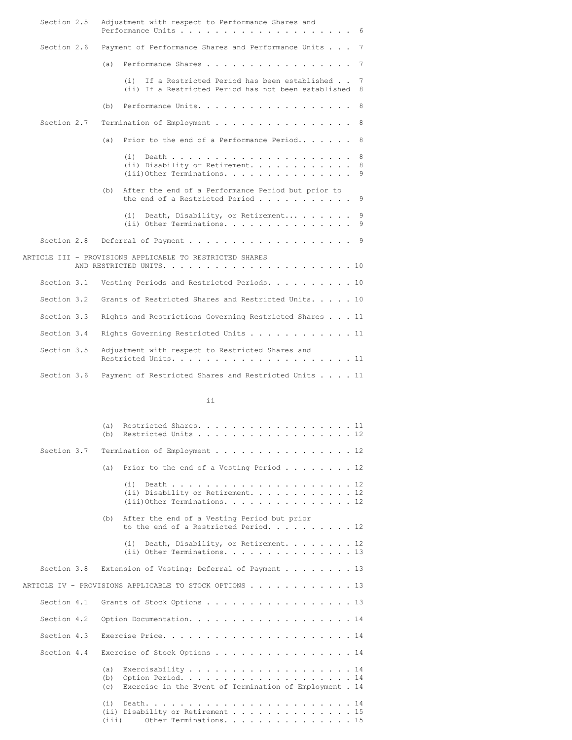| | | |
|---|---|---|
| Section 2.5 | Adjustment with respect to Performance Shares and Performance Units | 6 |
| Section 2.6 | Payment of Performance Shares and Performance Units | 7 |
| | (a) Performance Shares | 7 |
| | (i) If a Restricted Period has been established | 7 |
| | (ii) If a Restricted Period has not been established | 8 |
| | (b) Performance Units | 8 |
| Section 2.7 | Termination of Employment | 8 |
| | (a) Prior to the end of a Performance Period | 8 |
| | (i) Death | 8 |
| | (ii) Disability or Retirement | 8 |
| | (iii) Other Terminations | 9 |
| | (b) After the end of a Performance Period but prior to the end of a Restricted Period | 9 |
| | (i) Death, Disability, or Retirement | 9 |
| | (ii) Other Terminations | 9 |
| Section 2.8 | Deferral of Payment | 9 |
| ARTICLE III - PROVISIONS APPLICABLE TO RESTRICTED SHARES AND RESTRICTED UNITS | | 10 |
| Section 3.1 | Vesting Periods and Restricted Periods | 10 |
| Section 3.2 | Grants of Restricted Shares and Restricted Units | 10 |
| Section 3.3 | Rights and Restrictions Governing Restricted Shares | 11 |
| Section 3.4 | Rights Governing Restricted Units | 11 |
| Section 3.5 | Adjustment with respect to Restricted Shares and Restricted Units | 11 |
| Section 3.6 | Payment of Restricted Shares and Restricted Units | 11 |
| | (a) Restricted Shares | 11 |
| | (b) Restricted Units | 12 |
| Section 3.7 | Termination of Employment | 12 |
| | (a) Prior to the end of a Vesting Period | 12 |
| | (i) Death | 12 |
| | (ii) Disability or Retirement | 12 |
| | (iii) Other Terminations | 12 |
| | (b) After the end of a Vesting Period but prior to the end of a Restricted Period | 12 |
| | (i) Death, Disability, or Retirement | 12 |
| | (ii) Other Terminations | 13 |
| Section 3.8 | Extension of Vesting; Deferral of Payment | 13 |
| ARTICLE IV - PROVISIONS APPLICABLE TO STOCK OPTIONS | | 13 |
| Section 4.1 | Grants of Stock Options | 13 |
| Section 4.2 | Option Documentation | 14 |
| Section 4.3 | Exercise Price | 14 |
| Section 4.4 | Exercise of Stock Options | 14 |
| | (a) Exercisability | 14 |
| | (b) Option Period | 14 |
| | (c) Exercise in the Event of Termination of Employment | 14 |
| | (i) Death | 14 |
| | (ii) Disability or Retirement | 15 |
| | (iii) Other Terminations | 15 |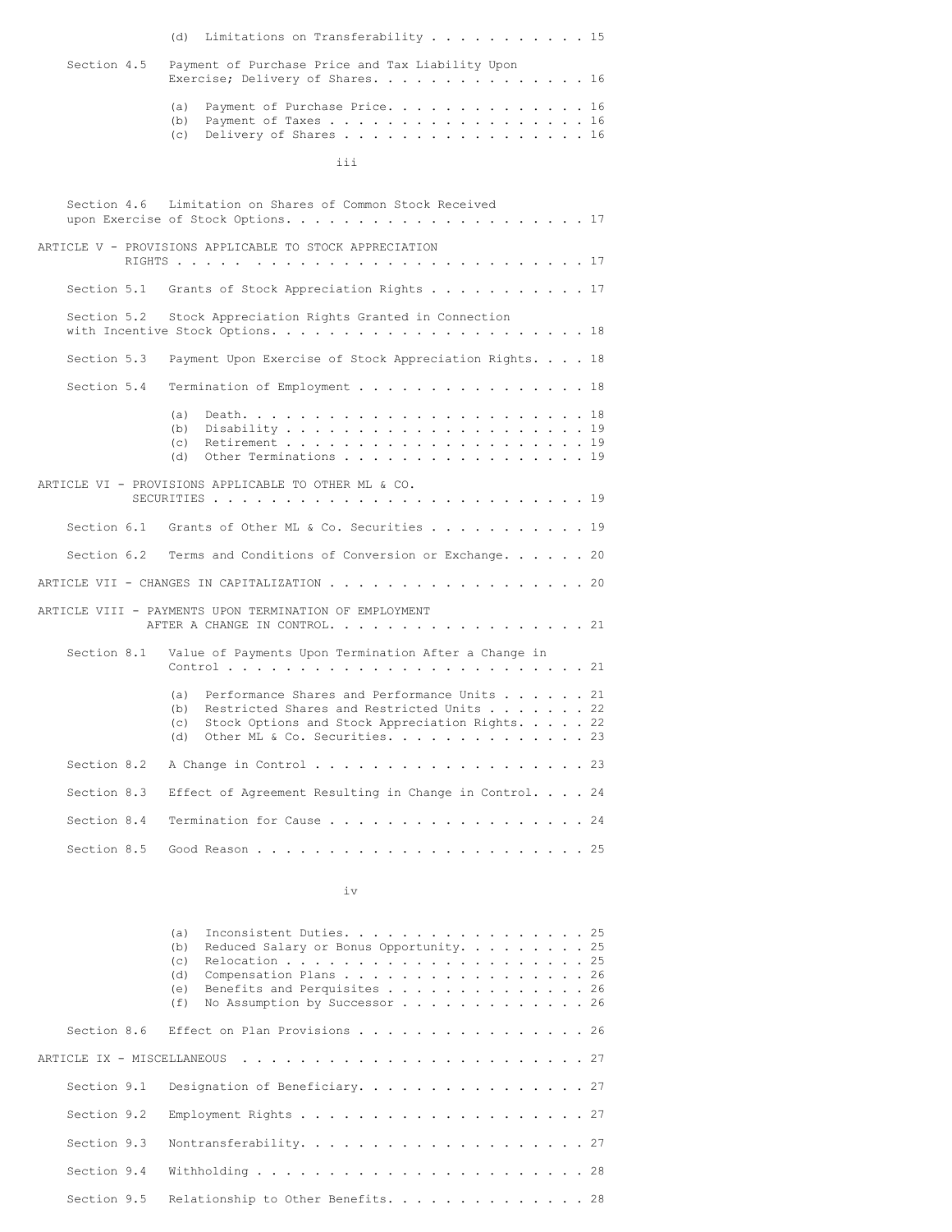(d) Limitations on Transferability . . . . . . . . . . . 15

Section 4.5 Payment of Purchase Price and Tax Liability Upon Exercise; Delivery of Shares. . . . . . . . . . . . . . . . 16

(a) Payment of Purchase Price. . . . . . . . . . . . . . 16
(b) Payment of Taxes . . . . . . . . . . . . . . . . . . 16
(c) Delivery of Shares . . . . . . . . . . . . . . . . . 16

Section 4.6 Limitation on Shares of Common Stock Received upon Exercise of Stock Options. . . . . . . . . . . . . . . . . . . . . 17

ARTICLE V - PROVISIONS APPLICABLE TO STOCK APPRECIATION RIGHTS . . . . . . . . . . . . . . . . . . . . . . . . . . . 17

Section 5.1 Grants of Stock Appreciation Rights . . . . . . . . . . . 17

Section 5.2 Stock Appreciation Rights Granted in Connection with Incentive Stock Options. . . . . . . . . . . . . . . . . . . . . 18

Section 5.3 Payment Upon Exercise of Stock Appreciation Rights. . . . 18

Section 5.4 Termination of Employment . . . . . . . . . . . . . . . . 18

(a) Death. . . . . . . . . . . . . . . . . . . . . . . . 18
(b) Disability . . . . . . . . . . . . . . . . . . . . . 19
(c) Retirement . . . . . . . . . . . . . . . . . . . . . 19
(d) Other Terminations . . . . . . . . . . . . . . . . . 19

ARTICLE VI - PROVISIONS APPLICABLE TO OTHER ML & CO. SECURITIES . . . . . . . . . . . . . . . . . . . . . . . . . 19

Section 6.1 Grants of Other ML & Co. Securities . . . . . . . . . . . 19

Section 6.2 Terms and Conditions of Conversion or Exchange. . . . . . 20

ARTICLE VII - CHANGES IN CAPITALIZATION . . . . . . . . . . . . . . . . . . 20

ARTICLE VIII - PAYMENTS UPON TERMINATION OF EMPLOYMENT AFTER A CHANGE IN CONTROL. . . . . . . . . . . . . . . . . 21

Section 8.1 Value of Payments Upon Termination After a Change in Control . . . . . . . . . . . . . . . . . . . . . . . . . 21

(a) Performance Shares and Performance Units . . . . . . 21
(b) Restricted Shares and Restricted Units . . . . . . . 22
(c) Stock Options and Stock Appreciation Rights. . . . . 22
(d) Other ML & Co. Securities. . . . . . . . . . . . . . 23

Section 8.2 A Change in Control . . . . . . . . . . . . . . . . . . . 23

Section 8.3 Effect of Agreement Resulting in Change in Control. . . . 24

Section 8.4 Termination for Cause . . . . . . . . . . . . . . . . . . 24

Section 8.5 Good Reason . . . . . . . . . . . . . . . . . . . . . . . 25

(a) Inconsistent Duties. . . . . . . . . . . . . . . . . 25
(b) Reduced Salary or Bonus Opportunity. . . . . . . . . 25
(c) Relocation . . . . . . . . . . . . . . . . . . . . . 25
(d) Compensation Plans . . . . . . . . . . . . . . . . . 26
(e) Benefits and Perquisites . . . . . . . . . . . . . . 26
(f) No Assumption by Successor . . . . . . . . . . . . . 26

Section 8.6 Effect on Plan Provisions . . . . . . . . . . . . . . . . 26

ARTICLE IX - MISCELLANEOUS . . . . . . . . . . . . . . . . . . . . . . . . . 27

Section 9.1 Designation of Beneficiary. . . . . . . . . . . . . . . . 27

Section 9.2 Employment Rights . . . . . . . . . . . . . . . . . . . . 27

Section 9.3 Nontransferability. . . . . . . . . . . . . . . . . . . . 27

Section 9.4 Withholding . . . . . . . . . . . . . . . . . . . . . . . 28

Section 9.5 Relationship to Other Benefits. . . . . . . . . . . . . . 28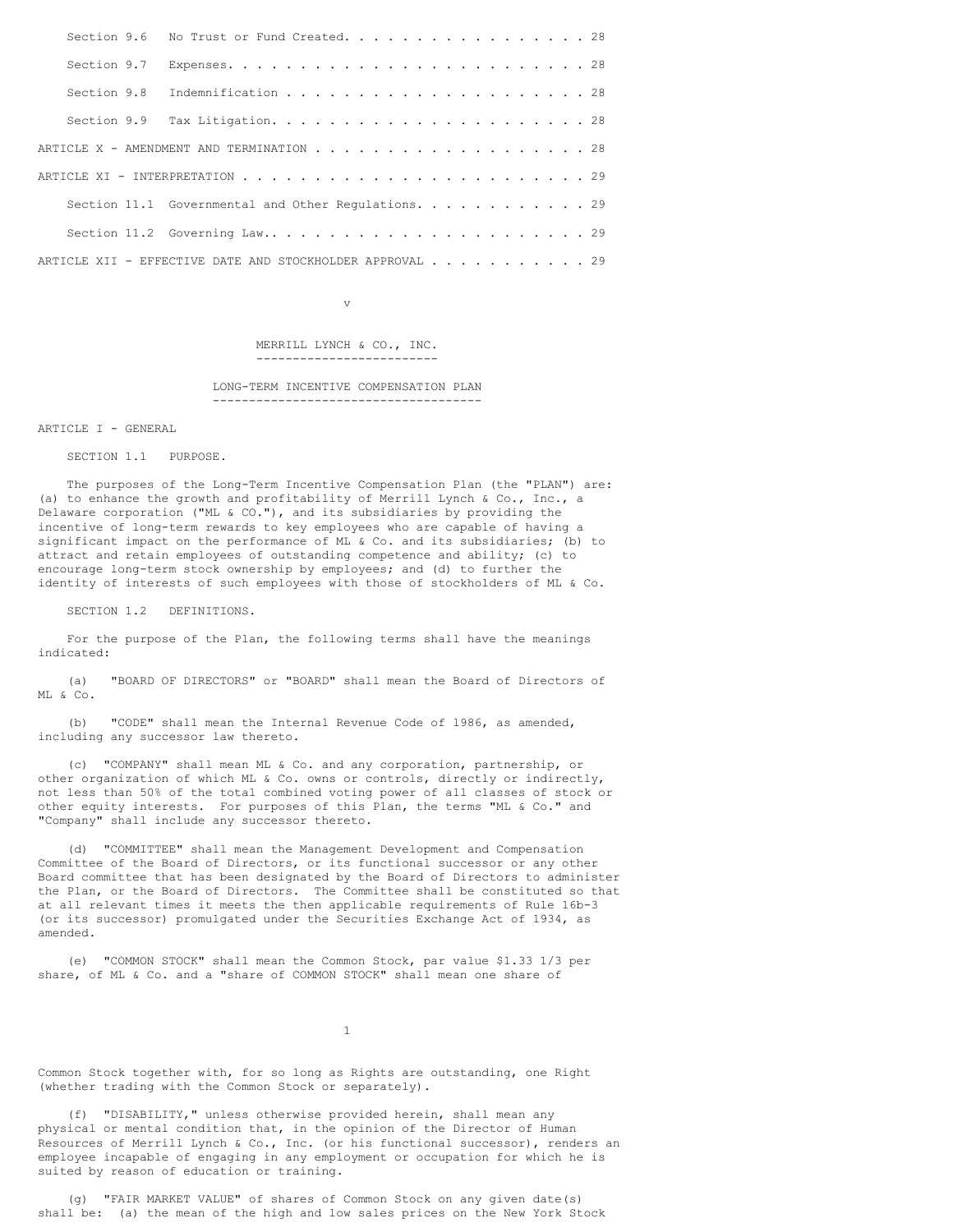| | |
|---|---|
| Section 9.6 No Trust or Fund Created | 28 |
| Section 9.7 Expenses | 28 |
| Section 9.8 Indemnification | 28 |
| Section 9.9 Tax Litigation | 28 |
| ARTICLE X - AMENDMENT AND TERMINATION | 28 |
| ARTICLE XI - INTERPRETATION | 29 |
| Section 11.1 Governmental and Other Regulations | 29 |
| Section 11.2 Governing Law | 29 |
| ARTICLE XII - EFFECTIVE DATE AND STOCKHOLDER APPROVAL | 29 |

# MERRILL LYNCH & CO., INC.

## LONG-TERM INCENTIVE COMPENSATION PLAN

### ARTICLE I - GENERAL

SECTION 1.1 PURPOSE.

The purposes of the Long-Term Incentive Compensation Plan (the "PLAN") are: (a) to enhance the growth and profitability of Merrill Lynch & Co., Inc., a Delaware corporation ("ML & CO."), and its subsidiaries by providing the incentive of long-term rewards to key employees who are capable of having a significant impact on the performance of ML & Co. and its subsidiaries; (b) to attract and retain employees of outstanding competence and ability; (c) to encourage long-term stock ownership by employees; and (d) to further the identity of interests of such employees with those of stockholders of ML & Co.

SECTION 1.2 DEFINITIONS.

For the purpose of the Plan, the following terms shall have the meanings indicated:

(a) "BOARD OF DIRECTORS" or "BOARD" shall mean the Board of Directors of ML & Co.

(b) "CODE" shall mean the Internal Revenue Code of 1986, as amended, including any successor law thereto.

(c) "COMPANY" shall mean ML & Co. and any corporation, partnership, or other organization of which ML & Co. owns or controls, directly or indirectly, not less than 50% of the total combined voting power of all classes of stock or other equity interests. For purposes of this Plan, the terms "ML & Co." and "Company" shall include any successor thereto.

(d) "COMMITTEE" shall mean the Management Development and Compensation Committee of the Board of Directors, or its functional successor or any other Board committee that has been designated by the Board of Directors to administer the Plan, or the Board of Directors. The Committee shall be constituted so that at all relevant times it meets the then applicable requirements of Rule 16b-3 (or its successor) promulgated under the Securities Exchange Act of 1934, as amended.

(e) "COMMON STOCK" shall mean the Common Stock, par value $1.33 1/3 per share, of ML & Co. and a "share of COMMON STOCK" shall mean one share of Common Stock together with, for so long as Rights are outstanding, one Right (whether trading with the Common Stock or separately).

(f) "DISABILITY," unless otherwise provided herein, shall mean any physical or mental condition that, in the opinion of the Director of Human Resources of Merrill Lynch & Co., Inc. (or his functional successor), renders an employee incapable of engaging in any employment or occupation for which he is suited by reason of education or training.

(g) "FAIR MARKET VALUE" of shares of Common Stock on any given date(s) shall be: (a) the mean of the high and low sales prices on the New York Stock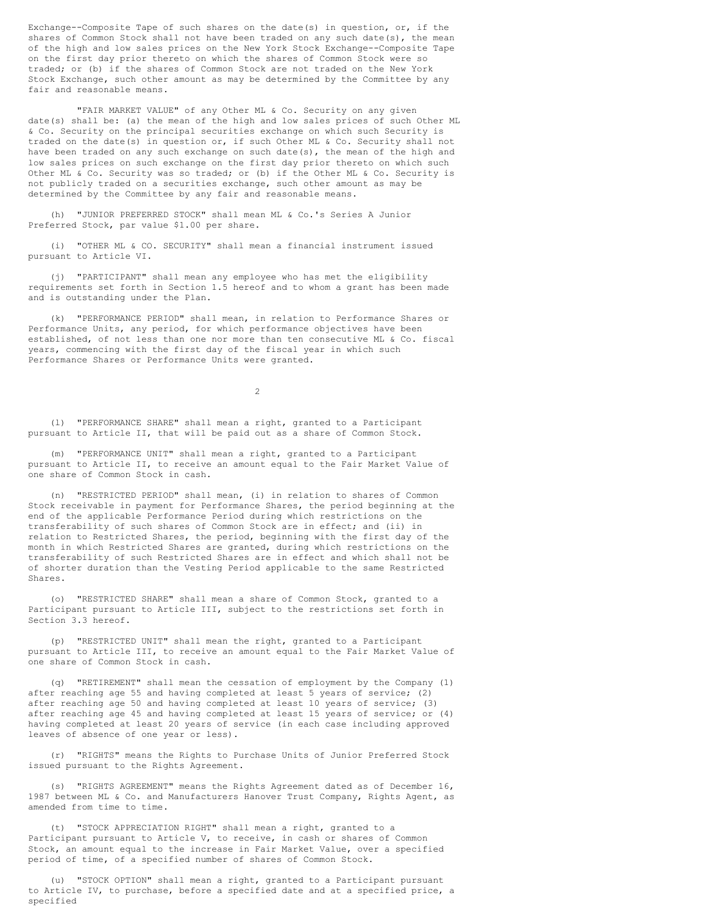Exchange--Composite Tape of such shares on the date(s) in question, or, if the shares of Common Stock shall not have been traded on any such date(s), the mean of the high and low sales prices on the New York Stock Exchange--Composite Tape on the first day prior thereto on which the shares of Common Stock were so traded; or (b) if the shares of Common Stock are not traded on the New York Stock Exchange, such other amount as may be determined by the Committee by any fair and reasonable means.

"FAIR MARKET VALUE" of any Other ML & Co. Security on any given date(s) shall be: (a) the mean of the high and low sales prices of such Other ML & Co. Security on the principal securities exchange on which such Security is traded on the date(s) in question or, if such Other ML & Co. Security shall not have been traded on any such exchange on such date(s), the mean of the high and low sales prices on such exchange on the first day prior thereto on which such Other ML & Co. Security was so traded; or (b) if the Other ML & Co. Security is not publicly traded on a securities exchange, such other amount as may be determined by the Committee by any fair and reasonable means.

(h) "JUNIOR PREFERRED STOCK" shall mean ML & Co.'s Series A Junior Preferred Stock, par value $1.00 per share.

(i) "OTHER ML & CO. SECURITY" shall mean a financial instrument issued pursuant to Article VI.

(j) "PARTICIPANT" shall mean any employee who has met the eligibility requirements set forth in Section 1.5 hereof and to whom a grant has been made and is outstanding under the Plan.

(k) "PERFORMANCE PERIOD" shall mean, in relation to Performance Shares or Performance Units, any period, for which performance objectives have been established, of not less than one nor more than ten consecutive ML & Co. fiscal years, commencing with the first day of the fiscal year in which such Performance Shares or Performance Units were granted.

(l) "PERFORMANCE SHARE" shall mean a right, granted to a Participant pursuant to Article II, that will be paid out as a share of Common Stock.

(m) "PERFORMANCE UNIT" shall mean a right, granted to a Participant pursuant to Article II, to receive an amount equal to the Fair Market Value of one share of Common Stock in cash.

(n) "RESTRICTED PERIOD" shall mean, (i) in relation to shares of Common Stock receivable in payment for Performance Shares, the period beginning at the end of the applicable Performance Period during which restrictions on the transferability of such shares of Common Stock are in effect; and (ii) in relation to Restricted Shares, the period, beginning with the first day of the month in which Restricted Shares are granted, during which restrictions on the transferability of such Restricted Shares are in effect and which shall not be of shorter duration than the Vesting Period applicable to the same Restricted Shares.

(o) "RESTRICTED SHARE" shall mean a share of Common Stock, granted to a Participant pursuant to Article III, subject to the restrictions set forth in Section 3.3 hereof.

(p) "RESTRICTED UNIT" shall mean the right, granted to a Participant pursuant to Article III, to receive an amount equal to the Fair Market Value of one share of Common Stock in cash.

(q) "RETIREMENT" shall mean the cessation of employment by the Company (1) after reaching age 55 and having completed at least 5 years of service; (2) after reaching age 50 and having completed at least 10 years of service; (3) after reaching age 45 and having completed at least 15 years of service; or (4) having completed at least 20 years of service (in each case including approved leaves of absence of one year or less).

(r) "RIGHTS" means the Rights to Purchase Units of Junior Preferred Stock issued pursuant to the Rights Agreement.

(s) "RIGHTS AGREEMENT" means the Rights Agreement dated as of December 16, 1987 between ML & Co. and Manufacturers Hanover Trust Company, Rights Agent, as amended from time to time.

(t) "STOCK APPRECIATION RIGHT" shall mean a right, granted to a Participant pursuant to Article V, to receive, in cash or shares of Common Stock, an amount equal to the increase in Fair Market Value, over a specified period of time, of a specified number of shares of Common Stock.

(u) "STOCK OPTION" shall mean a right, granted to a Participant pursuant to Article IV, to purchase, before a specified date and at a specified price, a specified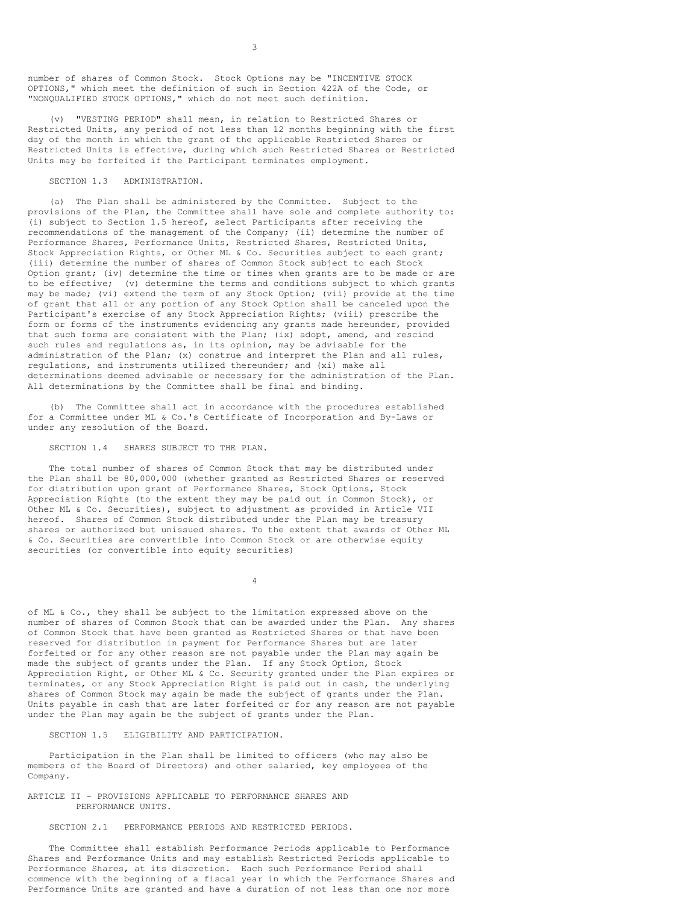number of shares of Common Stock. Stock Options may be "INCENTIVE STOCK OPTIONS," which meet the definition of such in Section 422A of the Code, or "NONQUALIFIED STOCK OPTIONS," which do not meet such definition.

(v) "VESTING PERIOD" shall mean, in relation to Restricted Shares or Restricted Units, any period of not less than 12 months beginning with the first day of the month in which the grant of the applicable Restricted Shares or Restricted Units is effective, during which such Restricted Shares or Restricted Units may be forfeited if the Participant terminates employment.

SECTION 1.3 ADMINISTRATION.

(a) The Plan shall be administered by the Committee. Subject to the provisions of the Plan, the Committee shall have sole and complete authority to: (i) subject to Section 1.5 hereof, select Participants after receiving the recommendations of the management of the Company; (ii) determine the number of Performance Shares, Performance Units, Restricted Shares, Restricted Units, Stock Appreciation Rights, or Other ML & Co. Securities subject to each grant; (iii) determine the number of shares of Common Stock subject to each Stock Option grant; (iv) determine the time or times when grants are to be made or are to be effective; (v) determine the terms and conditions subject to which grants may be made; (vi) extend the term of any Stock Option; (vii) provide at the time of grant that all or any portion of any Stock Option shall be canceled upon the Participant's exercise of any Stock Appreciation Rights; (viii) prescribe the form or forms of the instruments evidencing any grants made hereunder, provided that such forms are consistent with the Plan; (ix) adopt, amend, and rescind such rules and regulations as, in its opinion, may be advisable for the administration of the Plan; (x) construe and interpret the Plan and all rules, regulations, and instruments utilized thereunder; and (xi) make all determinations deemed advisable or necessary for the administration of the Plan. All determinations by the Committee shall be final and binding.

(b) The Committee shall act in accordance with the procedures established for a Committee under ML & Co.'s Certificate of Incorporation and By-Laws or under any resolution of the Board.

SECTION 1.4 SHARES SUBJECT TO THE PLAN.

The total number of shares of Common Stock that may be distributed under the Plan shall be 80,000,000 (whether granted as Restricted Shares or reserved for distribution upon grant of Performance Shares, Stock Options, Stock Appreciation Rights (to the extent they may be paid out in Common Stock), or Other ML & Co. Securities), subject to adjustment as provided in Article VII hereof. Shares of Common Stock distributed under the Plan may be treasury shares or authorized but unissued shares. To the extent that awards of Other ML & Co. Securities are convertible into Common Stock or are otherwise equity securities (or convertible into equity securities) of ML & Co., they shall be subject to the limitation expressed above on the number of shares of Common Stock that can be awarded under the Plan. Any shares of Common Stock that have been granted as Restricted Shares or that have been reserved for distribution in payment for Performance Shares but are later forfeited or for any other reason are not payable under the Plan may again be made the subject of grants under the Plan. If any Stock Option, Stock Appreciation Right, or Other ML & Co. Security granted under the Plan expires or terminates, or any Stock Appreciation Right is paid out in cash, the underlying shares of Common Stock may again be made the subject of grants under the Plan. Units payable in cash that are later forfeited or for any reason are not payable under the Plan may again be the subject of grants under the Plan.

SECTION 1.5 ELIGIBILITY AND PARTICIPATION.

Participation in the Plan shall be limited to officers (who may also be members of the Board of Directors) and other salaried, key employees of the Company.

## ARTICLE II - PROVISIONS APPLICABLE TO PERFORMANCE SHARES AND PERFORMANCE UNITS.

SECTION 2.1 PERFORMANCE PERIODS AND RESTRICTED PERIODS.

The Committee shall establish Performance Periods applicable to Performance Shares and Performance Units and may establish Restricted Periods applicable to Performance Shares, at its discretion. Each such Performance Period shall commence with the beginning of a fiscal year in which the Performance Shares and Performance Units are granted and have a duration of not less than one nor more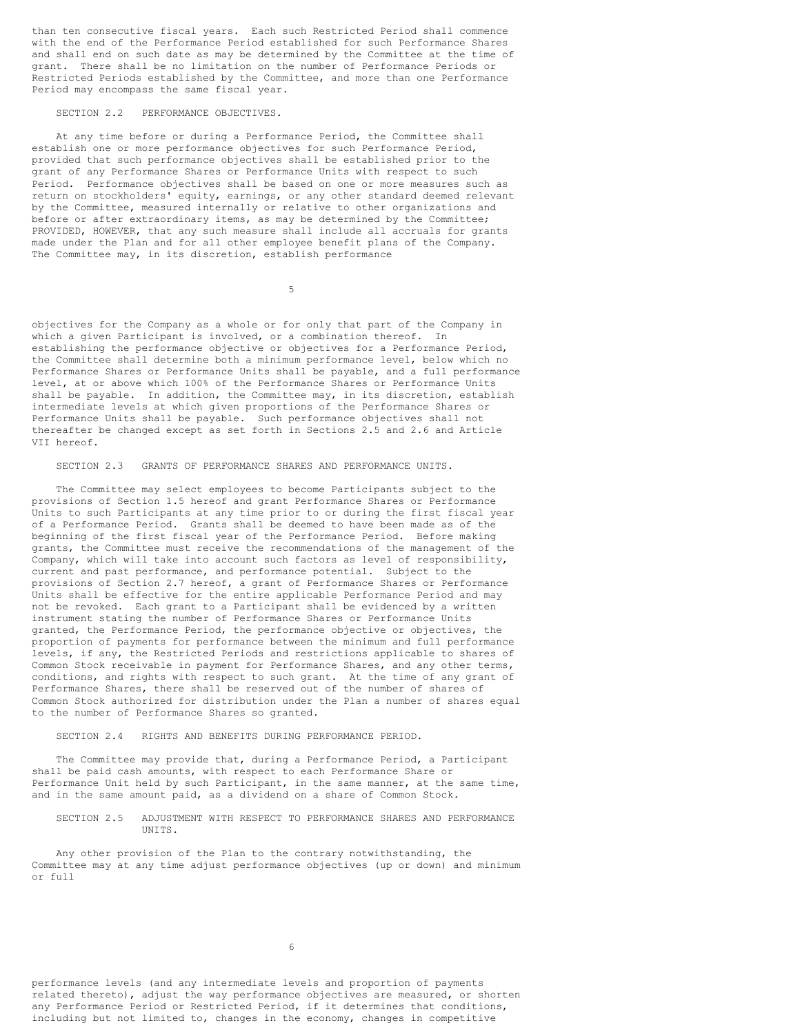than ten consecutive fiscal years. Each such Restricted Period shall commence with the end of the Performance Period established for such Performance Shares and shall end on such date as may be determined by the Committee at the time of grant. There shall be no limitation on the number of Performance Periods or Restricted Periods established by the Committee, and more than one Performance Period may encompass the same fiscal year.

SECTION 2.2 PERFORMANCE OBJECTIVES.

At any time before or during a Performance Period, the Committee shall establish one or more performance objectives for such Performance Period, provided that such performance objectives shall be established prior to the grant of any Performance Shares or Performance Units with respect to such Period. Performance objectives shall be based on one or more measures such as return on stockholders' equity, earnings, or any other standard deemed relevant by the Committee, measured internally or relative to other organizations and before or after extraordinary items, as may be determined by the Committee; PROVIDED, HOWEVER, that any such measure shall include all accruals for grants made under the Plan and for all other employee benefit plans of the Company. The Committee may, in its discretion, establish performance objectives for the Company as a whole or for only that part of the Company in which a given Participant is involved, or a combination thereof. In establishing the performance objective or objectives for a Performance Period, the Committee shall determine both a minimum performance level, below which no Performance Shares or Performance Units shall be payable, and a full performance level, at or above which 100% of the Performance Shares or Performance Units shall be payable. In addition, the Committee may, in its discretion, establish intermediate levels at which given proportions of the Performance Shares or Performance Units shall be payable. Such performance objectives shall not thereafter be changed except as set forth in Sections 2.5 and 2.6 and Article VII hereof.

SECTION 2.3 GRANTS OF PERFORMANCE SHARES AND PERFORMANCE UNITS.

The Committee may select employees to become Participants subject to the provisions of Section 1.5 hereof and grant Performance Shares or Performance Units to such Participants at any time prior to or during the first fiscal year of a Performance Period. Grants shall be deemed to have been made as of the beginning of the first fiscal year of the Performance Period. Before making grants, the Committee must receive the recommendations of the management of the Company, which will take into account such factors as level of responsibility, current and past performance, and performance potential. Subject to the provisions of Section 2.7 hereof, a grant of Performance Shares or Performance Units shall be effective for the entire applicable Performance Period and may not be revoked. Each grant to a Participant shall be evidenced by a written instrument stating the number of Performance Shares or Performance Units granted, the Performance Period, the performance objective or objectives, the proportion of payments for performance between the minimum and full performance levels, if any, the Restricted Periods and restrictions applicable to shares of Common Stock receivable in payment for Performance Shares, and any other terms, conditions, and rights with respect to such grant. At the time of any grant of Performance Shares, there shall be reserved out of the number of shares of Common Stock authorized for distribution under the Plan a number of shares equal to the number of Performance Shares so granted.

SECTION 2.4 RIGHTS AND BENEFITS DURING PERFORMANCE PERIOD.

The Committee may provide that, during a Performance Period, a Participant shall be paid cash amounts, with respect to each Performance Share or Performance Unit held by such Participant, in the same manner, at the same time, and in the same amount paid, as a dividend on a share of Common Stock.

SECTION 2.5 ADJUSTMENT WITH RESPECT TO PERFORMANCE SHARES AND PERFORMANCE UNITS.

Any other provision of the Plan to the contrary notwithstanding, the Committee may at any time adjust performance objectives (up or down) and minimum or full performance levels (and any intermediate levels and proportion of payments related thereto), adjust the way performance objectives are measured, or shorten any Performance Period or Restricted Period, if it determines that conditions, including but not limited to, changes in the economy, changes in competitive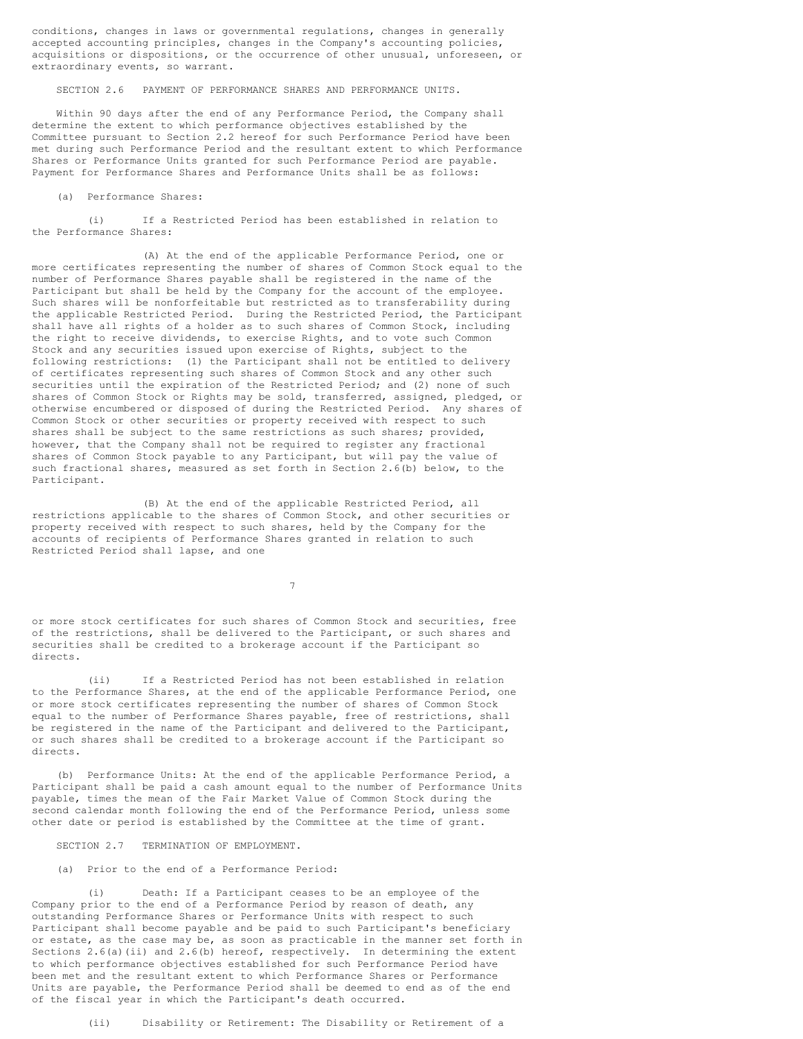conditions, changes in laws or governmental regulations, changes in generally accepted accounting principles, changes in the Company's accounting policies, acquisitions or dispositions, or the occurrence of other unusual, unforeseen, or extraordinary events, so warrant.

SECTION 2.6 PAYMENT OF PERFORMANCE SHARES AND PERFORMANCE UNITS.

Within 90 days after the end of any Performance Period, the Company shall determine the extent to which performance objectives established by the Committee pursuant to Section 2.2 hereof for such Performance Period have been met during such Performance Period and the resultant extent to which Performance Shares or Performance Units granted for such Performance Period are payable. Payment for Performance Shares and Performance Units shall be as follows:

(a) Performance Shares:

(i) If a Restricted Period has been established in relation to the Performance Shares:

(A) At the end of the applicable Performance Period, one or more certificates representing the number of shares of Common Stock equal to the number of Performance Shares payable shall be registered in the name of the Participant but shall be held by the Company for the account of the employee. Such shares will be nonforfeitable but restricted as to transferability during the applicable Restricted Period. During the Restricted Period, the Participant shall have all rights of a holder as to such shares of Common Stock, including the right to receive dividends, to exercise Rights, and to vote such Common Stock and any securities issued upon exercise of Rights, subject to the following restrictions: (1) the Participant shall not be entitled to delivery of certificates representing such shares of Common Stock and any other such securities until the expiration of the Restricted Period; and (2) none of such shares of Common Stock or Rights may be sold, transferred, assigned, pledged, or otherwise encumbered or disposed of during the Restricted Period. Any shares of Common Stock or other securities or property received with respect to such shares shall be subject to the same restrictions as such shares; provided, however, that the Company shall not be required to register any fractional shares of Common Stock payable to any Participant, but will pay the value of such fractional shares, measured as set forth in Section 2.6(b) below, to the Participant.

(B) At the end of the applicable Restricted Period, all restrictions applicable to the shares of Common Stock, and other securities or property received with respect to such shares, held by the Company for the accounts of recipients of Performance Shares granted in relation to such Restricted Period shall lapse, and one or more stock certificates for such shares of Common Stock and securities, free of the restrictions, shall be delivered to the Participant, or such shares and securities shall be credited to a brokerage account if the Participant so directs.

(ii) If a Restricted Period has not been established in relation to the Performance Shares, at the end of the applicable Performance Period, one or more stock certificates representing the number of shares of Common Stock equal to the number of Performance Shares payable, free of restrictions, shall be registered in the name of the Participant and delivered to the Participant, or such shares shall be credited to a brokerage account if the Participant so directs.

(b) Performance Units: At the end of the applicable Performance Period, a Participant shall be paid a cash amount equal to the number of Performance Units payable, times the mean of the Fair Market Value of Common Stock during the second calendar month following the end of the Performance Period, unless some other date or period is established by the Committee at the time of grant.

SECTION 2.7 TERMINATION OF EMPLOYMENT.

(a) Prior to the end of a Performance Period:

(i) Death: If a Participant ceases to be an employee of the Company prior to the end of a Performance Period by reason of death, any outstanding Performance Shares or Performance Units with respect to such Participant shall become payable and be paid to such Participant's beneficiary or estate, as the case may be, as soon as practicable in the manner set forth in Sections 2.6(a)(ii) and 2.6(b) hereof, respectively. In determining the extent to which performance objectives established for such Performance Period have been met and the resultant extent to which Performance Shares or Performance Units are payable, the Performance Period shall be deemed to end as of the end of the fiscal year in which the Participant's death occurred.

(ii) Disability or Retirement: The Disability or Retirement of a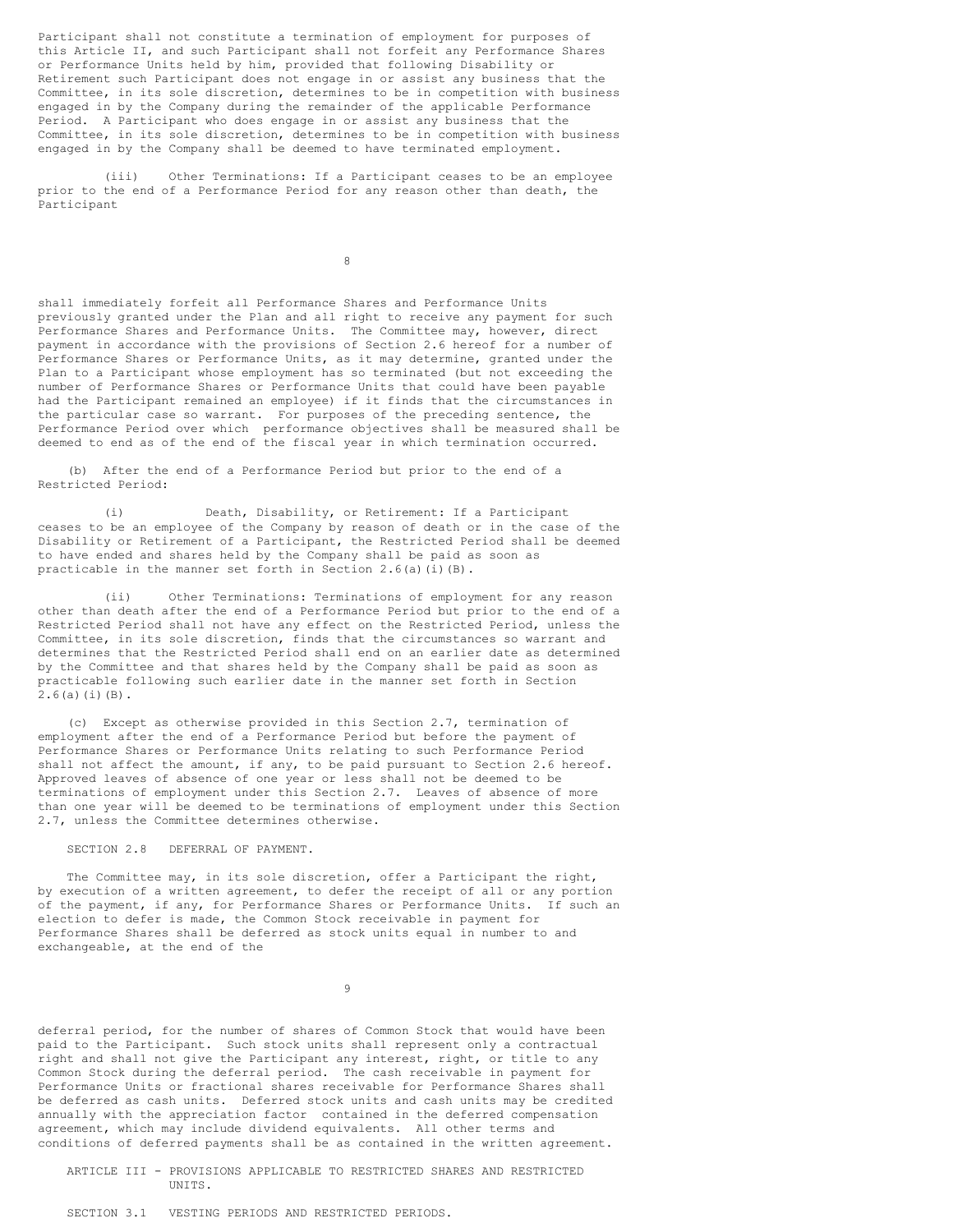Participant shall not constitute a termination of employment for purposes of this Article II, and such Participant shall not forfeit any Performance Shares or Performance Units held by him, provided that following Disability or Retirement such Participant does not engage in or assist any business that the Committee, in its sole discretion, determines to be in competition with business engaged in by the Company during the remainder of the applicable Performance Period. A Participant who does engage in or assist any business that the Committee, in its sole discretion, determines to be in competition with business engaged in by the Company shall be deemed to have terminated employment.

(iii) Other Terminations: If a Participant ceases to be an employee prior to the end of a Performance Period for any reason other than death, the Participant shall immediately forfeit all Performance Shares and Performance Units previously granted under the Plan and all right to receive any payment for such Performance Shares and Performance Units. The Committee may, however, direct payment in accordance with the provisions of Section 2.6 hereof for a number of Performance Shares or Performance Units, as it may determine, granted under the Plan to a Participant whose employment has so terminated (but not exceeding the number of Performance Shares or Performance Units that could have been payable had the Participant remained an employee) if it finds that the circumstances in the particular case so warrant. For purposes of the preceding sentence, the Performance Period over which performance objectives shall be measured shall be deemed to end as of the end of the fiscal year in which termination occurred.

(b) After the end of a Performance Period but prior to the end of a Restricted Period:

(i) Death, Disability, or Retirement: If a Participant ceases to be an employee of the Company by reason of death or in the case of the Disability or Retirement of a Participant, the Restricted Period shall be deemed to have ended and shares held by the Company shall be paid as soon as practicable in the manner set forth in Section 2.6(a)(i)(B).

(ii) Other Terminations: Terminations of employment for any reason other than death after the end of a Performance Period but prior to the end of a Restricted Period shall not have any effect on the Restricted Period, unless the Committee, in its sole discretion, finds that the circumstances so warrant and determines that the Restricted Period shall end on an earlier date as determined by the Committee and that shares held by the Company shall be paid as soon as practicable following such earlier date in the manner set forth in Section 2.6(a)(i)(B).

(c) Except as otherwise provided in this Section 2.7, termination of employment after the end of a Performance Period but before the payment of Performance Shares or Performance Units relating to such Performance Period shall not affect the amount, if any, to be paid pursuant to Section 2.6 hereof. Approved leaves of absence of one year or less shall not be deemed to be terminations of employment under this Section 2.7. Leaves of absence of more than one year will be deemed to be terminations of employment under this Section 2.7, unless the Committee determines otherwise.

SECTION 2.8 DEFERRAL OF PAYMENT.

The Committee may, in its sole discretion, offer a Participant the right, by execution of a written agreement, to defer the receipt of all or any portion of the payment, if any, for Performance Shares or Performance Units. If such an election to defer is made, the Common Stock receivable in payment for Performance Shares shall be deferred as stock units equal in number to and exchangeable, at the end of the deferral period, for the number of shares of Common Stock that would have been paid to the Participant. Such stock units shall represent only a contractual right and shall not give the Participant any interest, right, or title to any Common Stock during the deferral period. The cash receivable in payment for Performance Units or fractional shares receivable for Performance Shares shall be deferred as cash units. Deferred stock units and cash units may be credited annually with the appreciation factor contained in the deferred compensation agreement, which may include dividend equivalents. All other terms and conditions of deferred payments shall be as contained in the written agreement.

ARTICLE III - PROVISIONS APPLICABLE TO RESTRICTED SHARES AND RESTRICTED UNITS.

SECTION 3.1 VESTING PERIODS AND RESTRICTED PERIODS.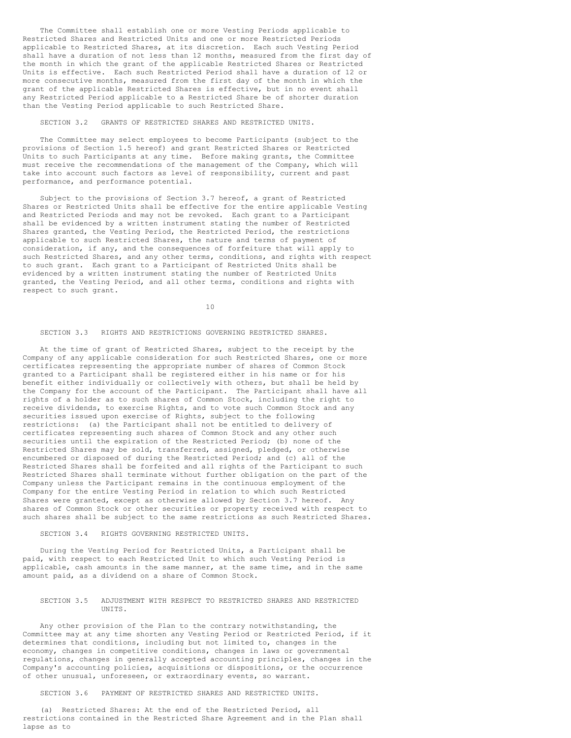The Committee shall establish one or more Vesting Periods applicable to Restricted Shares and Restricted Units and one or more Restricted Periods applicable to Restricted Shares, at its discretion. Each such Vesting Period shall have a duration of not less than 12 months, measured from the first day of the month in which the grant of the applicable Restricted Shares or Restricted Units is effective. Each such Restricted Period shall have a duration of 12 or more consecutive months, measured from the first day of the month in which the grant of the applicable Restricted Shares is effective, but in no event shall any Restricted Period applicable to a Restricted Share be of shorter duration than the Vesting Period applicable to such Restricted Share.

## SECTION 3.2 GRANTS OF RESTRICTED SHARES AND RESTRICTED UNITS.

The Committee may select employees to become Participants (subject to the provisions of Section 1.5 hereof) and grant Restricted Shares or Restricted Units to such Participants at any time. Before making grants, the Committee must receive the recommendations of the management of the Company, which will take into account such factors as level of responsibility, current and past performance, and performance potential.

Subject to the provisions of Section 3.7 hereof, a grant of Restricted Shares or Restricted Units shall be effective for the entire applicable Vesting and Restricted Periods and may not be revoked. Each grant to a Participant shall be evidenced by a written instrument stating the number of Restricted Shares granted, the Vesting Period, the Restricted Period, the restrictions applicable to such Restricted Shares, the nature and terms of payment of consideration, if any, and the consequences of forfeiture that will apply to such Restricted Shares, and any other terms, conditions, and rights with respect to such grant. Each grant to a Participant of Restricted Units shall be evidenced by a written instrument stating the number of Restricted Units granted, the Vesting Period, and all other terms, conditions and rights with respect to such grant.

## SECTION 3.3 RIGHTS AND RESTRICTIONS GOVERNING RESTRICTED SHARES.

At the time of grant of Restricted Shares, subject to the receipt by the Company of any applicable consideration for such Restricted Shares, one or more certificates representing the appropriate number of shares of Common Stock granted to a Participant shall be registered either in his name or for his benefit either individually or collectively with others, but shall be held by the Company for the account of the Participant. The Participant shall have all rights of a holder as to such shares of Common Stock, including the right to receive dividends, to exercise Rights, and to vote such Common Stock and any securities issued upon exercise of Rights, subject to the following restrictions: (a) the Participant shall not be entitled to delivery of certificates representing such shares of Common Stock and any other such securities until the expiration of the Restricted Period; (b) none of the Restricted Shares may be sold, transferred, assigned, pledged, or otherwise encumbered or disposed of during the Restricted Period; and (c) all of the Restricted Shares shall be forfeited and all rights of the Participant to such Restricted Shares shall terminate without further obligation on the part of the Company unless the Participant remains in the continuous employment of the Company for the entire Vesting Period in relation to which such Restricted Shares were granted, except as otherwise allowed by Section 3.7 hereof. Any shares of Common Stock or other securities or property received with respect to such shares shall be subject to the same restrictions as such Restricted Shares.

## SECTION 3.4 RIGHTS GOVERNING RESTRICTED UNITS.

During the Vesting Period for Restricted Units, a Participant shall be paid, with respect to each Restricted Unit to which such Vesting Period is applicable, cash amounts in the same manner, at the same time, and in the same amount paid, as a dividend on a share of Common Stock.

## SECTION 3.5 ADJUSTMENT WITH RESPECT TO RESTRICTED SHARES AND RESTRICTED UNITS.

Any other provision of the Plan to the contrary notwithstanding, the Committee may at any time shorten any Vesting Period or Restricted Period, if it determines that conditions, including but not limited to, changes in the economy, changes in competitive conditions, changes in laws or governmental regulations, changes in generally accepted accounting principles, changes in the Company's accounting policies, acquisitions or dispositions, or the occurrence of other unusual, unforeseen, or extraordinary events, so warrant.

## SECTION 3.6 PAYMENT OF RESTRICTED SHARES AND RESTRICTED UNITS.

(a) Restricted Shares: At the end of the Restricted Period, all restrictions contained in the Restricted Share Agreement and in the Plan shall lapse as to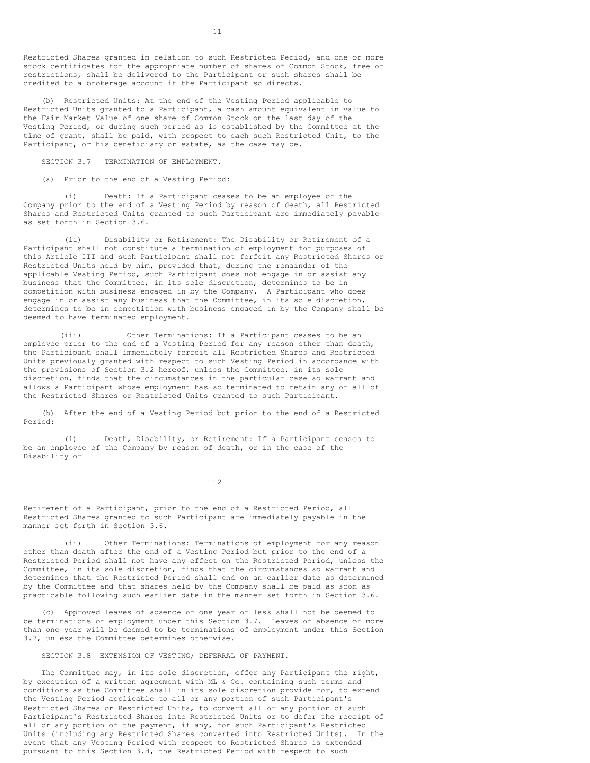Restricted Shares granted in relation to such Restricted Period, and one or more stock certificates for the appropriate number of shares of Common Stock, free of restrictions, shall be delivered to the Participant or such shares shall be credited to a brokerage account if the Participant so directs.

(b) Restricted Units: At the end of the Vesting Period applicable to Restricted Units granted to a Participant, a cash amount equivalent in value to the Fair Market Value of one share of Common Stock on the last day of the Vesting Period, or during such period as is established by the Committee at the time of grant, shall be paid, with respect to each such Restricted Unit, to the Participant, or his beneficiary or estate, as the case may be.

SECTION 3.7 TERMINATION OF EMPLOYMENT.

(a) Prior to the end of a Vesting Period:

(i) Death: If a Participant ceases to be an employee of the Company prior to the end of a Vesting Period by reason of death, all Restricted Shares and Restricted Units granted to such Participant are immediately payable as set forth in Section 3.6.

(ii) Disability or Retirement: The Disability or Retirement of a Participant shall not constitute a termination of employment for purposes of this Article III and such Participant shall not forfeit any Restricted Shares or Restricted Units held by him, provided that, during the remainder of the applicable Vesting Period, such Participant does not engage in or assist any business that the Committee, in its sole discretion, determines to be in competition with business engaged in by the Company. A Participant who does engage in or assist any business that the Committee, in its sole discretion, determines to be in competition with business engaged in by the Company shall be deemed to have terminated employment.

(iii) Other Terminations: If a Participant ceases to be an employee prior to the end of a Vesting Period for any reason other than death, the Participant shall immediately forfeit all Restricted Shares and Restricted Units previously granted with respect to such Vesting Period in accordance with the provisions of Section 3.2 hereof, unless the Committee, in its sole discretion, finds that the circumstances in the particular case so warrant and allows a Participant whose employment has so terminated to retain any or all of the Restricted Shares or Restricted Units granted to such Participant.

(b) After the end of a Vesting Period but prior to the end of a Restricted Period:

(i) Death, Disability, or Retirement: If a Participant ceases to be an employee of the Company by reason of death, or in the case of the Disability or Retirement of a Participant, prior to the end of a Restricted Period, all Restricted Shares granted to such Participant are immediately payable in the manner set forth in Section 3.6.

(ii) Other Terminations: Terminations of employment for any reason other than death after the end of a Vesting Period but prior to the end of a Restricted Period shall not have any effect on the Restricted Period, unless the Committee, in its sole discretion, finds that the circumstances so warrant and determines that the Restricted Period shall end on an earlier date as determined by the Committee and that shares held by the Company shall be paid as soon as practicable following such earlier date in the manner set forth in Section 3.6.

(c) Approved leaves of absence of one year or less shall not be deemed to be terminations of employment under this Section 3.7. Leaves of absence of more than one year will be deemed to be terminations of employment under this Section 3.7, unless the Committee determines otherwise.

SECTION 3.8 EXTENSION OF VESTING; DEFERRAL OF PAYMENT.

The Committee may, in its sole discretion, offer any Participant the right, by execution of a written agreement with ML & Co. containing such terms and conditions as the Committee shall in its sole discretion provide for, to extend the Vesting Period applicable to all or any portion of such Participant's Restricted Shares or Restricted Units, to convert all or any portion of such Participant's Restricted Shares into Restricted Units or to defer the receipt of all or any portion of the payment, if any, for such Participant's Restricted Units (including any Restricted Shares converted into Restricted Units). In the event that any Vesting Period with respect to Restricted Shares is extended pursuant to this Section 3.8, the Restricted Period with respect to such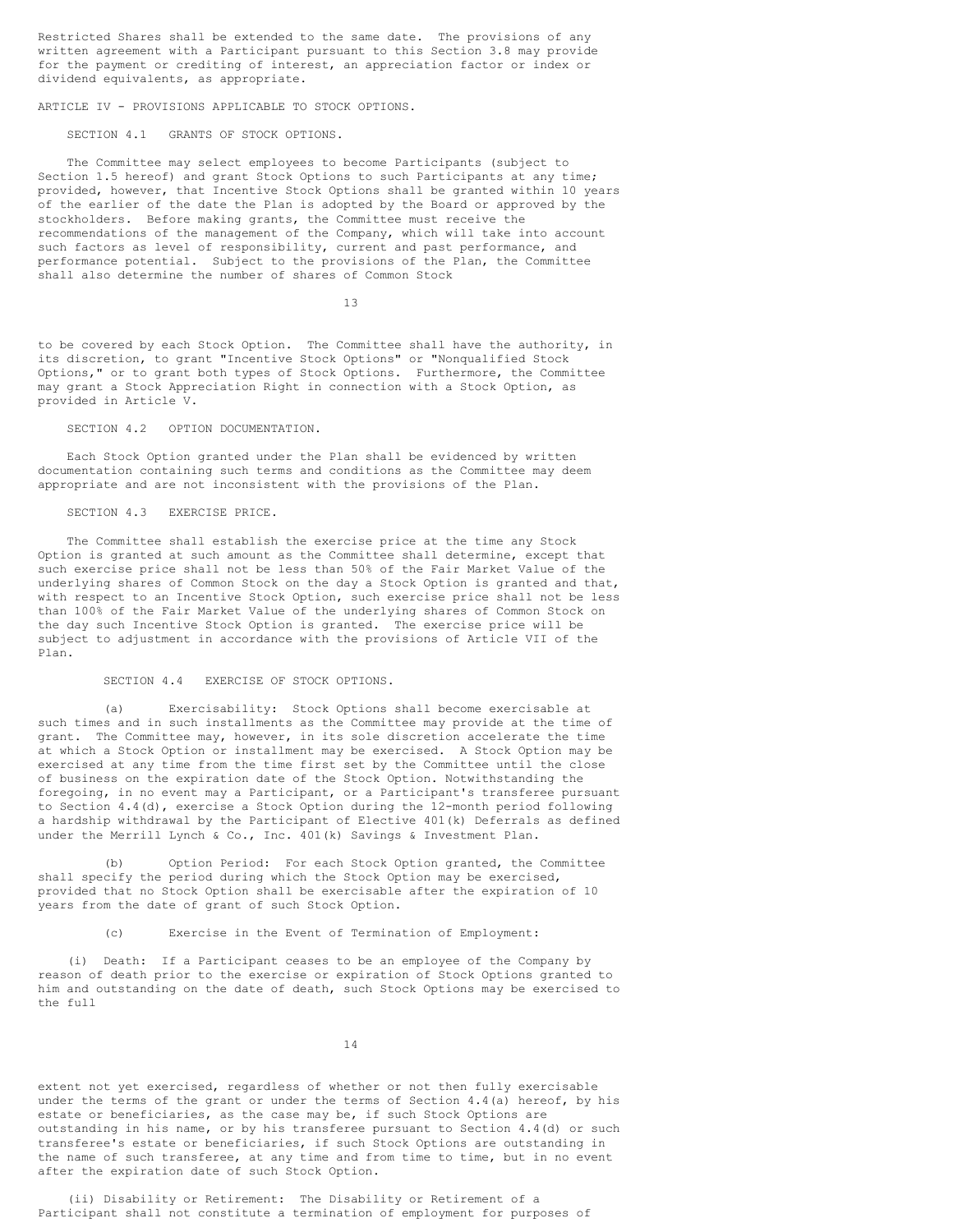Restricted Shares shall be extended to the same date. The provisions of any written agreement with a Participant pursuant to this Section 3.8 may provide for the payment or crediting of interest, an appreciation factor or index or dividend equivalents, as appropriate.

## ARTICLE IV - PROVISIONS APPLICABLE TO STOCK OPTIONS.

### SECTION 4.1 GRANTS OF STOCK OPTIONS.

The Committee may select employees to become Participants (subject to Section 1.5 hereof) and grant Stock Options to such Participants at any time; provided, however, that Incentive Stock Options shall be granted within 10 years of the earlier of the date the Plan is adopted by the Board or approved by the stockholders. Before making grants, the Committee must receive the recommendations of the management of the Company, which will take into account such factors as level of responsibility, current and past performance, and performance potential. Subject to the provisions of the Plan, the Committee shall also determine the number of shares of Common Stock to be covered by each Stock Option. The Committee shall have the authority, in its discretion, to grant "Incentive Stock Options" or "Nonqualified Stock Options," or to grant both types of Stock Options. Furthermore, the Committee may grant a Stock Appreciation Right in connection with a Stock Option, as provided in Article V.

### SECTION 4.2 OPTION DOCUMENTATION.

Each Stock Option granted under the Plan shall be evidenced by written documentation containing such terms and conditions as the Committee may deem appropriate and are not inconsistent with the provisions of the Plan.

### SECTION 4.3 EXERCISE PRICE.

The Committee shall establish the exercise price at the time any Stock Option is granted at such amount as the Committee shall determine, except that such exercise price shall not be less than 50% of the Fair Market Value of the underlying shares of Common Stock on the day a Stock Option is granted and that, with respect to an Incentive Stock Option, such exercise price shall not be less than 100% of the Fair Market Value of the underlying shares of Common Stock on the day such Incentive Stock Option is granted. The exercise price will be subject to adjustment in accordance with the provisions of Article VII of the Plan.

### SECTION 4.4 EXERCISE OF STOCK OPTIONS.

(a) Exercisability: Stock Options shall become exercisable at such times and in such installments as the Committee may provide at the time of grant. The Committee may, however, in its sole discretion accelerate the time at which a Stock Option or installment may be exercised. A Stock Option may be exercised at any time from the time first set by the Committee until the close of business on the expiration date of the Stock Option. Notwithstanding the foregoing, in no event may a Participant, or a Participant's transferee pursuant to Section 4.4(d), exercise a Stock Option during the 12-month period following a hardship withdrawal by the Participant of Elective 401(k) Deferrals as defined under the Merrill Lynch & Co., Inc. 401(k) Savings & Investment Plan.

(b) Option Period: For each Stock Option granted, the Committee shall specify the period during which the Stock Option may be exercised, provided that no Stock Option shall be exercisable after the expiration of 10 years from the date of grant of such Stock Option.

(c) Exercise in the Event of Termination of Employment:

(i) Death: If a Participant ceases to be an employee of the Company by reason of death prior to the exercise or expiration of Stock Options granted to him and outstanding on the date of death, such Stock Options may be exercised to the full extent not yet exercised, regardless of whether or not then fully exercisable under the terms of the grant or under the terms of Section 4.4(a) hereof, by his estate or beneficiaries, as the case may be, if such Stock Options are outstanding in his name, or by his transferee pursuant to Section 4.4(d) or such transferee's estate or beneficiaries, if such Stock Options are outstanding in the name of such transferee, at any time and from time to time, but in no event after the expiration date of such Stock Option.

(ii) Disability or Retirement: The Disability or Retirement of a Participant shall not constitute a termination of employment for purposes of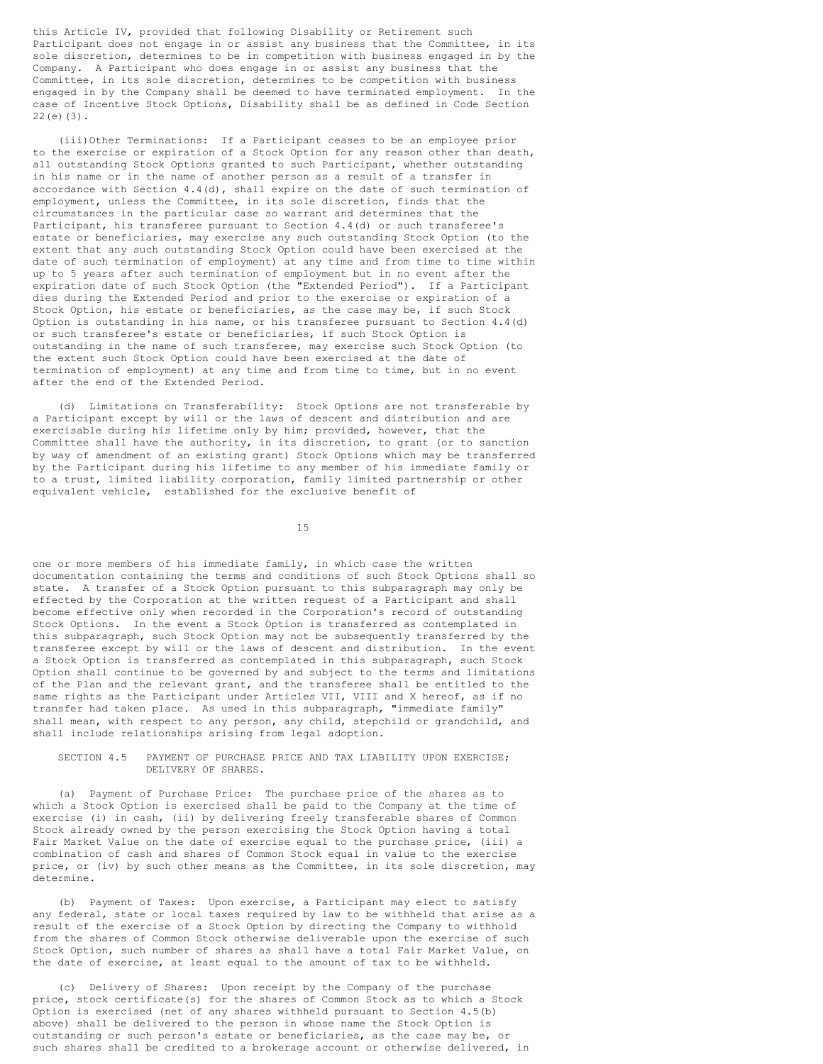this Article IV, provided that following Disability or Retirement such Participant does not engage in or assist any business that the Committee, in its sole discretion, determines to be in competition with business engaged in by the Company. A Participant who does engage in or assist any business that the Committee, in its sole discretion, determines to be competition with business engaged in by the Company shall be deemed to have terminated employment. In the case of Incentive Stock Options, Disability shall be as defined in Code Section 22(e)(3).

(iii) Other Terminations: If a Participant ceases to be an employee prior to the exercise or expiration of a Stock Option for any reason other than death, all outstanding Stock Options granted to such Participant, whether outstanding in his name or in the name of another person as a result of a transfer in accordance with Section 4.4(d), shall expire on the date of such termination of employment, unless the Committee, in its sole discretion, finds that the circumstances in the particular case so warrant and determines that the Participant, his transferee pursuant to Section 4.4(d) or such transferee's estate or beneficiaries, may exercise any such outstanding Stock Option (to the extent that any such outstanding Stock Option could have been exercised at the date of such termination of employment) at any time and from time to time within up to 5 years after such termination of employment but in no event after the expiration date of such Stock Option (the "Extended Period"). If a Participant dies during the Extended Period and prior to the exercise or expiration of a Stock Option, his estate or beneficiaries, as the case may be, if such Stock Option is outstanding in his name, or his transferee pursuant to Section 4.4(d) or such transferee's estate or beneficiaries, if such Stock Option is outstanding in the name of such transferee, may exercise such Stock Option (to the extent such Stock Option could have been exercised at the date of termination of employment) at any time and from time to time, but in no event after the end of the Extended Period.

(d) Limitations on Transferability: Stock Options are not transferable by a Participant except by will or the laws of descent and distribution and are exercisable during his lifetime only by him; provided, however, that the Committee shall have the authority, in its discretion, to grant (or to sanction by way of amendment of an existing grant) Stock Options which may be transferred by the Participant during his lifetime to any member of his immediate family or to a trust, limited liability corporation, family limited partnership or other equivalent vehicle, established for the exclusive benefit of one or more members of his immediate family, in which case the written documentation containing the terms and conditions of such Stock Options shall so state. A transfer of a Stock Option pursuant to this subparagraph may only be effected by the Corporation at the written request of a Participant and shall become effective only when recorded in the Corporation's record of outstanding Stock Options. In the event a Stock Option is transferred as contemplated in this subparagraph, such Stock Option may not be subsequently transferred by the transferee except by will or the laws of descent and distribution. In the event a Stock Option is transferred as contemplated in this subparagraph, such Stock Option shall continue to be governed by and subject to the terms and limitations of the Plan and the relevant grant, and the transferee shall be entitled to the same rights as the Participant under Articles VII, VIII and X hereof, as if no transfer had taken place. As used in this subparagraph, "immediate family" shall mean, with respect to any person, any child, stepchild or grandchild, and shall include relationships arising from legal adoption.

SECTION 4.5 PAYMENT OF PURCHASE PRICE AND TAX LIABILITY UPON EXERCISE; DELIVERY OF SHARES.

(a) Payment of Purchase Price: The purchase price of the shares as to which a Stock Option is exercised shall be paid to the Company at the time of exercise (i) in cash, (ii) by delivering freely transferable shares of Common Stock already owned by the person exercising the Stock Option having a total Fair Market Value on the date of exercise equal to the purchase price, (iii) a combination of cash and shares of Common Stock equal in value to the exercise price, or (iv) by such other means as the Committee, in its sole discretion, may determine.

(b) Payment of Taxes: Upon exercise, a Participant may elect to satisfy any federal, state or local taxes required by law to be withheld that arise as a result of the exercise of a Stock Option by directing the Company to withhold from the shares of Common Stock otherwise deliverable upon the exercise of such Stock Option, such number of shares as shall have a total Fair Market Value, on the date of exercise, at least equal to the amount of tax to be withheld.

(c) Delivery of Shares: Upon receipt by the Company of the purchase price, stock certificate(s) for the shares of Common Stock as to which a Stock Option is exercised (net of any shares withheld pursuant to Section 4.5(b) above) shall be delivered to the person in whose name the Stock Option is outstanding or such person's estate or beneficiaries, as the case may be, or such shares shall be credited to a brokerage account or otherwise delivered, in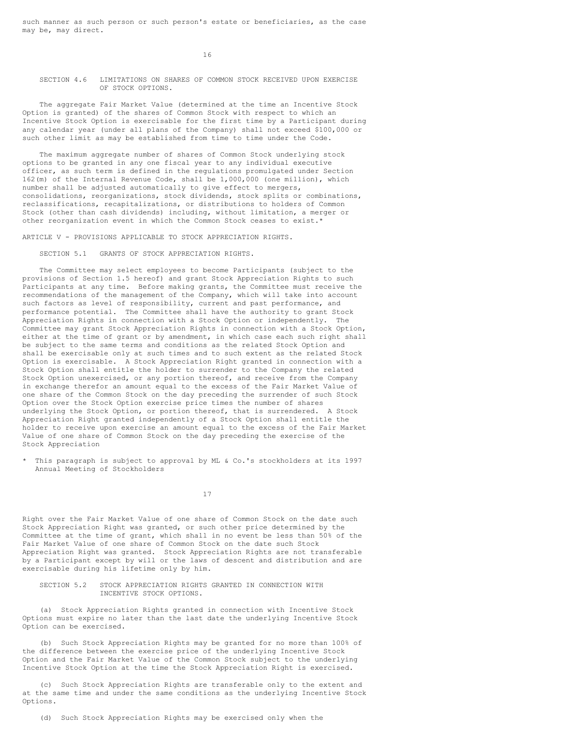such manner as such person or such person's estate or beneficiaries, as the case may be, may direct.

### SECTION 4.6 LIMITATIONS ON SHARES OF COMMON STOCK RECEIVED UPON EXERCISE OF STOCK OPTIONS.

The aggregate Fair Market Value (determined at the time an Incentive Stock Option is granted) of the shares of Common Stock with respect to which an Incentive Stock Option is exercisable for the first time by a Participant during any calendar year (under all plans of the Company) shall not exceed $100,000 or such other limit as may be established from time to time under the Code.

The maximum aggregate number of shares of Common Stock underlying stock options to be granted in any one fiscal year to any individual executive officer, as such term is defined in the regulations promulgated under Section 162(m) of the Internal Revenue Code, shall be 1,000,000 (one million), which number shall be adjusted automatically to give effect to mergers, consolidations, reorganizations, stock dividends, stock splits or combinations, reclassifications, recapitalizations, or distributions to holders of Common Stock (other than cash dividends) including, without limitation, a merger or other reorganization event in which the Common Stock ceases to exist.*

## ARTICLE V - PROVISIONS APPLICABLE TO STOCK APPRECIATION RIGHTS.

### SECTION 5.1 GRANTS OF STOCK APPRECIATION RIGHTS.

The Committee may select employees to become Participants (subject to the provisions of Section 1.5 hereof) and grant Stock Appreciation Rights to such Participants at any time. Before making grants, the Committee must receive the recommendations of the management of the Company, which will take into account such factors as level of responsibility, current and past performance, and performance potential. The Committee shall have the authority to grant Stock Appreciation Rights in connection with a Stock Option or independently. The Committee may grant Stock Appreciation Rights in connection with a Stock Option, either at the time of grant or by amendment, in which case each such right shall be subject to the same terms and conditions as the related Stock Option and shall be exercisable only at such times and to such extent as the related Stock Option is exercisable. A Stock Appreciation Right granted in connection with a Stock Option shall entitle the holder to surrender to the Company the related Stock Option unexercised, or any portion thereof, and receive from the Company in exchange therefor an amount equal to the excess of the Fair Market Value of one share of the Common Stock on the day preceding the surrender of such Stock Option over the Stock Option exercise price times the number of shares underlying the Stock Option, or portion thereof, that is surrendered. A Stock Appreciation Right granted independently of a Stock Option shall entitle the holder to receive upon exercise an amount equal to the excess of the Fair Market Value of one share of Common Stock on the day preceding the exercise of the Stock Appreciation Right over the Fair Market Value of one share of Common Stock on the date such Stock Appreciation Right was granted, or such other price determined by the Committee at the time of grant, which shall in no event be less than 50% of the Fair Market Value of one share of Common Stock on the date such Stock Appreciation Right was granted. Stock Appreciation Rights are not transferable by a Participant except by will or the laws of descent and distribution and are exercisable during his lifetime only by him.

\* This paragraph is subject to approval by ML & Co.'s stockholders at its 1997 Annual Meeting of Stockholders

### SECTION 5.2 STOCK APPRECIATION RIGHTS GRANTED IN CONNECTION WITH INCENTIVE STOCK OPTIONS.

(a) Stock Appreciation Rights granted in connection with Incentive Stock Options must expire no later than the last date the underlying Incentive Stock Option can be exercised.

(b) Such Stock Appreciation Rights may be granted for no more than 100% of the difference between the exercise price of the underlying Incentive Stock Option and the Fair Market Value of the Common Stock subject to the underlying Incentive Stock Option at the time the Stock Appreciation Right is exercised.

(c) Such Stock Appreciation Rights are transferable only to the extent and at the same time and under the same conditions as the underlying Incentive Stock Options.

(d) Such Stock Appreciation Rights may be exercised only when the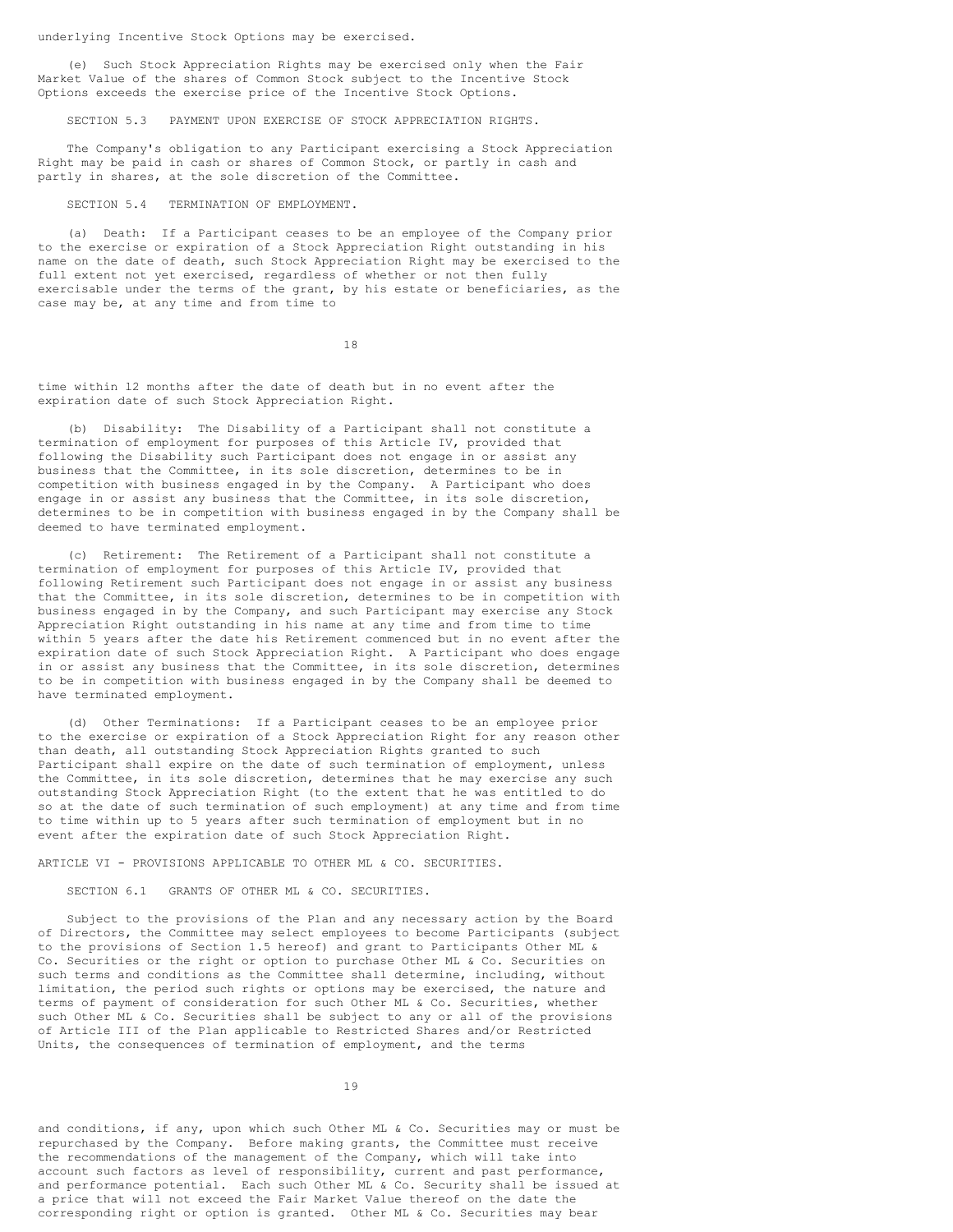underlying Incentive Stock Options may be exercised.

(e) Such Stock Appreciation Rights may be exercised only when the Fair Market Value of the shares of Common Stock subject to the Incentive Stock Options exceeds the exercise price of the Incentive Stock Options.

SECTION 5.3 PAYMENT UPON EXERCISE OF STOCK APPRECIATION RIGHTS.

The Company's obligation to any Participant exercising a Stock Appreciation Right may be paid in cash or shares of Common Stock, or partly in cash and partly in shares, at the sole discretion of the Committee.

SECTION 5.4 TERMINATION OF EMPLOYMENT.

(a) Death: If a Participant ceases to be an employee of the Company prior to the exercise or expiration of a Stock Appreciation Right outstanding in his name on the date of death, such Stock Appreciation Right may be exercised to the full extent not yet exercised, regardless of whether or not then fully exercisable under the terms of the grant, by his estate or beneficiaries, as the case may be, at any time and from time to time within 12 months after the date of death but in no event after the expiration date of such Stock Appreciation Right.

(b) Disability: The Disability of a Participant shall not constitute a termination of employment for purposes of this Article IV, provided that following the Disability such Participant does not engage in or assist any business that the Committee, in its sole discretion, determines to be in competition with business engaged in by the Company. A Participant who does engage in or assist any business that the Committee, in its sole discretion, determines to be in competition with business engaged in by the Company shall be deemed to have terminated employment.

(c) Retirement: The Retirement of a Participant shall not constitute a termination of employment for purposes of this Article IV, provided that following Retirement such Participant does not engage in or assist any business that the Committee, in its sole discretion, determines to be in competition with business engaged in by the Company, and such Participant may exercise any Stock Appreciation Right outstanding in his name at any time and from time to time within 5 years after the date his Retirement commenced but in no event after the expiration date of such Stock Appreciation Right. A Participant who does engage in or assist any business that the Committee, in its sole discretion, determines to be in competition with business engaged in by the Company shall be deemed to have terminated employment.

(d) Other Terminations: If a Participant ceases to be an employee prior to the exercise or expiration of a Stock Appreciation Right for any reason other than death, all outstanding Stock Appreciation Rights granted to such Participant shall expire on the date of such termination of employment, unless the Committee, in its sole discretion, determines that he may exercise any such outstanding Stock Appreciation Right (to the extent that he was entitled to do so at the date of such termination of such employment) at any time and from time to time within up to 5 years after such termination of employment but in no event after the expiration date of such Stock Appreciation Right.

ARTICLE VI - PROVISIONS APPLICABLE TO OTHER ML & CO. SECURITIES.

SECTION 6.1 GRANTS OF OTHER ML & CO. SECURITIES.

Subject to the provisions of the Plan and any necessary action by the Board of Directors, the Committee may select employees to become Participants (subject to the provisions of Section 1.5 hereof) and grant to Participants Other ML & Co. Securities or the right or option to purchase Other ML & Co. Securities on such terms and conditions as the Committee shall determine, including, without limitation, the period such rights or options may be exercised, the nature and terms of payment of consideration for such Other ML & Co. Securities, whether such Other ML & Co. Securities shall be subject to any or all of the provisions of Article III of the Plan applicable to Restricted Shares and/or Restricted Units, the consequences of termination of employment, and the terms and conditions, if any, upon which such Other ML & Co. Securities may or must be repurchased by the Company. Before making grants, the Committee must receive the recommendations of the management of the Company, which will take into account such factors as level of responsibility, current and past performance, and performance potential. Each such Other ML & Co. Security shall be issued at a price that will not exceed the Fair Market Value thereof on the date the corresponding right or option is granted. Other ML & Co. Securities may bear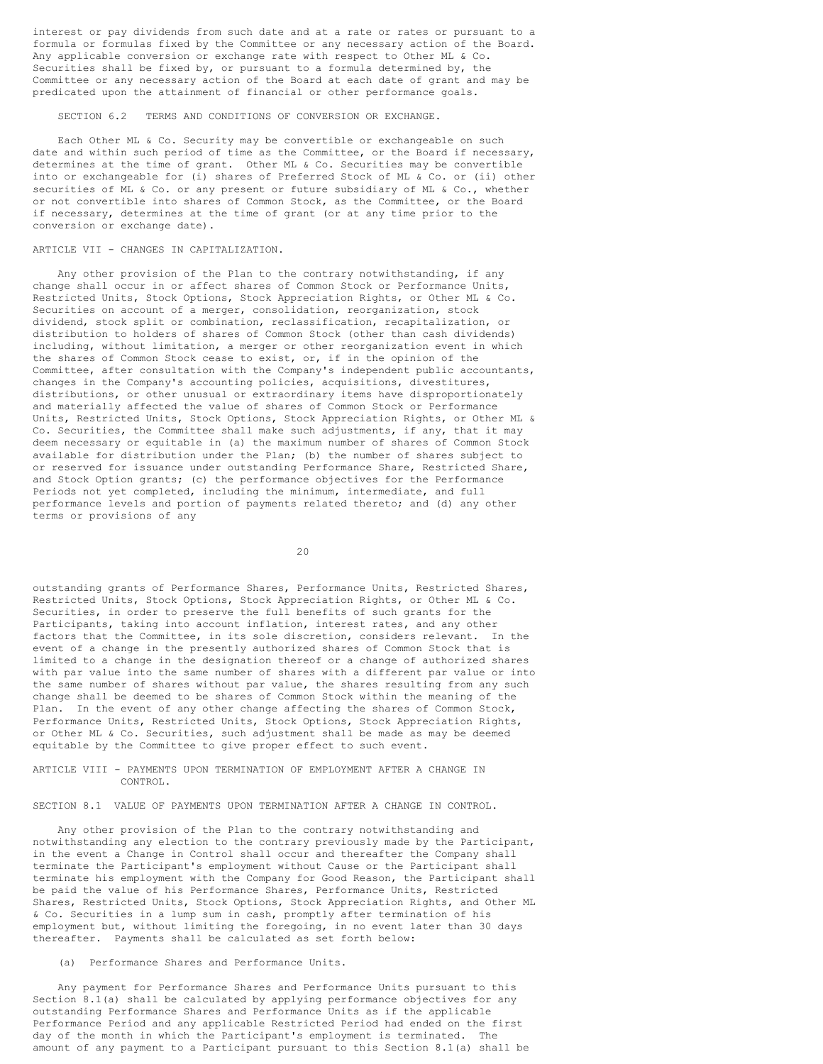interest or pay dividends from such date and at a rate or rates or pursuant to a formula or formulas fixed by the Committee or any necessary action of the Board. Any applicable conversion or exchange rate with respect to Other ML & Co. Securities shall be fixed by, or pursuant to a formula determined by, the Committee or any necessary action of the Board at each date of grant and may be predicated upon the attainment of financial or other performance goals.

SECTION 6.2 TERMS AND CONDITIONS OF CONVERSION OR EXCHANGE.

Each Other ML & Co. Security may be convertible or exchangeable on such date and within such period of time as the Committee, or the Board if necessary, determines at the time of grant. Other ML & Co. Securities may be convertible into or exchangeable for (i) shares of Preferred Stock of ML & Co. or (ii) other securities of ML & Co. or any present or future subsidiary of ML & Co., whether or not convertible into shares of Common Stock, as the Committee, or the Board if necessary, determines at the time of grant (or at any time prior to the conversion or exchange date).

ARTICLE VII - CHANGES IN CAPITALIZATION.

Any other provision of the Plan to the contrary notwithstanding, if any change shall occur in or affect shares of Common Stock or Performance Units, Restricted Units, Stock Options, Stock Appreciation Rights, or Other ML & Co. Securities on account of a merger, consolidation, reorganization, stock dividend, stock split or combination, reclassification, recapitalization, or distribution to holders of shares of Common Stock (other than cash dividends) including, without limitation, a merger or other reorganization event in which the shares of Common Stock cease to exist, or, if in the opinion of the Committee, after consultation with the Company's independent public accountants, changes in the Company's accounting policies, acquisitions, divestitures, distributions, or other unusual or extraordinary items have disproportionately and materially affected the value of shares of Common Stock or Performance Units, Restricted Units, Stock Options, Stock Appreciation Rights, or Other ML & Co. Securities, the Committee shall make such adjustments, if any, that it may deem necessary or equitable in (a) the maximum number of shares of Common Stock available for distribution under the Plan; (b) the number of shares subject to or reserved for issuance under outstanding Performance Share, Restricted Share, and Stock Option grants; (c) the performance objectives for the Performance Periods not yet completed, including the minimum, intermediate, and full performance levels and portion of payments related thereto; and (d) any other terms or provisions of any outstanding grants of Performance Shares, Performance Units, Restricted Shares, Restricted Units, Stock Options, Stock Appreciation Rights, or Other ML & Co. Securities, in order to preserve the full benefits of such grants for the Participants, taking into account inflation, interest rates, and any other factors that the Committee, in its sole discretion, considers relevant. In the event of a change in the presently authorized shares of Common Stock that is limited to a change in the designation thereof or a change of authorized shares with par value into the same number of shares with a different par value or into the same number of shares without par value, the shares resulting from any such change shall be deemed to be shares of Common Stock within the meaning of the Plan. In the event of any other change affecting the shares of Common Stock, Performance Units, Restricted Units, Stock Options, Stock Appreciation Rights, or Other ML & Co. Securities, such adjustment shall be made as may be deemed equitable by the Committee to give proper effect to such event.

ARTICLE VIII - PAYMENTS UPON TERMINATION OF EMPLOYMENT AFTER A CHANGE IN CONTROL.

SECTION 8.1 VALUE OF PAYMENTS UPON TERMINATION AFTER A CHANGE IN CONTROL.

Any other provision of the Plan to the contrary notwithstanding and notwithstanding any election to the contrary previously made by the Participant, in the event a Change in Control shall occur and thereafter the Company shall terminate the Participant's employment without Cause or the Participant shall terminate his employment with the Company for Good Reason, the Participant shall be paid the value of his Performance Shares, Performance Units, Restricted Shares, Restricted Units, Stock Options, Stock Appreciation Rights, and Other ML & Co. Securities in a lump sum in cash, promptly after termination of his employment but, without limiting the foregoing, in no event later than 30 days thereafter. Payments shall be calculated as set forth below:

(a) Performance Shares and Performance Units.

Any payment for Performance Shares and Performance Units pursuant to this Section 8.1(a) shall be calculated by applying performance objectives for any outstanding Performance Shares and Performance Units as if the applicable Performance Period and any applicable Restricted Period had ended on the first day of the month in which the Participant's employment is terminated. The amount of any payment to a Participant pursuant to this Section 8.1(a) shall be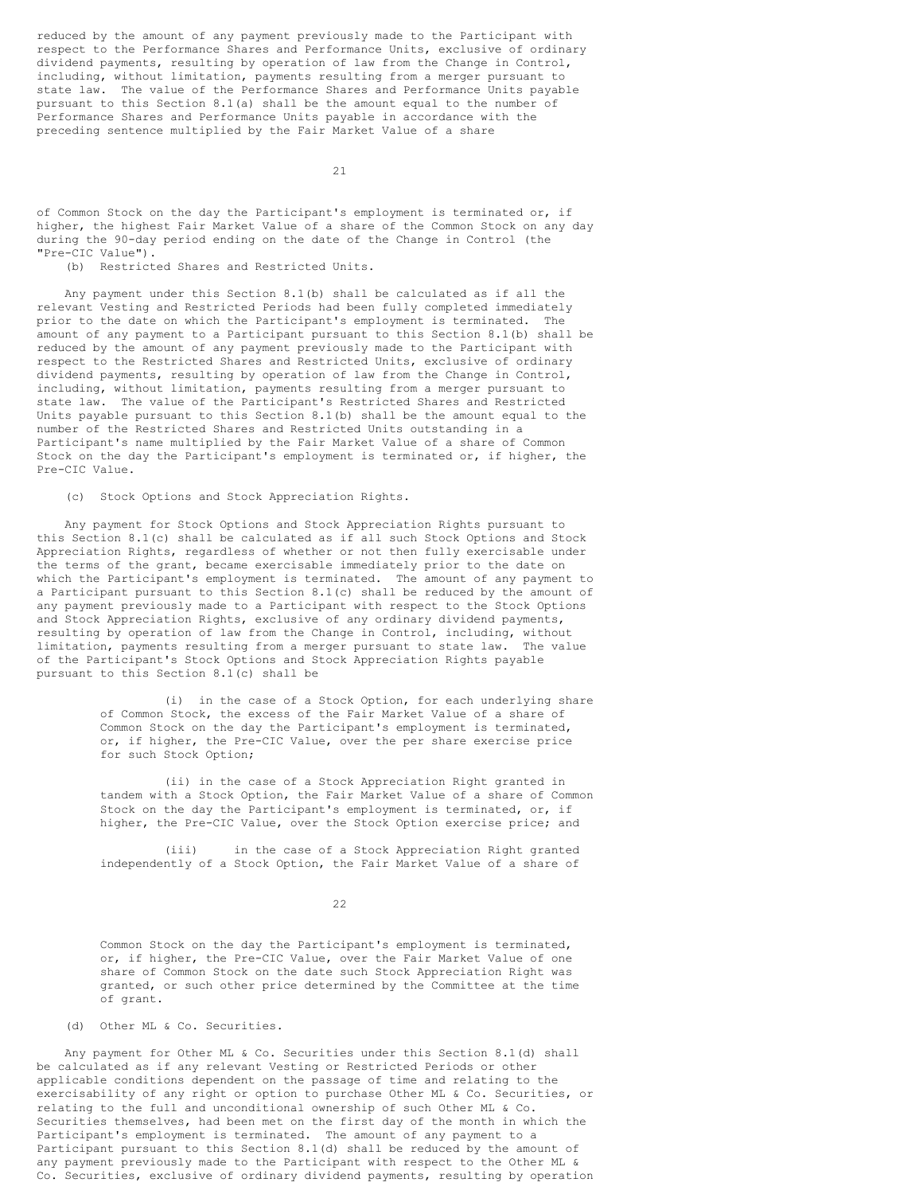reduced by the amount of any payment previously made to the Participant with respect to the Performance Shares and Performance Units, exclusive of ordinary dividend payments, resulting by operation of law from the Change in Control, including, without limitation, payments resulting from a merger pursuant to state law. The value of the Performance Shares and Performance Units payable pursuant to this Section 8.1(a) shall be the amount equal to the number of Performance Shares and Performance Units payable in accordance with the preceding sentence multiplied by the Fair Market Value of a share of Common Stock on the day the Participant's employment is terminated or, if higher, the highest Fair Market Value of a share of the Common Stock on any day during the 90-day period ending on the date of the Change in Control (the "Pre-CIC Value").

(b) Restricted Shares and Restricted Units.

Any payment under this Section 8.1(b) shall be calculated as if all the relevant Vesting and Restricted Periods had been fully completed immediately prior to the date on which the Participant's employment is terminated. The amount of any payment to a Participant pursuant to this Section 8.1(b) shall be reduced by the amount of any payment previously made to the Participant with respect to the Restricted Shares and Restricted Units, exclusive of ordinary dividend payments, resulting by operation of law from the Change in Control, including, without limitation, payments resulting from a merger pursuant to state law. The value of the Participant's Restricted Shares and Restricted Units payable pursuant to this Section 8.1(b) shall be the amount equal to the number of the Restricted Shares and Restricted Units outstanding in a Participant's name multiplied by the Fair Market Value of a share of Common Stock on the day the Participant's employment is terminated or, if higher, the Pre-CIC Value.

(c) Stock Options and Stock Appreciation Rights.

Any payment for Stock Options and Stock Appreciation Rights pursuant to this Section 8.1(c) shall be calculated as if all such Stock Options and Stock Appreciation Rights, regardless of whether or not then fully exercisable under the terms of the grant, became exercisable immediately prior to the date on which the Participant's employment is terminated. The amount of any payment to a Participant pursuant to this Section 8.1(c) shall be reduced by the amount of any payment previously made to a Participant with respect to the Stock Options and Stock Appreciation Rights, exclusive of any ordinary dividend payments, resulting by operation of law from the Change in Control, including, without limitation, payments resulting from a merger pursuant to state law. The value of the Participant's Stock Options and Stock Appreciation Rights payable pursuant to this Section 8.1(c) shall be

(i) in the case of a Stock Option, for each underlying share of Common Stock, the excess of the Fair Market Value of a share of Common Stock on the day the Participant's employment is terminated, or, if higher, the Pre-CIC Value, over the per share exercise price for such Stock Option;

(ii) in the case of a Stock Appreciation Right granted in tandem with a Stock Option, the Fair Market Value of a share of Common Stock on the day the Participant's employment is terminated, or, if higher, the Pre-CIC Value, over the Stock Option exercise price; and

(iii) in the case of a Stock Appreciation Right granted independently of a Stock Option, the Fair Market Value of a share of Common Stock on the day the Participant's employment is terminated, or, if higher, the Pre-CIC Value, over the Fair Market Value of one share of Common Stock on the date such Stock Appreciation Right was granted, or such other price determined by the Committee at the time of grant.

(d) Other ML & Co. Securities.

Any payment for Other ML & Co. Securities under this Section 8.1(d) shall be calculated as if any relevant Vesting or Restricted Periods or other applicable conditions dependent on the passage of time and relating to the exercisability of any right or option to purchase Other ML & Co. Securities, or relating to the full and unconditional ownership of such Other ML & Co. Securities themselves, had been met on the first day of the month in which the Participant's employment is terminated. The amount of any payment to a Participant pursuant to this Section 8.1(d) shall be reduced by the amount of any payment previously made to the Participant with respect to the Other ML & Co. Securities, exclusive of ordinary dividend payments, resulting by operation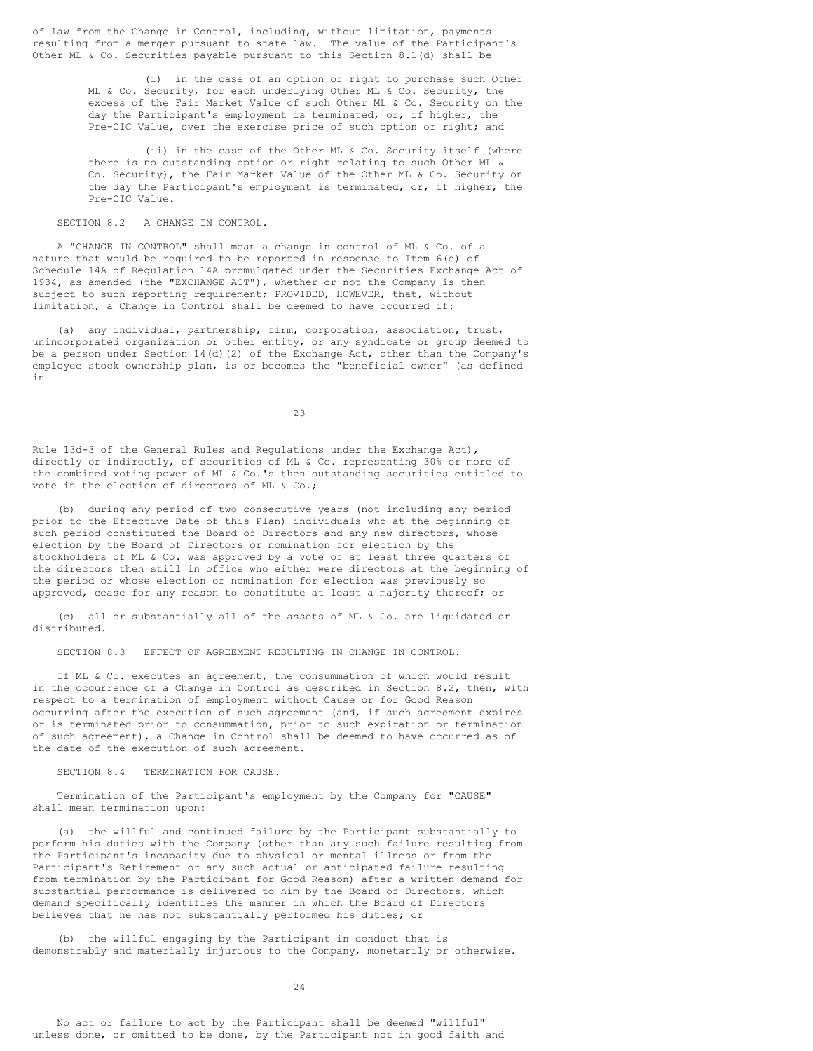of law from the Change in Control, including, without limitation, payments resulting from a merger pursuant to state law. The value of the Participant's Other ML & Co. Securities payable pursuant to this Section 8.1(d) shall be

(i) in the case of an option or right to purchase such Other ML & Co. Security, for each underlying Other ML & Co. Security, the excess of the Fair Market Value of such Other ML & Co. Security on the day the Participant's employment is terminated, or, if higher, the Pre-CIC Value, over the exercise price of such option or right; and

(ii) in the case of the Other ML & Co. Security itself (where there is no outstanding option or right relating to such Other ML & Co. Security), the Fair Market Value of the Other ML & Co. Security on the day the Participant's employment is terminated, or, if higher, the Pre-CIC Value.

SECTION 8.2 A CHANGE IN CONTROL.

A "CHANGE IN CONTROL" shall mean a change in control of ML & Co. of a nature that would be required to be reported in response to Item 6(e) of Schedule 14A of Regulation 14A promulgated under the Securities Exchange Act of 1934, as amended (the "EXCHANGE ACT"), whether or not the Company is then subject to such reporting requirement; PROVIDED, HOWEVER, that, without limitation, a Change in Control shall be deemed to have occurred if:

(a) any individual, partnership, firm, corporation, association, trust, unincorporated organization or other entity, or any syndicate or group deemed to be a person under Section 14(d)(2) of the Exchange Act, other than the Company's employee stock ownership plan, is or becomes the "beneficial owner" (as defined in Rule 13d-3 of the General Rules and Regulations under the Exchange Act), directly or indirectly, of securities of ML & Co. representing 30% or more of the combined voting power of ML & Co.'s then outstanding securities entitled to vote in the election of directors of ML & Co.;

(b) during any period of two consecutive years (not including any period prior to the Effective Date of this Plan) individuals who at the beginning of such period constituted the Board of Directors and any new directors, whose election by the Board of Directors or nomination for election by the stockholders of ML & Co. was approved by a vote of at least three quarters of the directors then still in office who either were directors at the beginning of the period or whose election or nomination for election was previously so approved, cease for any reason to constitute at least a majority thereof; or

(c) all or substantially all of the assets of ML & Co. are liquidated or distributed.

SECTION 8.3 EFFECT OF AGREEMENT RESULTING IN CHANGE IN CONTROL.

If ML & Co. executes an agreement, the consummation of which would result in the occurrence of a Change in Control as described in Section 8.2, then, with respect to a termination of employment without Cause or for Good Reason occurring after the execution of such agreement (and, if such agreement expires or is terminated prior to consummation, prior to such expiration or termination of such agreement), a Change in Control shall be deemed to have occurred as of the date of the execution of such agreement.

SECTION 8.4 TERMINATION FOR CAUSE.

Termination of the Participant's employment by the Company for "CAUSE" shall mean termination upon:

(a) the willful and continued failure by the Participant substantially to perform his duties with the Company (other than any such failure resulting from the Participant's incapacity due to physical or mental illness or from the Participant's Retirement or any such actual or anticipated failure resulting from termination by the Participant for Good Reason) after a written demand for substantial performance is delivered to him by the Board of Directors, which demand specifically identifies the manner in which the Board of Directors believes that he has not substantially performed his duties; or

(b) the willful engaging by the Participant in conduct that is demonstrably and materially injurious to the Company, monetarily or otherwise.

No act or failure to act by the Participant shall be deemed "willful" unless done, or omitted to be done, by the Participant not in good faith and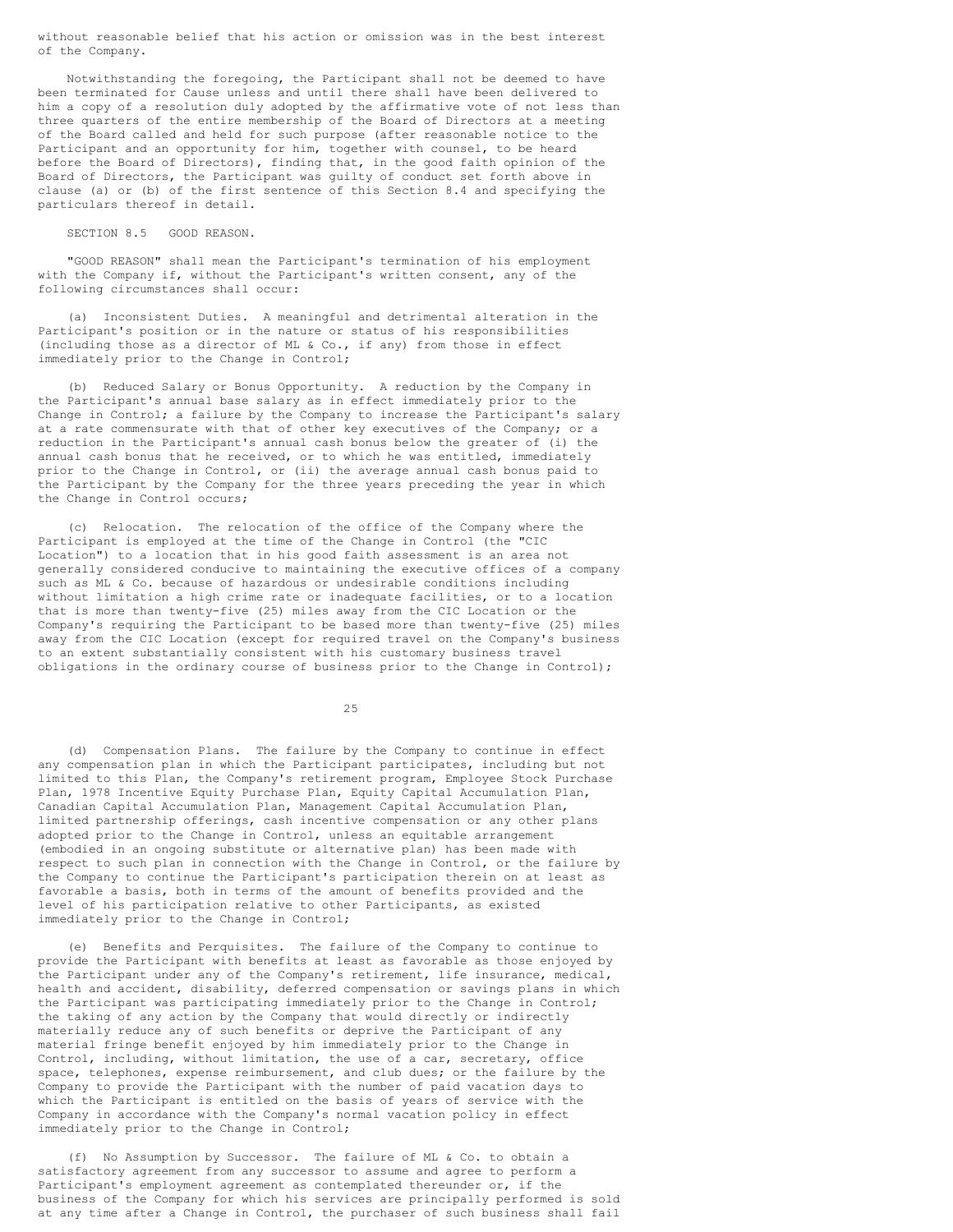without reasonable belief that his action or omission was in the best interest of the Company.

Notwithstanding the foregoing, the Participant shall not be deemed to have been terminated for Cause unless and until there shall have been delivered to him a copy of a resolution duly adopted by the affirmative vote of not less than three quarters of the entire membership of the Board of Directors at a meeting of the Board called and held for such purpose (after reasonable notice to the Participant and an opportunity for him, together with counsel, to be heard before the Board of Directors), finding that, in the good faith opinion of the Board of Directors, the Participant was guilty of conduct set forth above in clause (a) or (b) of the first sentence of this Section 8.4 and specifying the particulars thereof in detail.

SECTION 8.5 GOOD REASON.

"GOOD REASON" shall mean the Participant's termination of his employment with the Company if, without the Participant's written consent, any of the following circumstances shall occur:

(a) Inconsistent Duties. A meaningful and detrimental alteration in the Participant's position or in the nature or status of his responsibilities (including those as a director of ML & Co., if any) from those in effect immediately prior to the Change in Control;

(b) Reduced Salary or Bonus Opportunity. A reduction by the Company in the Participant's annual base salary as in effect immediately prior to the Change in Control; a failure by the Company to increase the Participant's salary at a rate commensurate with that of other key executives of the Company; or a reduction in the Participant's annual cash bonus below the greater of (i) the annual cash bonus that he received, or to which he was entitled, immediately prior to the Change in Control, or (ii) the average annual cash bonus paid to the Participant by the Company for the three years preceding the year in which the Change in Control occurs;

(c) Relocation. The relocation of the office of the Company where the Participant is employed at the time of the Change in Control (the "CIC Location") to a location that in his good faith assessment is an area not generally considered conducive to maintaining the executive offices of a company such as ML & Co. because of hazardous or undesirable conditions including without limitation a high crime rate or inadequate facilities, or to a location that is more than twenty-five (25) miles away from the CIC Location or the Company's requiring the Participant to be based more than twenty-five (25) miles away from the CIC Location (except for required travel on the Company's business to an extent substantially consistent with his customary business travel obligations in the ordinary course of business prior to the Change in Control);

(d) Compensation Plans. The failure by the Company to continue in effect any compensation plan in which the Participant participates, including but not limited to this Plan, the Company's retirement program, Employee Stock Purchase Plan, 1978 Incentive Equity Purchase Plan, Equity Capital Accumulation Plan, Canadian Capital Accumulation Plan, Management Capital Accumulation Plan, limited partnership offerings, cash incentive compensation or any other plans adopted prior to the Change in Control, unless an equitable arrangement (embodied in an ongoing substitute or alternative plan) has been made with respect to such plan in connection with the Change in Control, or the failure by the Company to continue the Participant's participation therein on at least as favorable a basis, both in terms of the amount of benefits provided and the level of his participation relative to other Participants, as existed immediately prior to the Change in Control;

(e) Benefits and Perquisites. The failure of the Company to continue to provide the Participant with benefits at least as favorable as those enjoyed by the Participant under any of the Company's retirement, life insurance, medical, health and accident, disability, deferred compensation or savings plans in which the Participant was participating immediately prior to the Change in Control; the taking of any action by the Company that would directly or indirectly materially reduce any of such benefits or deprive the Participant of any material fringe benefit enjoyed by him immediately prior to the Change in Control, including, without limitation, the use of a car, secretary, office space, telephones, expense reimbursement, and club dues; or the failure by the Company to provide the Participant with the number of paid vacation days to which the Participant is entitled on the basis of years of service with the Company in accordance with the Company's normal vacation policy in effect immediately prior to the Change in Control;

(f) No Assumption by Successor. The failure of ML & Co. to obtain a satisfactory agreement from any successor to assume and agree to perform a Participant's employment agreement as contemplated thereunder or, if the business of the Company for which his services are principally performed is sold at any time after a Change in Control, the purchaser of such business shall fail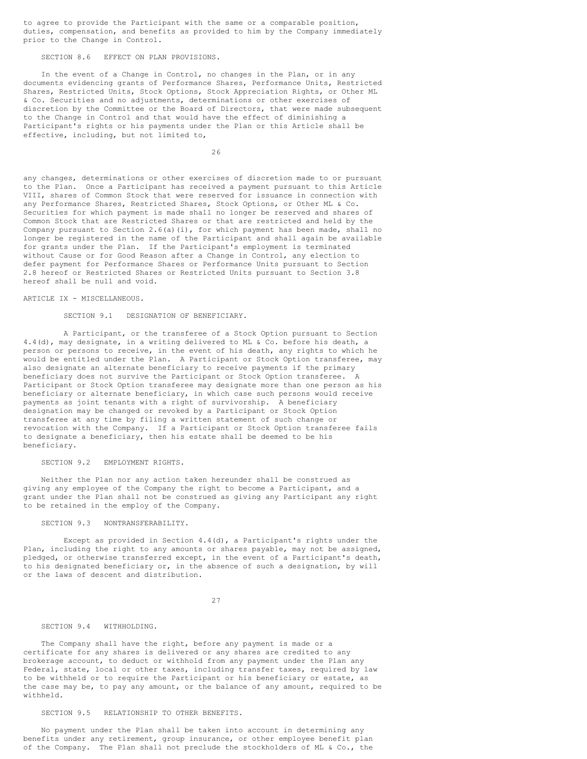to agree to provide the Participant with the same or a comparable position, duties, compensation, and benefits as provided to him by the Company immediately prior to the Change in Control.

SECTION 8.6 EFFECT ON PLAN PROVISIONS.

In the event of a Change in Control, no changes in the Plan, or in any documents evidencing grants of Performance Shares, Performance Units, Restricted Shares, Restricted Units, Stock Options, Stock Appreciation Rights, or Other ML & Co. Securities and no adjustments, determinations or other exercises of discretion by the Committee or the Board of Directors, that were made subsequent to the Change in Control and that would have the effect of diminishing a Participant's rights or his payments under the Plan or this Article shall be effective, including, but not limited to, any changes, determinations or other exercises of discretion made to or pursuant to the Plan. Once a Participant has received a payment pursuant to this Article VIII, shares of Common Stock that were reserved for issuance in connection with any Performance Shares, Restricted Shares, Stock Options, or Other ML & Co. Securities for which payment is made shall no longer be reserved and shares of Common Stock that are Restricted Shares or that are restricted and held by the Company pursuant to Section 2.6(a)(i), for which payment has been made, shall no longer be registered in the name of the Participant and shall again be available for grants under the Plan. If the Participant's employment is terminated without Cause or for Good Reason after a Change in Control, any election to defer payment for Performance Shares or Performance Units pursuant to Section 2.8 hereof or Restricted Shares or Restricted Units pursuant to Section 3.8 hereof shall be null and void.

ARTICLE IX - MISCELLANEOUS.

SECTION 9.1 DESIGNATION OF BENEFICIARY.

A Participant, or the transferee of a Stock Option pursuant to Section 4.4(d), may designate, in a writing delivered to ML & Co. before his death, a person or persons to receive, in the event of his death, any rights to which he would be entitled under the Plan. A Participant or Stock Option transferee, may also designate an alternate beneficiary to receive payments if the primary beneficiary does not survive the Participant or Stock Option transferee. A Participant or Stock Option transferee may designate more than one person as his beneficiary or alternate beneficiary, in which case such persons would receive payments as joint tenants with a right of survivorship. A beneficiary designation may be changed or revoked by a Participant or Stock Option transferee at any time by filing a written statement of such change or revocation with the Company. If a Participant or Stock Option transferee fails to designate a beneficiary, then his estate shall be deemed to be his beneficiary.

SECTION 9.2 EMPLOYMENT RIGHTS.

Neither the Plan nor any action taken hereunder shall be construed as giving any employee of the Company the right to become a Participant, and a grant under the Plan shall not be construed as giving any Participant any right to be retained in the employ of the Company.

SECTION 9.3 NONTRANSFERABILITY.

Except as provided in Section 4.4(d), a Participant's rights under the Plan, including the right to any amounts or shares payable, may not be assigned, pledged, or otherwise transferred except, in the event of a Participant's death, to his designated beneficiary or, in the absence of such a designation, by will or the laws of descent and distribution.

SECTION 9.4 WITHHOLDING.

The Company shall have the right, before any payment is made or a certificate for any shares is delivered or any shares are credited to any brokerage account, to deduct or withhold from any payment under the Plan any Federal, state, local or other taxes, including transfer taxes, required by law to be withheld or to require the Participant or his beneficiary or estate, as the case may be, to pay any amount, or the balance of any amount, required to be withheld.

SECTION 9.5 RELATIONSHIP TO OTHER BENEFITS.

No payment under the Plan shall be taken into account in determining any benefits under any retirement, group insurance, or other employee benefit plan of the Company. The Plan shall not preclude the stockholders of ML & Co., the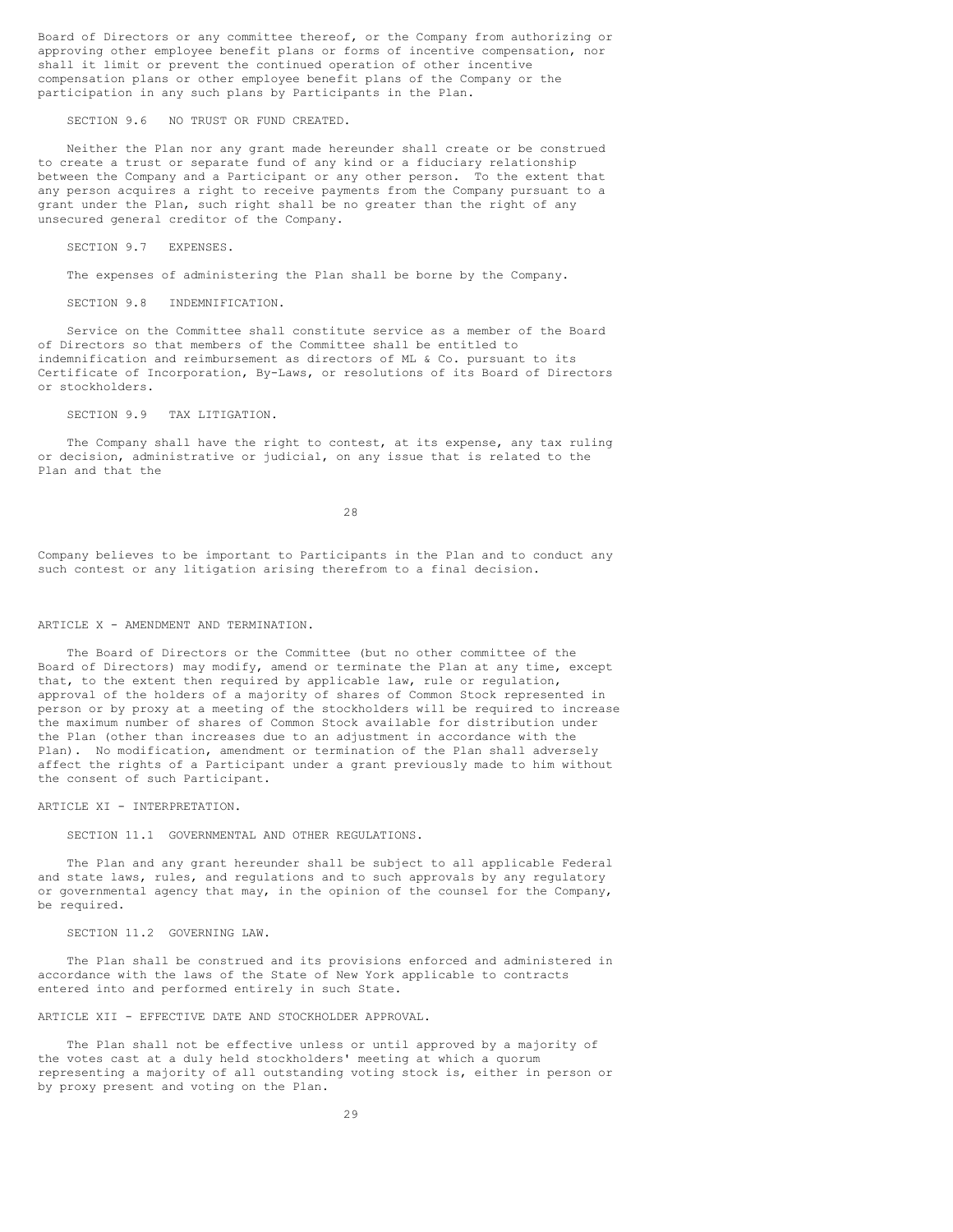Board of Directors or any committee thereof, or the Company from authorizing or approving other employee benefit plans or forms of incentive compensation, nor shall it limit or prevent the continued operation of other incentive compensation plans or other employee benefit plans of the Company or the participation in any such plans by Participants in the Plan.

SECTION 9.6 NO TRUST OR FUND CREATED.

Neither the Plan nor any grant made hereunder shall create or be construed to create a trust or separate fund of any kind or a fiduciary relationship between the Company and a Participant or any other person. To the extent that any person acquires a right to receive payments from the Company pursuant to a grant under the Plan, such right shall be no greater than the right of any unsecured general creditor of the Company.

SECTION 9.7 EXPENSES.

The expenses of administering the Plan shall be borne by the Company.

SECTION 9.8 INDEMNIFICATION.

Service on the Committee shall constitute service as a member of the Board of Directors so that members of the Committee shall be entitled to indemnification and reimbursement as directors of ML & Co. pursuant to its Certificate of Incorporation, By-Laws, or resolutions of its Board of Directors or stockholders.

SECTION 9.9 TAX LITIGATION.

The Company shall have the right to contest, at its expense, any tax ruling or decision, administrative or judicial, on any issue that is related to the Plan and that the Company believes to be important to Participants in the Plan and to conduct any such contest or any litigation arising therefrom to a final decision.

## ARTICLE X - AMENDMENT AND TERMINATION.

The Board of Directors or the Committee (but no other committee of the Board of Directors) may modify, amend or terminate the Plan at any time, except that, to the extent then required by applicable law, rule or regulation, approval of the holders of a majority of shares of Common Stock represented in person or by proxy at a meeting of the stockholders will be required to increase the maximum number of shares of Common Stock available for distribution under the Plan (other than increases due to an adjustment in accordance with the Plan). No modification, amendment or termination of the Plan shall adversely affect the rights of a Participant under a grant previously made to him without the consent of such Participant.

## ARTICLE XI - INTERPRETATION.

SECTION 11.1 GOVERNMENTAL AND OTHER REGULATIONS.

The Plan and any grant hereunder shall be subject to all applicable Federal and state laws, rules, and regulations and to such approvals by any regulatory or governmental agency that may, in the opinion of the counsel for the Company, be required.

SECTION 11.2 GOVERNING LAW.

The Plan shall be construed and its provisions enforced and administered in accordance with the laws of the State of New York applicable to contracts entered into and performed entirely in such State.

## ARTICLE XII - EFFECTIVE DATE AND STOCKHOLDER APPROVAL.

The Plan shall not be effective unless or until approved by a majority of the votes cast at a duly held stockholders' meeting at which a quorum representing a majority of all outstanding voting stock is, either in person or by proxy present and voting on the Plan.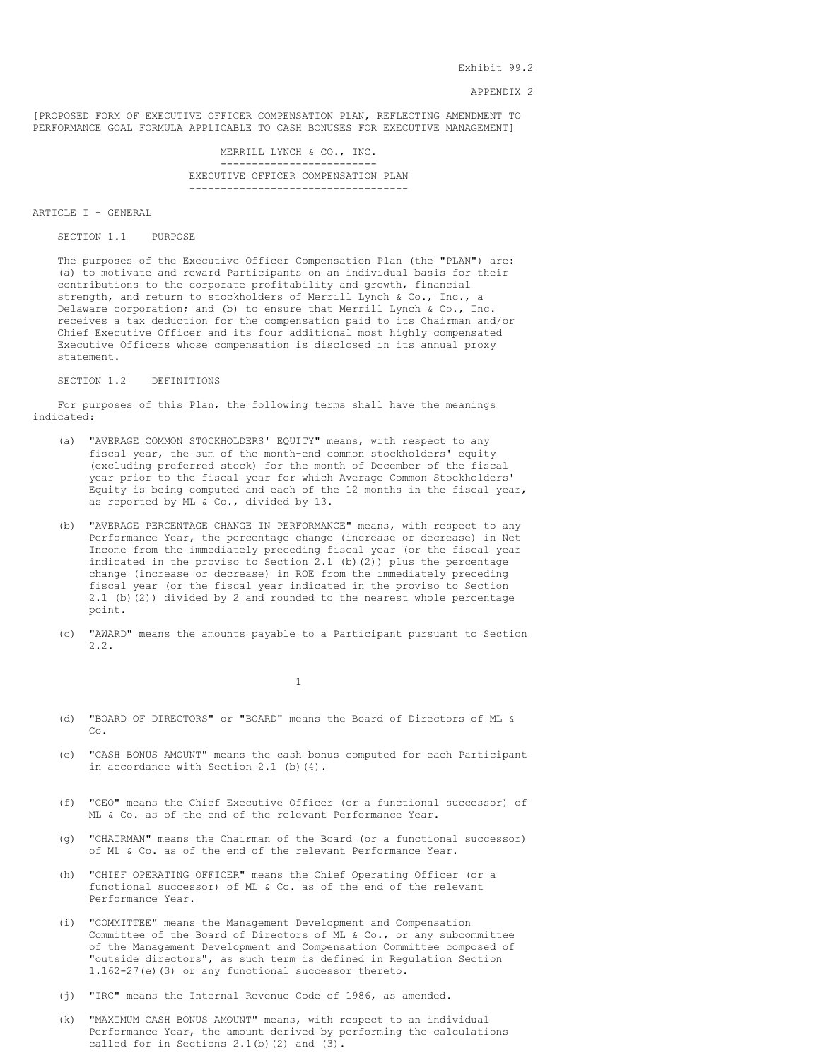Exhibit 99.2

APPENDIX 2

[PROPOSED FORM OF EXECUTIVE OFFICER COMPENSATION PLAN, REFLECTING AMENDMENT TO PERFORMANCE GOAL FORMULA APPLICABLE TO CASH BONUSES FOR EXECUTIVE MANAGEMENT]

# MERRILL LYNCH & CO., INC.

## EXECUTIVE OFFICER COMPENSATION PLAN

## ARTICLE I - GENERAL

### SECTION 1.1 PURPOSE

The purposes of the Executive Officer Compensation Plan (the "PLAN") are: (a) to motivate and reward Participants on an individual basis for their contributions to the corporate profitability and growth, financial strength, and return to stockholders of Merrill Lynch & Co., Inc., a Delaware corporation; and (b) to ensure that Merrill Lynch & Co., Inc. receives a tax deduction for the compensation paid to its Chairman and/or Chief Executive Officer and its four additional most highly compensated Executive Officers whose compensation is disclosed in its annual proxy statement.

### SECTION 1.2 DEFINITIONS

For purposes of this Plan, the following terms shall have the meanings indicated:

(a) "AVERAGE COMMON STOCKHOLDERS' EQUITY" means, with respect to any fiscal year, the sum of the month-end common stockholders' equity (excluding preferred stock) for the month of December of the fiscal year prior to the fiscal year for which Average Common Stockholders' Equity is being computed and each of the 12 months in the fiscal year, as reported by ML & Co., divided by 13.

(b) "AVERAGE PERCENTAGE CHANGE IN PERFORMANCE" means, with respect to any Performance Year, the percentage change (increase or decrease) in Net Income from the immediately preceding fiscal year (or the fiscal year indicated in the proviso to Section 2.1 (b)(2)) plus the percentage change (increase or decrease) in ROE from the immediately preceding fiscal year (or the fiscal year indicated in the proviso to Section 2.1 (b)(2)) divided by 2 and rounded to the nearest whole percentage point.

(c) "AWARD" means the amounts payable to a Participant pursuant to Section 2.2.

(d) "BOARD OF DIRECTORS" or "BOARD" means the Board of Directors of ML & Co.

(e) "CASH BONUS AMOUNT" means the cash bonus computed for each Participant in accordance with Section 2.1 (b)(4).

(f) "CEO" means the Chief Executive Officer (or a functional successor) of ML & Co. as of the end of the relevant Performance Year.

(g) "CHAIRMAN" means the Chairman of the Board (or a functional successor) of ML & Co. as of the end of the relevant Performance Year.

(h) "CHIEF OPERATING OFFICER" means the Chief Operating Officer (or a functional successor) of ML & Co. as of the end of the relevant Performance Year.

(i) "COMMITTEE" means the Management Development and Compensation Committee of the Board of Directors of ML & Co., or any subcommittee of the Management Development and Compensation Committee composed of "outside directors", as such term is defined in Regulation Section 1.162-27(e)(3) or any functional successor thereto.

(j) "IRC" means the Internal Revenue Code of 1986, as amended.

(k) "MAXIMUM CASH BONUS AMOUNT" means, with respect to an individual Performance Year, the amount derived by performing the calculations called for in Sections 2.1(b)(2) and (3).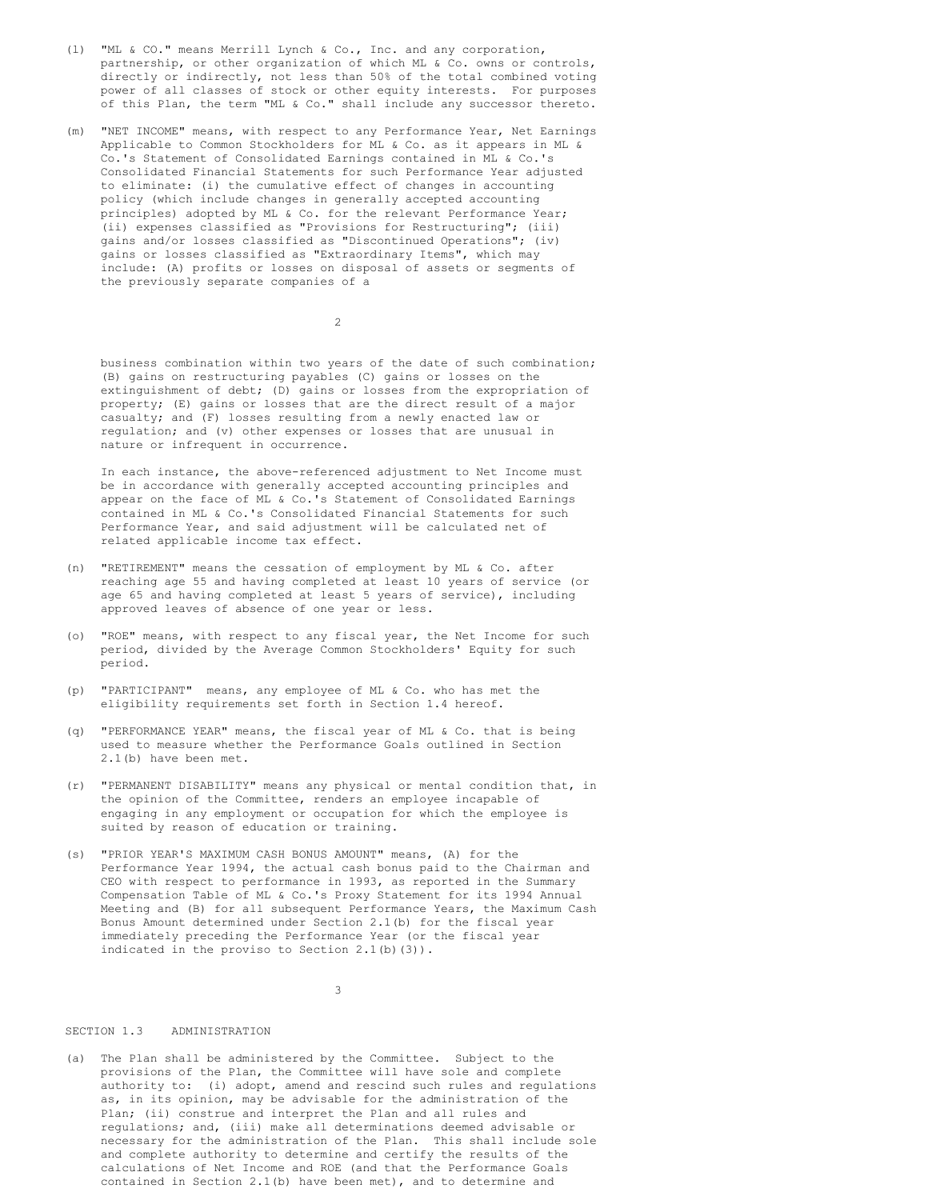(l) "ML & CO." means Merrill Lynch & Co., Inc. and any corporation, partnership, or other organization of which ML & Co. owns or controls, directly or indirectly, not less than 50% of the total combined voting power of all classes of stock or other equity interests. For purposes of this Plan, the term "ML & Co." shall include any successor thereto.

(m) "NET INCOME" means, with respect to any Performance Year, Net Earnings Applicable to Common Stockholders for ML & Co. as it appears in ML & Co.'s Statement of Consolidated Earnings contained in ML & Co.'s Consolidated Financial Statements for such Performance Year adjusted to eliminate: (i) the cumulative effect of changes in accounting policy (which include changes in generally accepted accounting principles) adopted by ML & Co. for the relevant Performance Year; (ii) expenses classified as "Provisions for Restructuring"; (iii) gains and/or losses classified as "Discontinued Operations"; (iv) gains or losses classified as "Extraordinary Items", which may include: (A) profits or losses on disposal of assets or segments of the previously separate companies of a business combination within two years of the date of such combination; (B) gains on restructuring payables (C) gains or losses on the extinguishment of debt; (D) gains or losses from the expropriation of property; (E) gains or losses that are the direct result of a major casualty; and (F) losses resulting from a newly enacted law or regulation; and (v) other expenses or losses that are unusual in nature or infrequent in occurrence.

In each instance, the above-referenced adjustment to Net Income must be in accordance with generally accepted accounting principles and appear on the face of ML & Co.'s Statement of Consolidated Earnings contained in ML & Co.'s Consolidated Financial Statements for such Performance Year, and said adjustment will be calculated net of related applicable income tax effect.

(n) "RETIREMENT" means the cessation of employment by ML & Co. after reaching age 55 and having completed at least 10 years of service (or age 65 and having completed at least 5 years of service), including approved leaves of absence of one year or less.

(o) "ROE" means, with respect to any fiscal year, the Net Income for such period, divided by the Average Common Stockholders' Equity for such period.

(p) "PARTICIPANT" means, any employee of ML & Co. who has met the eligibility requirements set forth in Section 1.4 hereof.

(q) "PERFORMANCE YEAR" means, the fiscal year of ML & Co. that is being used to measure whether the Performance Goals outlined in Section 2.1(b) have been met.

(r) "PERMANENT DISABILITY" means any physical or mental condition that, in the opinion of the Committee, renders an employee incapable of engaging in any employment or occupation for which the employee is suited by reason of education or training.

(s) "PRIOR YEAR'S MAXIMUM CASH BONUS AMOUNT" means, (A) for the Performance Year 1994, the actual cash bonus paid to the Chairman and CEO with respect to performance in 1993, as reported in the Summary Compensation Table of ML & Co.'s Proxy Statement for its 1994 Annual Meeting and (B) for all subsequent Performance Years, the Maximum Cash Bonus Amount determined under Section 2.1(b) for the fiscal year immediately preceding the Performance Year (or the fiscal year indicated in the proviso to Section 2.1(b)(3)).

## SECTION 1.3 ADMINISTRATION

(a) The Plan shall be administered by the Committee. Subject to the provisions of the Plan, the Committee will have sole and complete authority to: (i) adopt, amend and rescind such rules and regulations as, in its opinion, may be advisable for the administration of the Plan; (ii) construe and interpret the Plan and all rules and regulations; and, (iii) make all determinations deemed advisable or necessary for the administration of the Plan. This shall include sole and complete authority to determine and certify the results of the calculations of Net Income and ROE (and that the Performance Goals contained in Section 2.1(b) have been met), and to determine and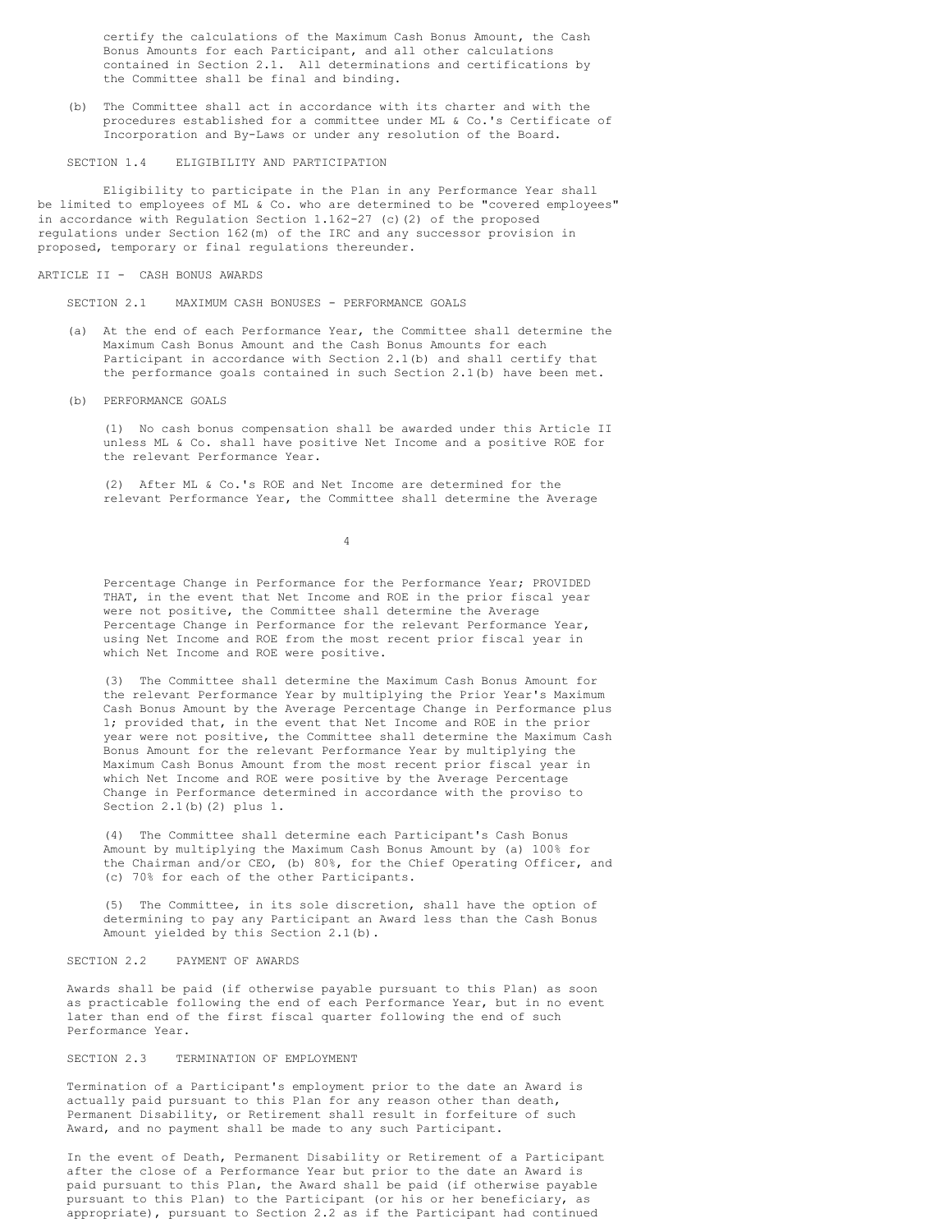certify the calculations of the Maximum Cash Bonus Amount, the Cash Bonus Amounts for each Participant, and all other calculations contained in Section 2.1. All determinations and certifications by the Committee shall be final and binding.

(b) The Committee shall act in accordance with its charter and with the procedures established for a committee under ML & Co.'s Certificate of Incorporation and By-Laws or under any resolution of the Board.

### SECTION 1.4 ELIGIBILITY AND PARTICIPATION

Eligibility to participate in the Plan in any Performance Year shall be limited to employees of ML & Co. who are determined to be "covered employees" in accordance with Regulation Section 1.162-27 (c)(2) of the proposed regulations under Section 162(m) of the IRC and any successor provision in proposed, temporary or final regulations thereunder.

## ARTICLE II - CASH BONUS AWARDS

### SECTION 2.1 MAXIMUM CASH BONUSES - PERFORMANCE GOALS

(a) At the end of each Performance Year, the Committee shall determine the Maximum Cash Bonus Amount and the Cash Bonus Amounts for each Participant in accordance with Section 2.1(b) and shall certify that the performance goals contained in such Section 2.1(b) have been met.

(b) PERFORMANCE GOALS

(1) No cash bonus compensation shall be awarded under this Article II unless ML & Co. shall have positive Net Income and a positive ROE for the relevant Performance Year.

(2) After ML & Co.'s ROE and Net Income are determined for the relevant Performance Year, the Committee shall determine the Average Percentage Change in Performance for the Performance Year; PROVIDED THAT, in the event that Net Income and ROE in the prior fiscal year were not positive, the Committee shall determine the Average Percentage Change in Performance for the relevant Performance Year, using Net Income and ROE from the most recent prior fiscal year in which Net Income and ROE were positive.

(3) The Committee shall determine the Maximum Cash Bonus Amount for the relevant Performance Year by multiplying the Prior Year's Maximum Cash Bonus Amount by the Average Percentage Change in Performance plus 1; provided that, in the event that Net Income and ROE in the prior year were not positive, the Committee shall determine the Maximum Cash Bonus Amount for the relevant Performance Year by multiplying the Maximum Cash Bonus Amount from the most recent prior fiscal year in which Net Income and ROE were positive by the Average Percentage Change in Performance determined in accordance with the proviso to Section 2.1(b)(2) plus 1.

(4) The Committee shall determine each Participant's Cash Bonus Amount by multiplying the Maximum Cash Bonus Amount by (a) 100% for the Chairman and/or CEO, (b) 80%, for the Chief Operating Officer, and (c) 70% for each of the other Participants.

(5) The Committee, in its sole discretion, shall have the option of determining to pay any Participant an Award less than the Cash Bonus Amount yielded by this Section 2.1(b).

### SECTION 2.2 PAYMENT OF AWARDS

Awards shall be paid (if otherwise payable pursuant to this Plan) as soon as practicable following the end of each Performance Year, but in no event later than end of the first fiscal quarter following the end of such Performance Year.

### SECTION 2.3 TERMINATION OF EMPLOYMENT

Termination of a Participant's employment prior to the date an Award is actually paid pursuant to this Plan for any reason other than death, Permanent Disability, or Retirement shall result in forfeiture of such Award, and no payment shall be made to any such Participant.

In the event of Death, Permanent Disability or Retirement of a Participant after the close of a Performance Year but prior to the date an Award is paid pursuant to this Plan, the Award shall be paid (if otherwise payable pursuant to this Plan) to the Participant (or his or her beneficiary, as appropriate), pursuant to Section 2.2 as if the Participant had continued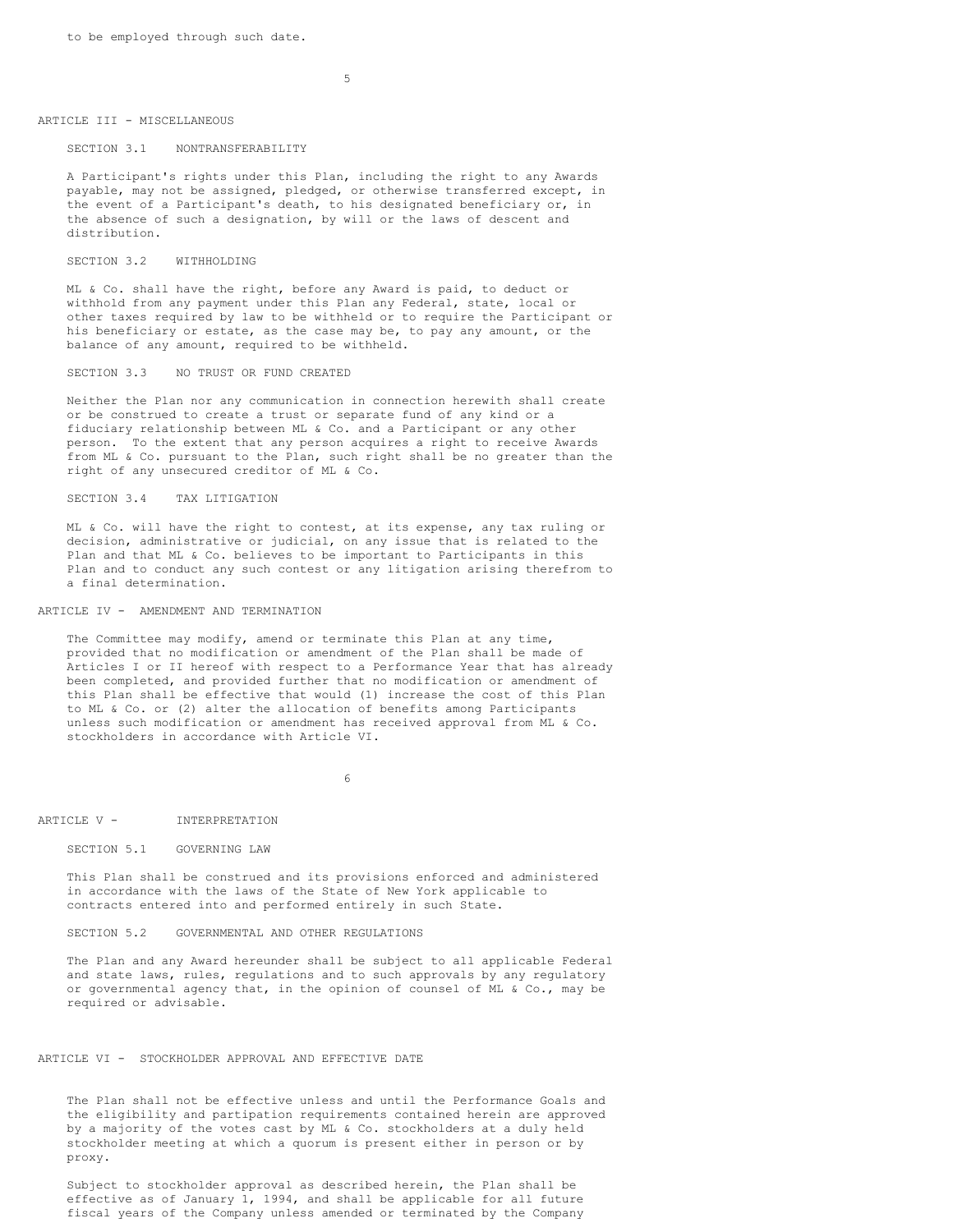to be employed through such date.

## ARTICLE III - MISCELLANEOUS

### SECTION 3.1 NONTRANSFERABILITY

A Participant's rights under this Plan, including the right to any Awards payable, may not be assigned, pledged, or otherwise transferred except, in the event of a Participant's death, to his designated beneficiary or, in the absence of such a designation, by will or the laws of descent and distribution.

### SECTION 3.2 WITHHOLDING

ML & Co. shall have the right, before any Award is paid, to deduct or withhold from any payment under this Plan any Federal, state, local or other taxes required by law to be withheld or to require the Participant or his beneficiary or estate, as the case may be, to pay any amount, or the balance of any amount, required to be withheld.

### SECTION 3.3 NO TRUST OR FUND CREATED

Neither the Plan nor any communication in connection herewith shall create or be construed to create a trust or separate fund of any kind or a fiduciary relationship between ML & Co. and a Participant or any other person. To the extent that any person acquires a right to receive Awards from ML & Co. pursuant to the Plan, such right shall be no greater than the right of any unsecured creditor of ML & Co.

### SECTION 3.4 TAX LITIGATION

ML & Co. will have the right to contest, at its expense, any tax ruling or decision, administrative or judicial, on any issue that is related to the Plan and that ML & Co. believes to be important to Participants in this Plan and to conduct any such contest or any litigation arising therefrom to a final determination.

## ARTICLE IV - AMENDMENT AND TERMINATION

The Committee may modify, amend or terminate this Plan at any time, provided that no modification or amendment of the Plan shall be made of Articles I or II hereof with respect to a Performance Year that has already been completed, and provided further that no modification or amendment of this Plan shall be effective that would (1) increase the cost of this Plan to ML & Co. or (2) alter the allocation of benefits among Participants unless such modification or amendment has received approval from ML & Co. stockholders in accordance with Article VI.

## ARTICLE V - INTERPRETATION

### SECTION 5.1 GOVERNING LAW

This Plan shall be construed and its provisions enforced and administered in accordance with the laws of the State of New York applicable to contracts entered into and performed entirely in such State.

### SECTION 5.2 GOVERNMENTAL AND OTHER REGULATIONS

The Plan and any Award hereunder shall be subject to all applicable Federal and state laws, rules, regulations and to such approvals by any regulatory or governmental agency that, in the opinion of counsel of ML & Co., may be required or advisable.

## ARTICLE VI - STOCKHOLDER APPROVAL AND EFFECTIVE DATE

The Plan shall not be effective unless and until the Performance Goals and the eligibility and partipation requirements contained herein are approved by a majority of the votes cast by ML & Co. stockholders at a duly held stockholder meeting at which a quorum is present either in person or by proxy.

Subject to stockholder approval as described herein, the Plan shall be effective as of January 1, 1994, and shall be applicable for all future fiscal years of the Company unless amended or terminated by the Company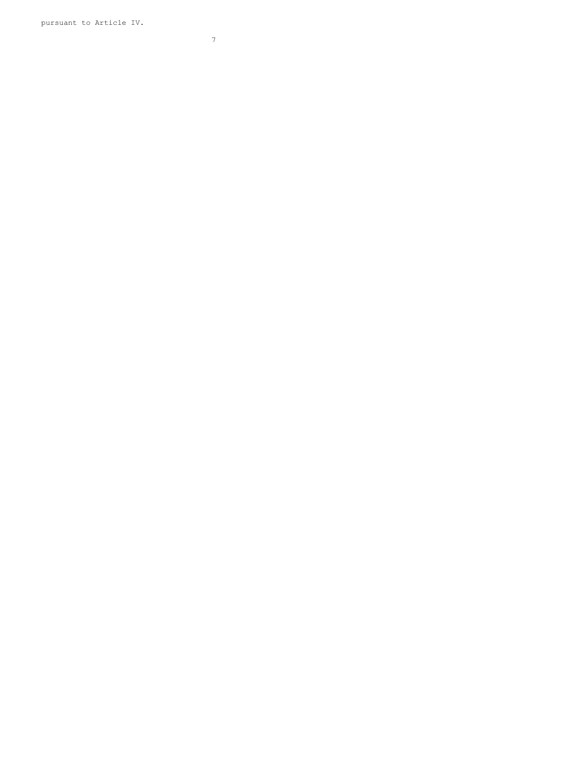pursuant to Article IV.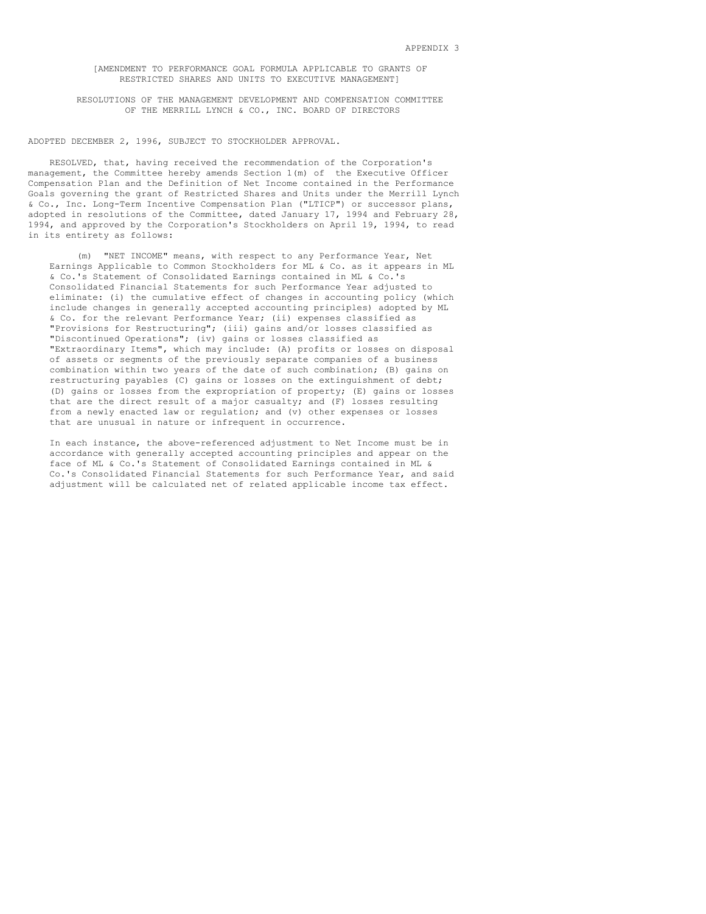APPENDIX 3

[AMENDMENT TO PERFORMANCE GOAL FORMULA APPLICABLE TO GRANTS OF RESTRICTED SHARES AND UNITS TO EXECUTIVE MANAGEMENT]

RESOLUTIONS OF THE MANAGEMENT DEVELOPMENT AND COMPENSATION COMMITTEE OF THE MERRILL LYNCH & CO., INC. BOARD OF DIRECTORS

ADOPTED DECEMBER 2, 1996, SUBJECT TO STOCKHOLDER APPROVAL.

RESOLVED, that, having received the recommendation of the Corporation's management, the Committee hereby amends Section 1(m) of the Executive Officer Compensation Plan and the Definition of Net Income contained in the Performance Goals governing the grant of Restricted Shares and Units under the Merrill Lynch & Co., Inc. Long-Term Incentive Compensation Plan ("LTICP") or successor plans, adopted in resolutions of the Committee, dated January 17, 1994 and February 28, 1994, and approved by the Corporation's Stockholders on April 19, 1994, to read in its entirety as follows:

(m) "NET INCOME" means, with respect to any Performance Year, Net Earnings Applicable to Common Stockholders for ML & Co. as it appears in ML & Co.'s Statement of Consolidated Earnings contained in ML & Co.'s Consolidated Financial Statements for such Performance Year adjusted to eliminate: (i) the cumulative effect of changes in accounting policy (which include changes in generally accepted accounting principles) adopted by ML & Co. for the relevant Performance Year; (ii) expenses classified as "Provisions for Restructuring"; (iii) gains and/or losses classified as "Discontinued Operations"; (iv) gains or losses classified as "Extraordinary Items", which may include: (A) profits or losses on disposal of assets or segments of the previously separate companies of a business combination within two years of the date of such combination; (B) gains on restructuring payables (C) gains or losses on the extinguishment of debt; (D) gains or losses from the expropriation of property; (E) gains or losses that are the direct result of a major casualty; and (F) losses resulting from a newly enacted law or regulation; and (v) other expenses or losses that are unusual in nature or infrequent in occurrence.

In each instance, the above-referenced adjustment to Net Income must be in accordance with generally accepted accounting principles and appear on the face of ML & Co.'s Statement of Consolidated Earnings contained in ML & Co.'s Consolidated Financial Statements for such Performance Year, and said adjustment will be calculated net of related applicable income tax effect.